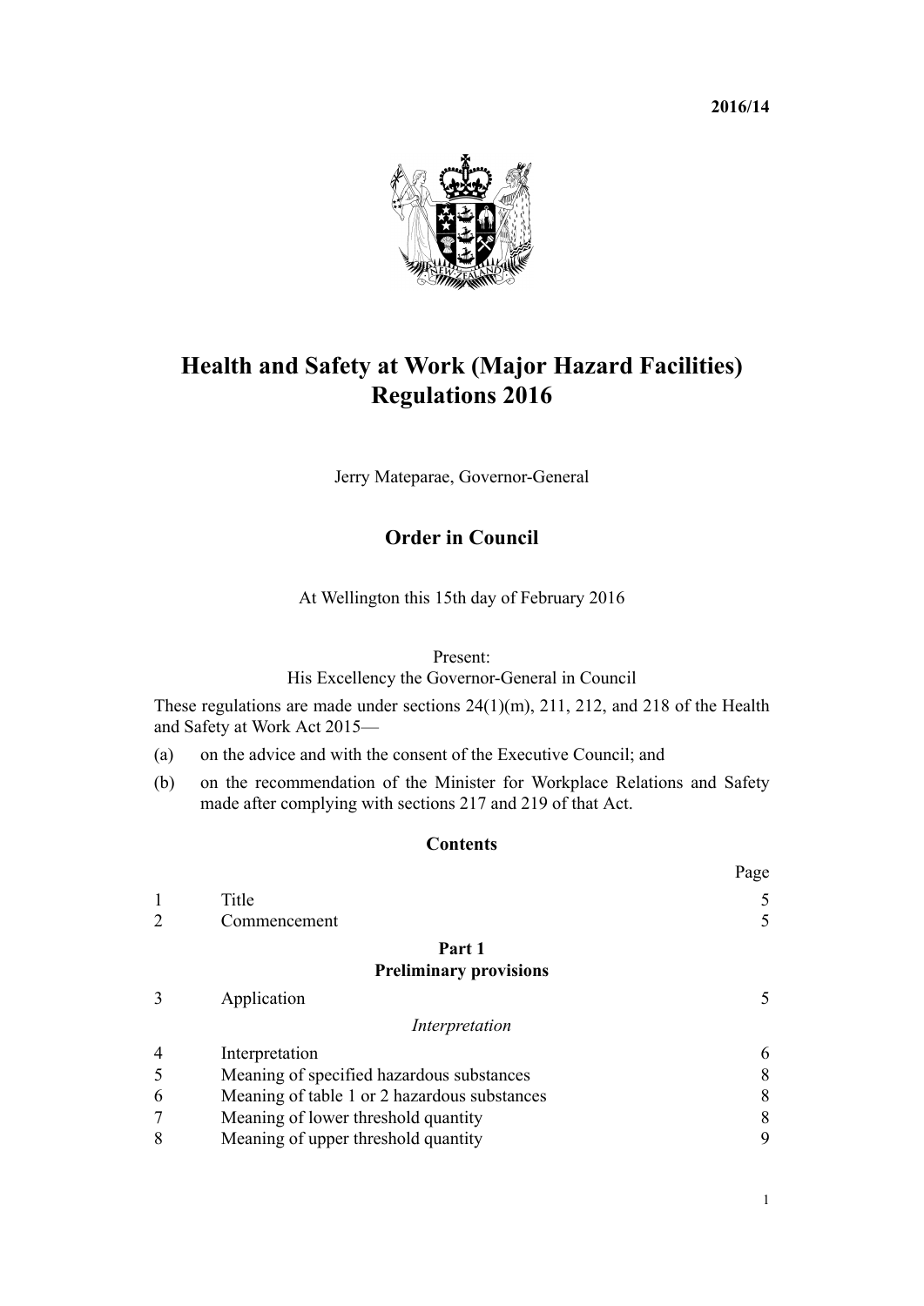**2016/14**

# Health and Safety at Work (Major Hazard Facilities) Regulations 2016

Jerry Mateparae, Governor-General

## Order in Council

At Wellington this 15th day of February 2016

Present:
His Excellency the Governor-General in Council

These regulations are made under sections 24(1)(m), 211, 212, and 218 of the Health and Safety at Work Act 2015—

(a) on the advice and with the consent of the Executive Council; and

(b) on the recommendation of the Minister for Workplace Relations and Safety made after complying with sections 217 and 219 of that Act.

## Contents

| | | Page |
|---|---|---|
| 1 | Title | 5 |
| 2 | Commencement | 5 |
| | **Part 1** **Preliminary provisions** | |
| 3 | Application | 5 |
| | *Interpretation* | |
| 4 | Interpretation | 6 |
| 5 | Meaning of specified hazardous substances | 8 |
| 6 | Meaning of table 1 or 2 hazardous substances | 8 |
| 7 | Meaning of lower threshold quantity | 8 |
| 8 | Meaning of upper threshold quantity | 9 |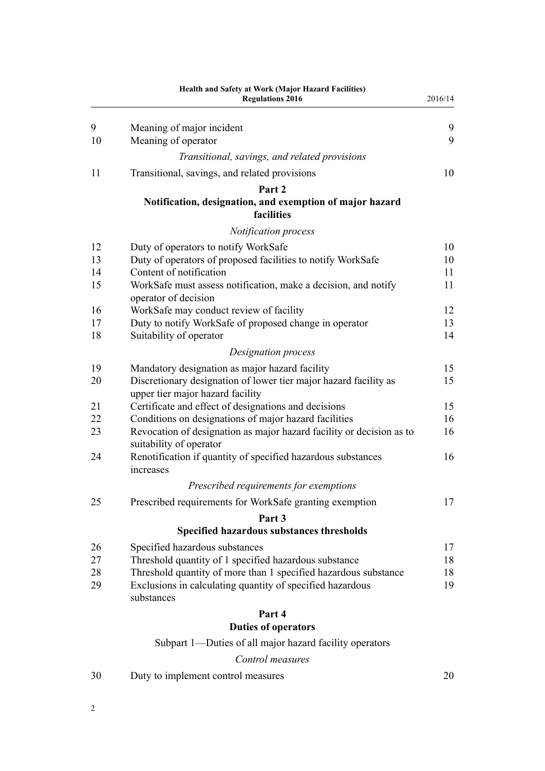| | | |
|---|---|---|
| 9 | Meaning of major incident | 9 |
| 10 | Meaning of operator | 9 |
| | *Transitional, savings, and related provisions* | |
| 11 | Transitional, savings, and related provisions | 10 |

**Part 2**
**Notification, designation, and exemption of major hazard facilities**

*Notification process*

| | | |
|---|---|---|
| 12 | Duty of operators to notify WorkSafe | 10 |
| 13 | Duty of operators of proposed facilities to notify WorkSafe | 10 |
| 14 | Content of notification | 11 |
| 15 | WorkSafe must assess notification, make a decision, and notify operator of decision | 11 |
| 16 | WorkSafe may conduct review of facility | 12 |
| 17 | Duty to notify WorkSafe of proposed change in operator | 13 |
| 18 | Suitability of operator | 14 |

*Designation process*

| | | |
|---|---|---|
| 19 | Mandatory designation as major hazard facility | 15 |
| 20 | Discretionary designation of lower tier major hazard facility as upper tier major hazard facility | 15 |
| 21 | Certificate and effect of designations and decisions | 15 |
| 22 | Conditions on designations of major hazard facilities | 16 |
| 23 | Revocation of designation as major hazard facility or decision as to suitability of operator | 16 |
| 24 | Renotification if quantity of specified hazardous substances increases | 16 |

*Prescribed requirements for exemptions*

| | | |
|---|---|---|
| 25 | Prescribed requirements for WorkSafe granting exemption | 17 |

**Part 3**
**Specified hazardous substances thresholds**

| | | |
|---|---|---|
| 26 | Specified hazardous substances | 17 |
| 27 | Threshold quantity of 1 specified hazardous substance | 18 |
| 28 | Threshold quantity of more than 1 specified hazardous substance | 18 |
| 29 | Exclusions in calculating quantity of specified hazardous substances | 19 |

**Part 4**
**Duties of operators**

Subpart 1—Duties of all major hazard facility operators

*Control measures*

| | | |
|---|---|---|
| 30 | Duty to implement control measures | 20 |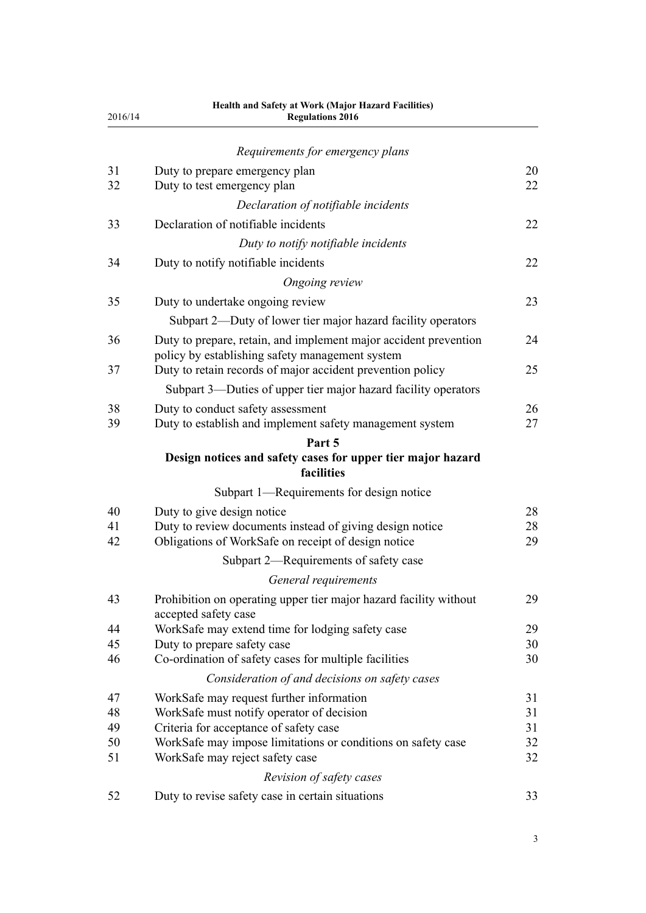*Requirements for emergency plans*

| | | |
|---|---|---|
| 31 | Duty to prepare emergency plan | 20 |
| 32 | Duty to test emergency plan | 22 |

*Declaration of notifiable incidents*

| | | |
|---|---|---|
| 33 | Declaration of notifiable incidents | 22 |

*Duty to notify notifiable incidents*

| | | |
|---|---|---|
| 34 | Duty to notify notifiable incidents | 22 |

*Ongoing review*

| | | |
|---|---|---|
| 35 | Duty to undertake ongoing review | 23 |

Subpart 2—Duty of lower tier major hazard facility operators

| | | |
|---|---|---|
| 36 | Duty to prepare, retain, and implement major accident prevention policy by establishing safety management system | 24 |
| 37 | Duty to retain records of major accident prevention policy | 25 |

Subpart 3—Duties of upper tier major hazard facility operators

| | | |
|---|---|---|
| 38 | Duty to conduct safety assessment | 26 |
| 39 | Duty to establish and implement safety management system | 27 |

**Part 5**
**Design notices and safety cases for upper tier major hazard facilities**

Subpart 1—Requirements for design notice

| | | |
|---|---|---|
| 40 | Duty to give design notice | 28 |
| 41 | Duty to review documents instead of giving design notice | 28 |
| 42 | Obligations of WorkSafe on receipt of design notice | 29 |

Subpart 2—Requirements of safety case

*General requirements*

| | | |
|---|---|---|
| 43 | Prohibition on operating upper tier major hazard facility without accepted safety case | 29 |
| 44 | WorkSafe may extend time for lodging safety case | 29 |
| 45 | Duty to prepare safety case | 30 |
| 46 | Co-ordination of safety cases for multiple facilities | 30 |

*Consideration of and decisions on safety cases*

| | | |
|---|---|---|
| 47 | WorkSafe may request further information | 31 |
| 48 | WorkSafe must notify operator of decision | 31 |
| 49 | Criteria for acceptance of safety case | 31 |
| 50 | WorkSafe may impose limitations or conditions on safety case | 32 |
| 51 | WorkSafe may reject safety case | 32 |

*Revision of safety cases*

| | | |
|---|---|---|
| 52 | Duty to revise safety case in certain situations | 33 |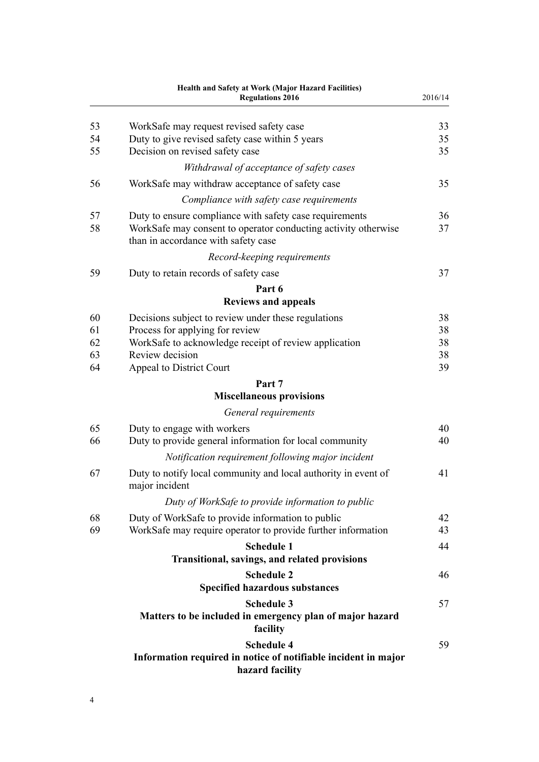| | | |
|---|---|---|
| 53 | WorkSafe may request revised safety case | 33 |
| 54 | Duty to give revised safety case within 5 years | 35 |
| 55 | Decision on revised safety case | 35 |
| | *Withdrawal of acceptance of safety cases* | |
| 56 | WorkSafe may withdraw acceptance of safety case | 35 |
| | *Compliance with safety case requirements* | |
| 57 | Duty to ensure compliance with safety case requirements | 36 |
| 58 | WorkSafe may consent to operator conducting activity otherwise than in accordance with safety case | 37 |
| | *Record-keeping requirements* | |
| 59 | Duty to retain records of safety case | 37 |
| | **Part 6**<br>**Reviews and appeals** | |
| 60 | Decisions subject to review under these regulations | 38 |
| 61 | Process for applying for review | 38 |
| 62 | WorkSafe to acknowledge receipt of review application | 38 |
| 63 | Review decision | 38 |
| 64 | Appeal to District Court | 39 |
| | **Part 7**<br>**Miscellaneous provisions** | |
| | *General requirements* | |
| 65 | Duty to engage with workers | 40 |
| 66 | Duty to provide general information for local community | 40 |
| | *Notification requirement following major incident* | |
| 67 | Duty to notify local community and local authority in event of major incident | 41 |
| | *Duty of WorkSafe to provide information to public* | |
| 68 | Duty of WorkSafe to provide information to public | 42 |
| 69 | WorkSafe may require operator to provide further information | 43 |
| | **Schedule 1**<br>**Transitional, savings, and related provisions** | 44 |
| | **Schedule 2**<br>**Specified hazardous substances** | 46 |
| | **Schedule 3**<br>**Matters to be included in emergency plan of major hazard facility** | 57 |
| | **Schedule 4**<br>**Information required in notice of notifiable incident in major hazard facility** | 59 |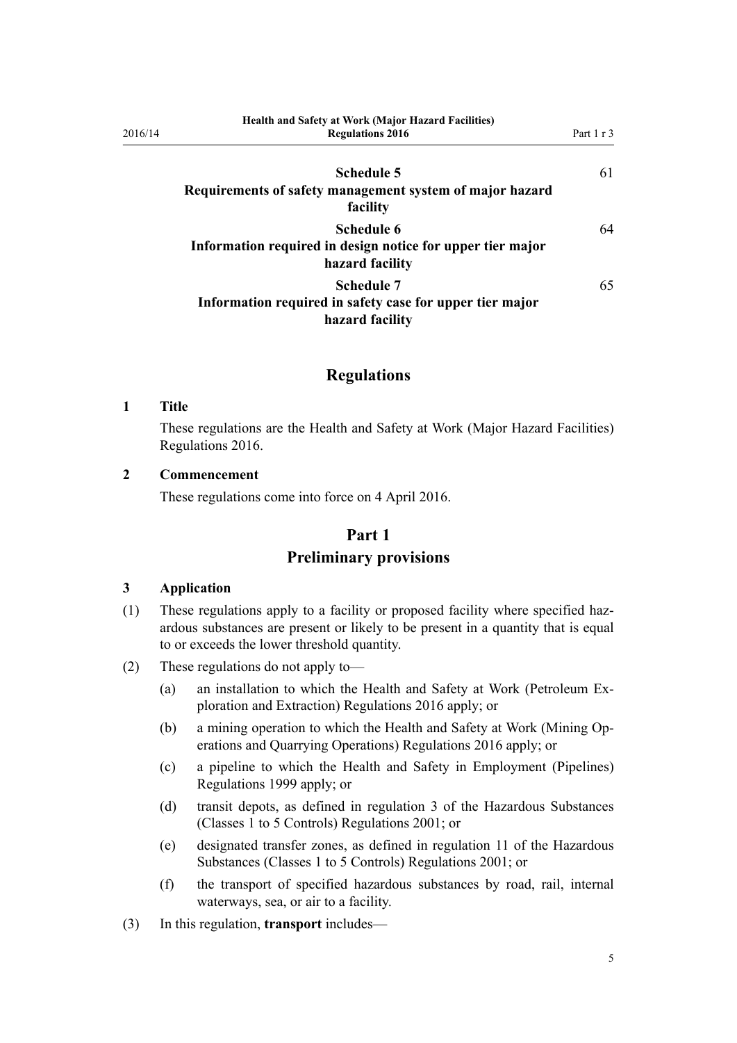Schedule 5 — Requirements of safety management system of major hazard facility — 61

Schedule 6 — Information required in design notice for upper tier major hazard facility — 64

Schedule 7 — Information required in safety case for upper tier major hazard facility — 65

## Regulations

### 1 Title

These regulations are the Health and Safety at Work (Major Hazard Facilities) Regulations 2016.

### 2 Commencement

These regulations come into force on 4 April 2016.

## Part 1
## Preliminary provisions

### 3 Application

(1) These regulations apply to a facility or proposed facility where specified hazardous substances are present or likely to be present in a quantity that is equal to or exceeds the lower threshold quantity.

(2) These regulations do not apply to—

- (a) an installation to which the Health and Safety at Work (Petroleum Exploration and Extraction) Regulations 2016 apply; or
- (b) a mining operation to which the Health and Safety at Work (Mining Operations and Quarrying Operations) Regulations 2016 apply; or
- (c) a pipeline to which the Health and Safety in Employment (Pipelines) Regulations 1999 apply; or
- (d) transit depots, as defined in regulation 3 of the Hazardous Substances (Classes 1 to 5 Controls) Regulations 2001; or
- (e) designated transfer zones, as defined in regulation 11 of the Hazardous Substances (Classes 1 to 5 Controls) Regulations 2001; or
- (f) the transport of specified hazardous substances by road, rail, internal waterways, sea, or air to a facility.

(3) In this regulation, **transport** includes—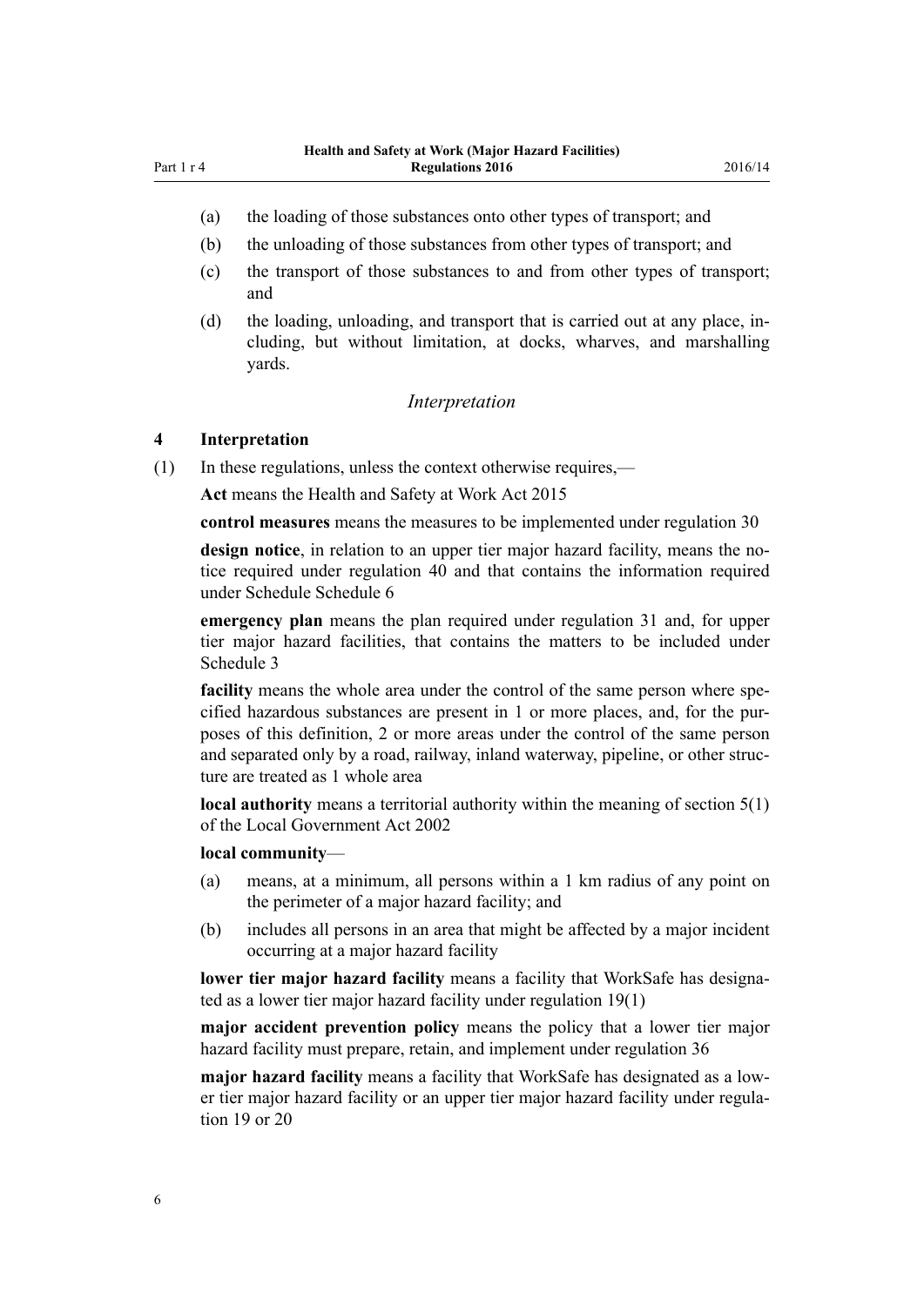(a) the loading of those substances onto other types of transport; and

(b) the unloading of those substances from other types of transport; and

(c) the transport of those substances to and from other types of transport; and

(d) the loading, unloading, and transport that is carried out at any place, including, but without limitation, at docks, wharves, and marshalling yards.

*Interpretation*

### 4 Interpretation

(1) In these regulations, unless the context otherwise requires,—

**Act** means the Health and Safety at Work Act 2015

**control measures** means the measures to be implemented under regulation 30

**design notice**, in relation to an upper tier major hazard facility, means the notice required under regulation 40 and that contains the information required under Schedule Schedule 6

**emergency plan** means the plan required under regulation 31 and, for upper tier major hazard facilities, that contains the matters to be included under Schedule 3

**facility** means the whole area under the control of the same person where specified hazardous substances are present in 1 or more places, and, for the purposes of this definition, 2 or more areas under the control of the same person and separated only by a road, railway, inland waterway, pipeline, or other structure are treated as 1 whole area

**local authority** means a territorial authority within the meaning of section 5(1) of the Local Government Act 2002

**local community**—

(a) means, at a minimum, all persons within a 1 km radius of any point on the perimeter of a major hazard facility; and

(b) includes all persons in an area that might be affected by a major incident occurring at a major hazard facility

**lower tier major hazard facility** means a facility that WorkSafe has designated as a lower tier major hazard facility under regulation 19(1)

**major accident prevention policy** means the policy that a lower tier major hazard facility must prepare, retain, and implement under regulation 36

**major hazard facility** means a facility that WorkSafe has designated as a lower tier major hazard facility or an upper tier major hazard facility under regulation 19 or 20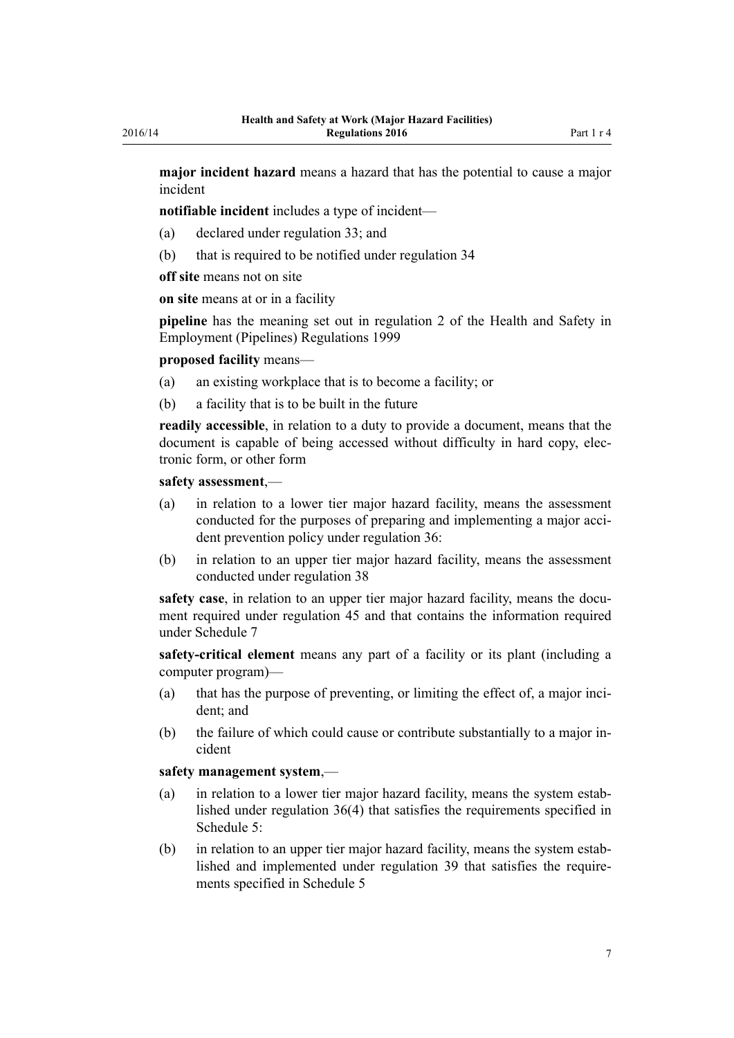**major incident hazard** means a hazard that has the potential to cause a major incident

**notifiable incident** includes a type of incident—

(a) declared under regulation 33; and

(b) that is required to be notified under regulation 34

**off site** means not on site

**on site** means at or in a facility

**pipeline** has the meaning set out in regulation 2 of the Health and Safety in Employment (Pipelines) Regulations 1999

**proposed facility** means—

(a) an existing workplace that is to become a facility; or

(b) a facility that is to be built in the future

**readily accessible**, in relation to a duty to provide a document, means that the document is capable of being accessed without difficulty in hard copy, electronic form, or other form

**safety assessment**,—

(a) in relation to a lower tier major hazard facility, means the assessment conducted for the purposes of preparing and implementing a major accident prevention policy under regulation 36:

(b) in relation to an upper tier major hazard facility, means the assessment conducted under regulation 38

**safety case**, in relation to an upper tier major hazard facility, means the document required under regulation 45 and that contains the information required under Schedule 7

**safety-critical element** means any part of a facility or its plant (including a computer program)—

(a) that has the purpose of preventing, or limiting the effect of, a major incident; and

(b) the failure of which could cause or contribute substantially to a major incident

**safety management system**,—

(a) in relation to a lower tier major hazard facility, means the system established under regulation 36(4) that satisfies the requirements specified in Schedule 5:

(b) in relation to an upper tier major hazard facility, means the system established and implemented under regulation 39 that satisfies the requirements specified in Schedule 5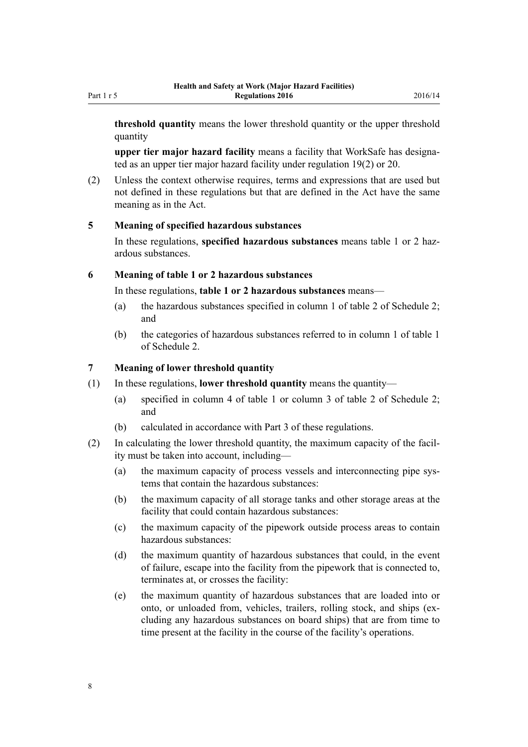**threshold quantity** means the lower threshold quantity or the upper threshold quantity

**upper tier major hazard facility** means a facility that WorkSafe has designated as an upper tier major hazard facility under regulation 19(2) or 20.

(2) Unless the context otherwise requires, terms and expressions that are used but not defined in these regulations but that are defined in the Act have the same meaning as in the Act.

### 5 Meaning of specified hazardous substances

In these regulations, **specified hazardous substances** means table 1 or 2 hazardous substances.

### 6 Meaning of table 1 or 2 hazardous substances

In these regulations, **table 1 or 2 hazardous substances** means—

(a) the hazardous substances specified in column 1 of table 2 of Schedule 2; and

(b) the categories of hazardous substances referred to in column 1 of table 1 of Schedule 2.

### 7 Meaning of lower threshold quantity

(1) In these regulations, **lower threshold quantity** means the quantity—

(a) specified in column 4 of table 1 or column 3 of table 2 of Schedule 2; and

(b) calculated in accordance with Part 3 of these regulations.

(2) In calculating the lower threshold quantity, the maximum capacity of the facility must be taken into account, including—

(a) the maximum capacity of process vessels and interconnecting pipe systems that contain the hazardous substances:

(b) the maximum capacity of all storage tanks and other storage areas at the facility that could contain hazardous substances:

(c) the maximum capacity of the pipework outside process areas to contain hazardous substances:

(d) the maximum quantity of hazardous substances that could, in the event of failure, escape into the facility from the pipework that is connected to, terminates at, or crosses the facility:

(e) the maximum quantity of hazardous substances that are loaded into or onto, or unloaded from, vehicles, trailers, rolling stock, and ships (excluding any hazardous substances on board ships) that are from time to time present at the facility in the course of the facility's operations.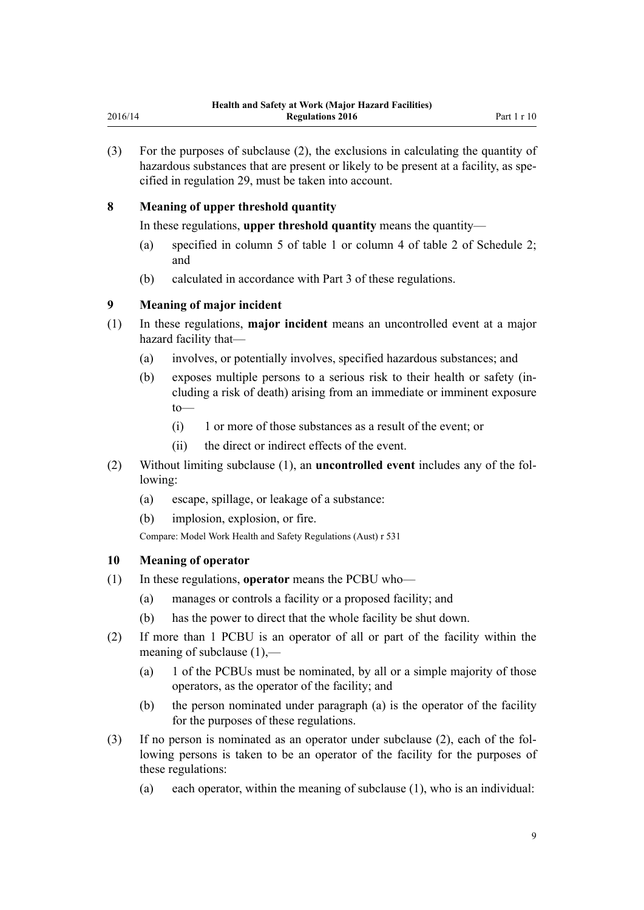(3) For the purposes of subclause (2), the exclusions in calculating the quantity of hazardous substances that are present or likely to be present at a facility, as specified in regulation 29, must be taken into account.

### 8 Meaning of upper threshold quantity

In these regulations, **upper threshold quantity** means the quantity—

- (a) specified in column 5 of table 1 or column 4 of table 2 of Schedule 2; and
- (b) calculated in accordance with Part 3 of these regulations.

### 9 Meaning of major incident

(1) In these regulations, **major incident** means an uncontrolled event at a major hazard facility that—

- (a) involves, or potentially involves, specified hazardous substances; and
- (b) exposes multiple persons to a serious risk to their health or safety (including a risk of death) arising from an immediate or imminent exposure to—
  - (i) 1 or more of those substances as a result of the event; or
  - (ii) the direct or indirect effects of the event.

(2) Without limiting subclause (1), an **uncontrolled event** includes any of the following:

- (a) escape, spillage, or leakage of a substance:
- (b) implosion, explosion, or fire.

Compare: Model Work Health and Safety Regulations (Aust) r 531

### 10 Meaning of operator

(1) In these regulations, **operator** means the PCBU who—

- (a) manages or controls a facility or a proposed facility; and
- (b) has the power to direct that the whole facility be shut down.

(2) If more than 1 PCBU is an operator of all or part of the facility within the meaning of subclause (1),—

- (a) 1 of the PCBUs must be nominated, by all or a simple majority of those operators, as the operator of the facility; and
- (b) the person nominated under paragraph (a) is the operator of the facility for the purposes of these regulations.

(3) If no person is nominated as an operator under subclause (2), each of the following persons is taken to be an operator of the facility for the purposes of these regulations:

- (a) each operator, within the meaning of subclause (1), who is an individual: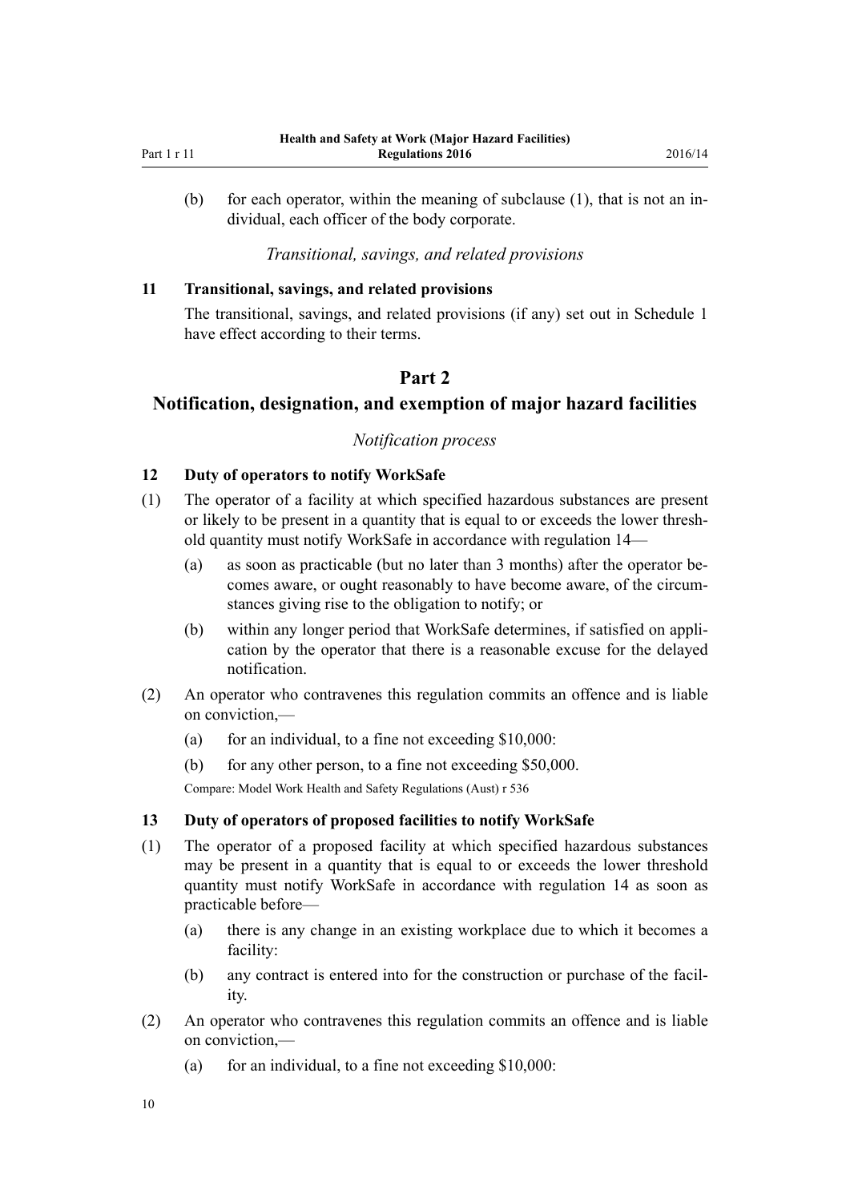(b) for each operator, within the meaning of subclause (1), that is not an individual, each officer of the body corporate.

*Transitional, savings, and related provisions*

### 11 Transitional, savings, and related provisions

The transitional, savings, and related provisions (if any) set out in Schedule 1 have effect according to their terms.

## Part 2
## Notification, designation, and exemption of major hazard facilities

*Notification process*

### 12 Duty of operators to notify WorkSafe

(1) The operator of a facility at which specified hazardous substances are present or likely to be present in a quantity that is equal to or exceeds the lower threshold quantity must notify WorkSafe in accordance with regulation 14—

(a) as soon as practicable (but no later than 3 months) after the operator becomes aware, or ought reasonably to have become aware, of the circumstances giving rise to the obligation to notify; or

(b) within any longer period that WorkSafe determines, if satisfied on application by the operator that there is a reasonable excuse for the delayed notification.

(2) An operator who contravenes this regulation commits an offence and is liable on conviction,—

(a) for an individual, to a fine not exceeding $10,000:

(b) for any other person, to a fine not exceeding $50,000.

Compare: Model Work Health and Safety Regulations (Aust) r 536

### 13 Duty of operators of proposed facilities to notify WorkSafe

(1) The operator of a proposed facility at which specified hazardous substances may be present in a quantity that is equal to or exceeds the lower threshold quantity must notify WorkSafe in accordance with regulation 14 as soon as practicable before—

(a) there is any change in an existing workplace due to which it becomes a facility:

(b) any contract is entered into for the construction or purchase of the facility.

(2) An operator who contravenes this regulation commits an offence and is liable on conviction,—

(a) for an individual, to a fine not exceeding $10,000: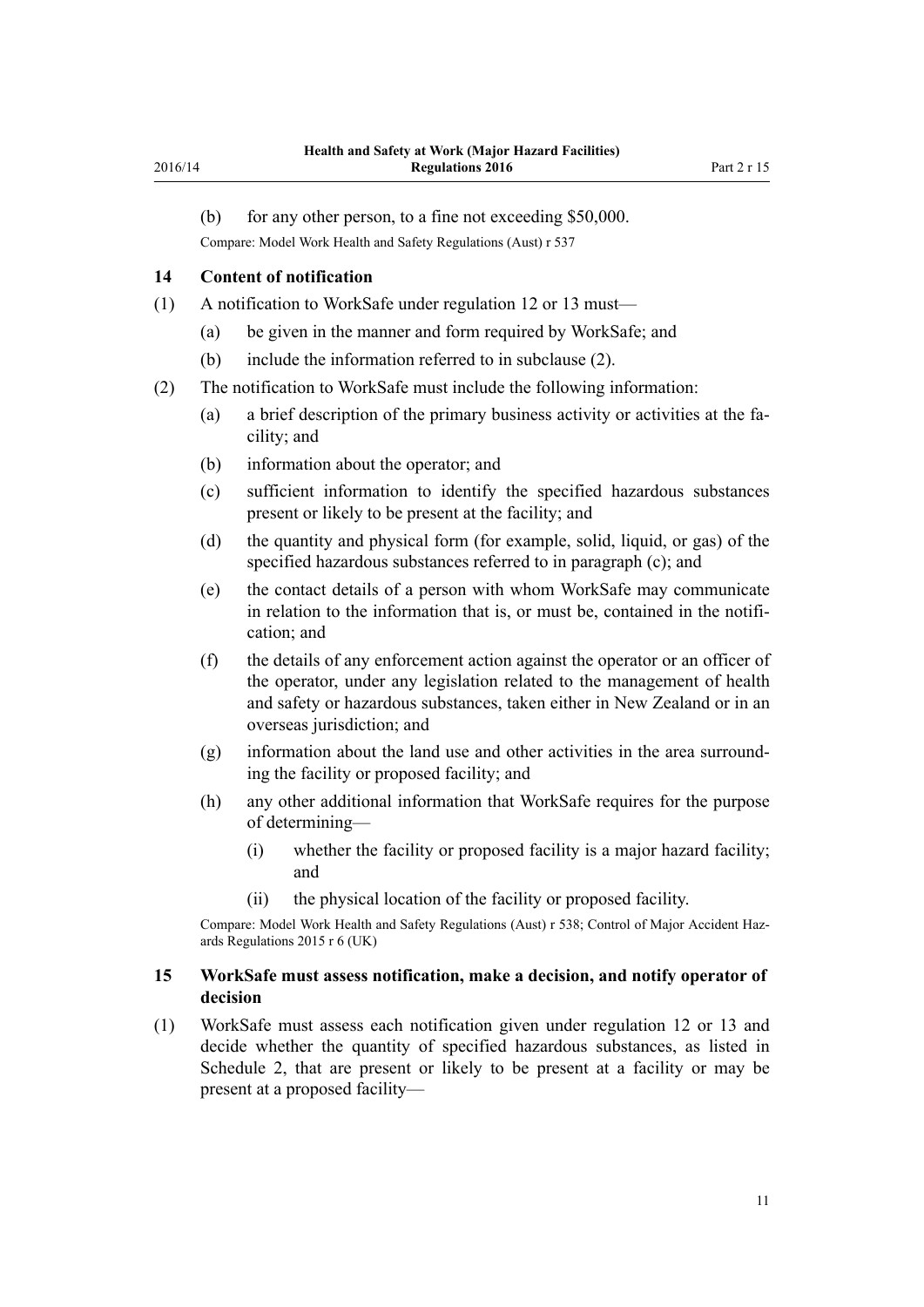(b) for any other person, to a fine not exceeding $50,000.

Compare: Model Work Health and Safety Regulations (Aust) r 537

### 14 Content of notification

(1) A notification to WorkSafe under regulation 12 or 13 must—

  (a) be given in the manner and form required by WorkSafe; and

  (b) include the information referred to in subclause (2).

(2) The notification to WorkSafe must include the following information:

  (a) a brief description of the primary business activity or activities at the facility; and

  (b) information about the operator; and

  (c) sufficient information to identify the specified hazardous substances present or likely to be present at the facility; and

  (d) the quantity and physical form (for example, solid, liquid, or gas) of the specified hazardous substances referred to in paragraph (c); and

  (e) the contact details of a person with whom WorkSafe may communicate in relation to the information that is, or must be, contained in the notification; and

  (f) the details of any enforcement action against the operator or an officer of the operator, under any legislation related to the management of health and safety or hazardous substances, taken either in New Zealand or in an overseas jurisdiction; and

  (g) information about the land use and other activities in the area surrounding the facility or proposed facility; and

  (h) any other additional information that WorkSafe requires for the purpose of determining—

    (i) whether the facility or proposed facility is a major hazard facility; and

    (ii) the physical location of the facility or proposed facility.

Compare: Model Work Health and Safety Regulations (Aust) r 538; Control of Major Accident Hazards Regulations 2015 r 6 (UK)

### 15 WorkSafe must assess notification, make a decision, and notify operator of decision

(1) WorkSafe must assess each notification given under regulation 12 or 13 and decide whether the quantity of specified hazardous substances, as listed in Schedule 2, that are present or likely to be present at a facility or may be present at a proposed facility—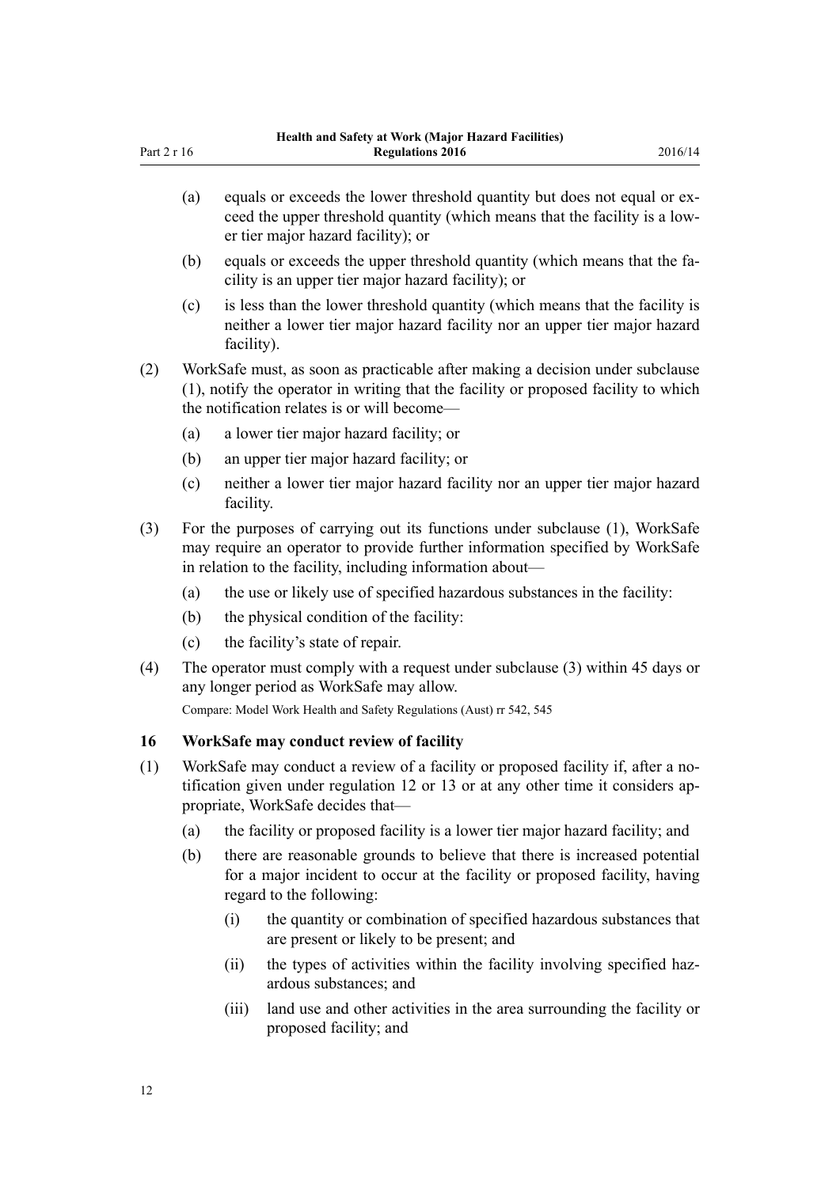(a) equals or exceeds the lower threshold quantity but does not equal or exceed the upper threshold quantity (which means that the facility is a lower tier major hazard facility); or

(b) equals or exceeds the upper threshold quantity (which means that the facility is an upper tier major hazard facility); or

(c) is less than the lower threshold quantity (which means that the facility is neither a lower tier major hazard facility nor an upper tier major hazard facility).

(2) WorkSafe must, as soon as practicable after making a decision under subclause (1), notify the operator in writing that the facility or proposed facility to which the notification relates is or will become—

(a) a lower tier major hazard facility; or

(b) an upper tier major hazard facility; or

(c) neither a lower tier major hazard facility nor an upper tier major hazard facility.

(3) For the purposes of carrying out its functions under subclause (1), WorkSafe may require an operator to provide further information specified by WorkSafe in relation to the facility, including information about—

(a) the use or likely use of specified hazardous substances in the facility:

(b) the physical condition of the facility:

(c) the facility's state of repair.

(4) The operator must comply with a request under subclause (3) within 45 days or any longer period as WorkSafe may allow.

Compare: Model Work Health and Safety Regulations (Aust) rr 542, 545

### 16 WorkSafe may conduct review of facility

(1) WorkSafe may conduct a review of a facility or proposed facility if, after a notification given under regulation 12 or 13 or at any other time it considers appropriate, WorkSafe decides that—

(a) the facility or proposed facility is a lower tier major hazard facility; and

(b) there are reasonable grounds to believe that there is increased potential for a major incident to occur at the facility or proposed facility, having regard to the following:

(i) the quantity or combination of specified hazardous substances that are present or likely to be present; and

(ii) the types of activities within the facility involving specified hazardous substances; and

(iii) land use and other activities in the area surrounding the facility or proposed facility; and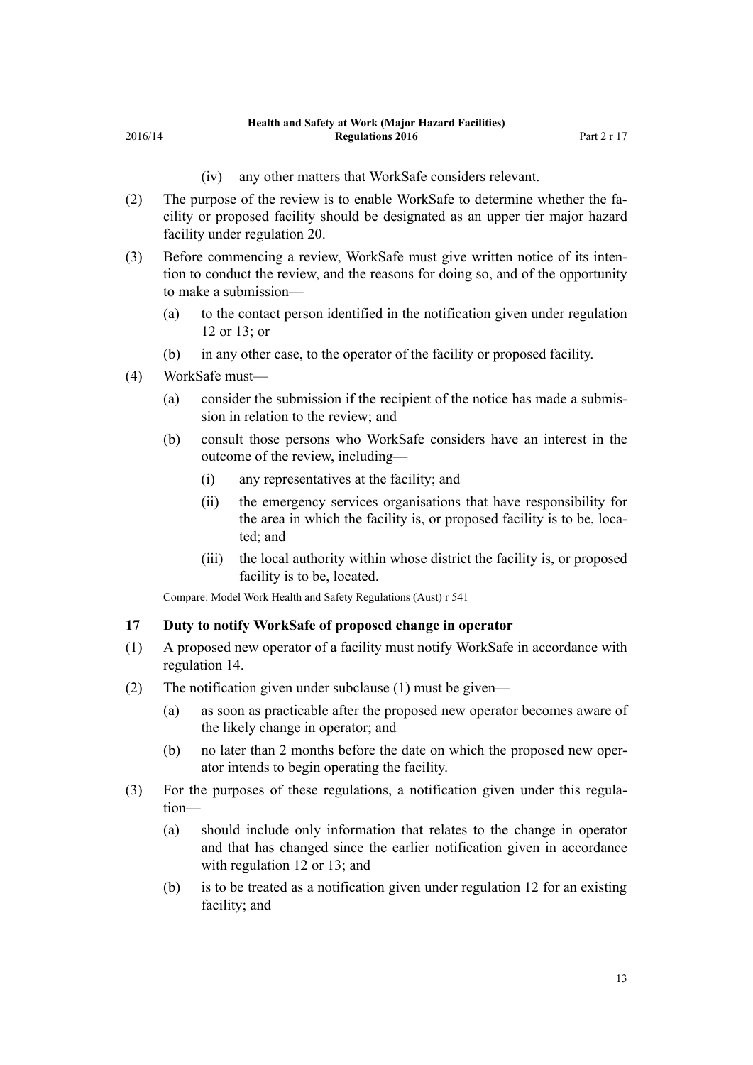(iv) any other matters that WorkSafe considers relevant.

(2) The purpose of the review is to enable WorkSafe to determine whether the facility or proposed facility should be designated as an upper tier major hazard facility under regulation 20.

(3) Before commencing a review, WorkSafe must give written notice of its intention to conduct the review, and the reasons for doing so, and of the opportunity to make a submission—

(a) to the contact person identified in the notification given under regulation 12 or 13; or

(b) in any other case, to the operator of the facility or proposed facility.

(4) WorkSafe must—

(a) consider the submission if the recipient of the notice has made a submission in relation to the review; and

(b) consult those persons who WorkSafe considers have an interest in the outcome of the review, including—

(i) any representatives at the facility; and

(ii) the emergency services organisations that have responsibility for the area in which the facility is, or proposed facility is to be, located; and

(iii) the local authority within whose district the facility is, or proposed facility is to be, located.

Compare: Model Work Health and Safety Regulations (Aust) r 541

### 17 Duty to notify WorkSafe of proposed change in operator

(1) A proposed new operator of a facility must notify WorkSafe in accordance with regulation 14.

(2) The notification given under subclause (1) must be given—

(a) as soon as practicable after the proposed new operator becomes aware of the likely change in operator; and

(b) no later than 2 months before the date on which the proposed new operator intends to begin operating the facility.

(3) For the purposes of these regulations, a notification given under this regulation—

(a) should include only information that relates to the change in operator and that has changed since the earlier notification given in accordance with regulation 12 or 13; and

(b) is to be treated as a notification given under regulation 12 for an existing facility; and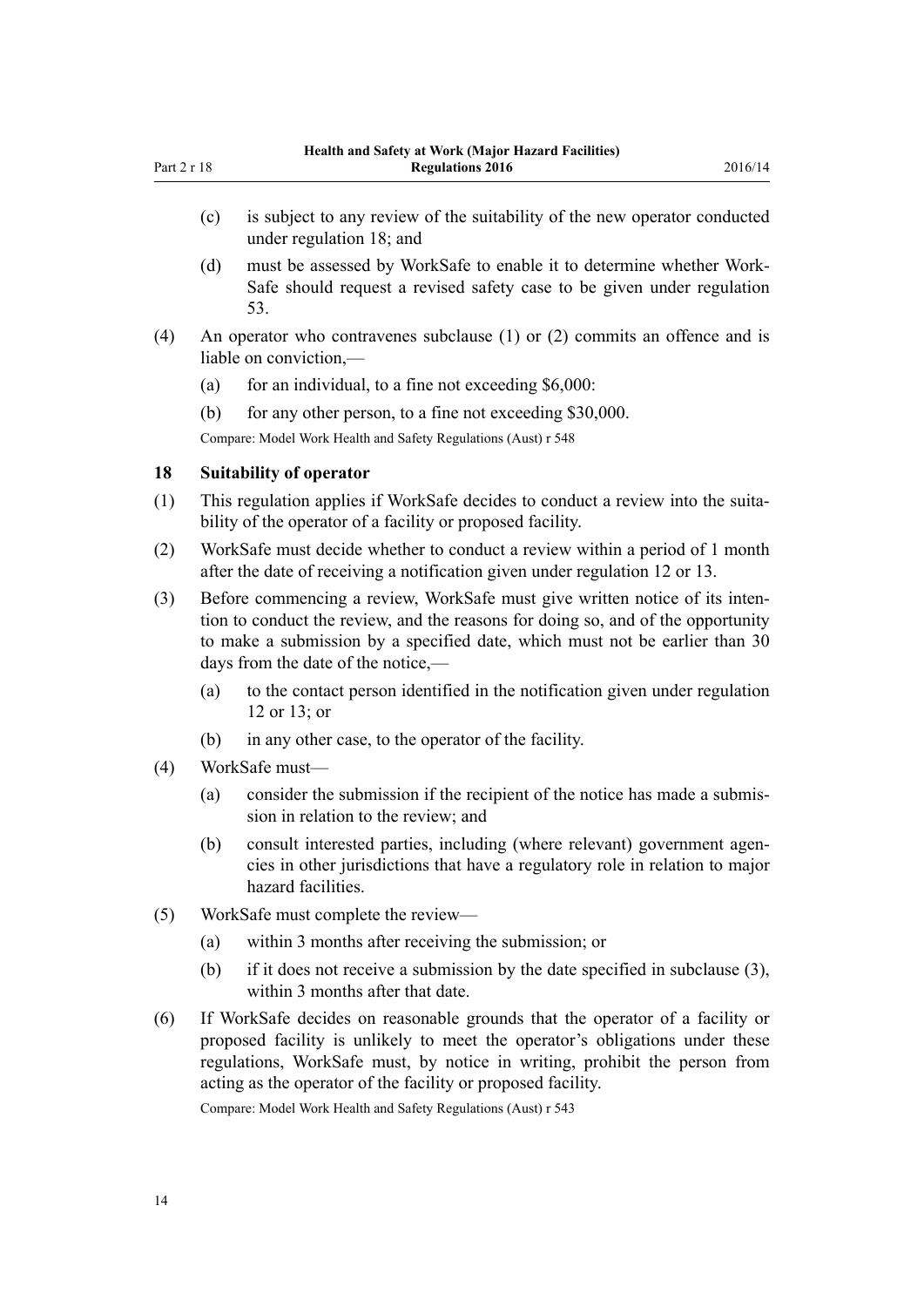(c) is subject to any review of the suitability of the new operator conducted under regulation 18; and

(d) must be assessed by WorkSafe to enable it to determine whether WorkSafe should request a revised safety case to be given under regulation 53.

(4) An operator who contravenes subclause (1) or (2) commits an offence and is liable on conviction,—

(a) for an individual, to a fine not exceeding $6,000:

(b) for any other person, to a fine not exceeding $30,000.

Compare: Model Work Health and Safety Regulations (Aust) r 548

### 18 Suitability of operator

(1) This regulation applies if WorkSafe decides to conduct a review into the suitability of the operator of a facility or proposed facility.

(2) WorkSafe must decide whether to conduct a review within a period of 1 month after the date of receiving a notification given under regulation 12 or 13.

(3) Before commencing a review, WorkSafe must give written notice of its intention to conduct the review, and the reasons for doing so, and of the opportunity to make a submission by a specified date, which must not be earlier than 30 days from the date of the notice,—

(a) to the contact person identified in the notification given under regulation 12 or 13; or

(b) in any other case, to the operator of the facility.

(4) WorkSafe must—

(a) consider the submission if the recipient of the notice has made a submission in relation to the review; and

(b) consult interested parties, including (where relevant) government agencies in other jurisdictions that have a regulatory role in relation to major hazard facilities.

(5) WorkSafe must complete the review—

(a) within 3 months after receiving the submission; or

(b) if it does not receive a submission by the date specified in subclause (3), within 3 months after that date.

(6) If WorkSafe decides on reasonable grounds that the operator of a facility or proposed facility is unlikely to meet the operator's obligations under these regulations, WorkSafe must, by notice in writing, prohibit the person from acting as the operator of the facility or proposed facility.

Compare: Model Work Health and Safety Regulations (Aust) r 543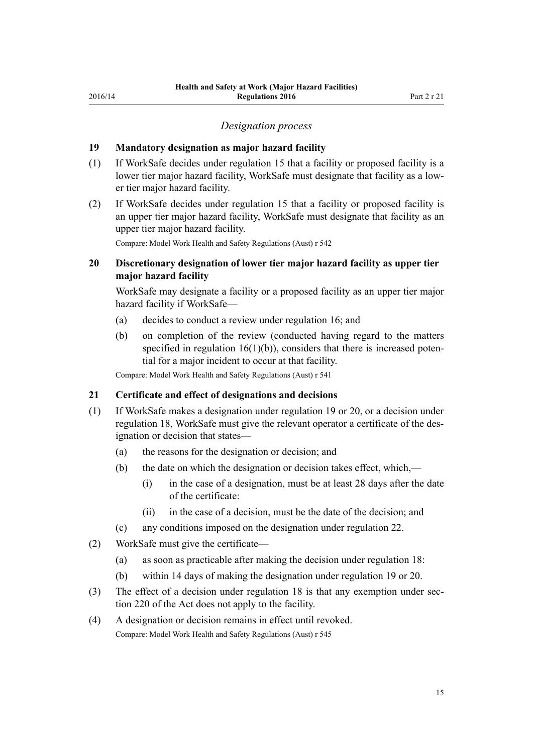*Designation process*

### 19 Mandatory designation as major hazard facility

(1) If WorkSafe decides under regulation 15 that a facility or proposed facility is a lower tier major hazard facility, WorkSafe must designate that facility as a lower tier major hazard facility.

(2) If WorkSafe decides under regulation 15 that a facility or proposed facility is an upper tier major hazard facility, WorkSafe must designate that facility as an upper tier major hazard facility.

Compare: Model Work Health and Safety Regulations (Aust) r 542

### 20 Discretionary designation of lower tier major hazard facility as upper tier major hazard facility

WorkSafe may designate a facility or a proposed facility as an upper tier major hazard facility if WorkSafe—

(a) decides to conduct a review under regulation 16; and

(b) on completion of the review (conducted having regard to the matters specified in regulation 16(1)(b)), considers that there is increased potential for a major incident to occur at that facility.

Compare: Model Work Health and Safety Regulations (Aust) r 541

### 21 Certificate and effect of designations and decisions

(1) If WorkSafe makes a designation under regulation 19 or 20, or a decision under regulation 18, WorkSafe must give the relevant operator a certificate of the designation or decision that states—

(a) the reasons for the designation or decision; and

(b) the date on which the designation or decision takes effect, which,—

(i) in the case of a designation, must be at least 28 days after the date of the certificate:

(ii) in the case of a decision, must be the date of the decision; and

(c) any conditions imposed on the designation under regulation 22.

(2) WorkSafe must give the certificate—

(a) as soon as practicable after making the decision under regulation 18:

(b) within 14 days of making the designation under regulation 19 or 20.

(3) The effect of a decision under regulation 18 is that any exemption under section 220 of the Act does not apply to the facility.

(4) A designation or decision remains in effect until revoked.

Compare: Model Work Health and Safety Regulations (Aust) r 545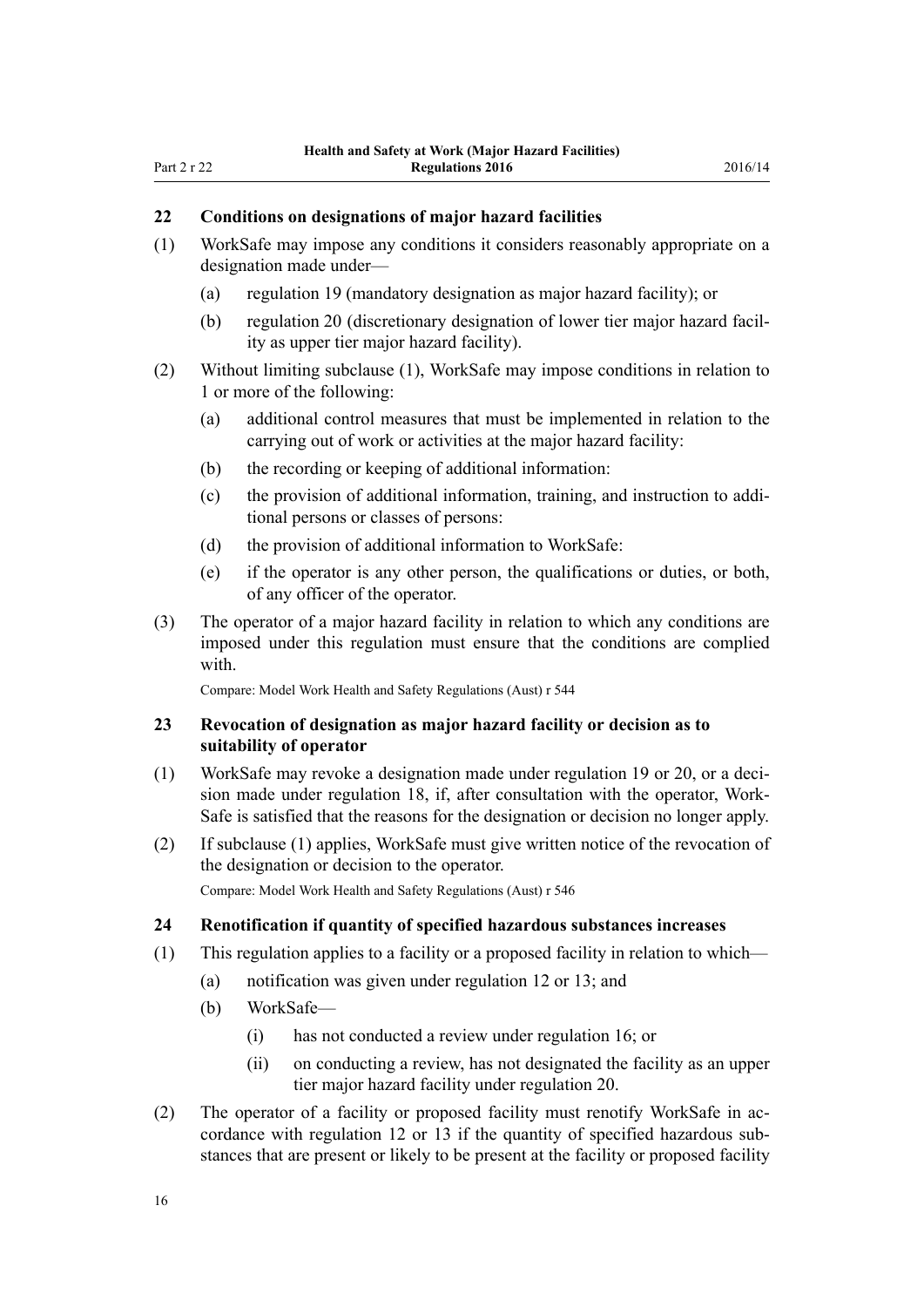## 22 Conditions on designations of major hazard facilities

(1) WorkSafe may impose any conditions it considers reasonably appropriate on a designation made under—

  (a) regulation 19 (mandatory designation as major hazard facility); or

  (b) regulation 20 (discretionary designation of lower tier major hazard facility as upper tier major hazard facility).

(2) Without limiting subclause (1), WorkSafe may impose conditions in relation to 1 or more of the following:

  (a) additional control measures that must be implemented in relation to the carrying out of work or activities at the major hazard facility:

  (b) the recording or keeping of additional information:

  (c) the provision of additional information, training, and instruction to additional persons or classes of persons:

  (d) the provision of additional information to WorkSafe:

  (e) if the operator is any other person, the qualifications or duties, or both, of any officer of the operator.

(3) The operator of a major hazard facility in relation to which any conditions are imposed under this regulation must ensure that the conditions are complied with.

Compare: Model Work Health and Safety Regulations (Aust) r 544

## 23 Revocation of designation as major hazard facility or decision as to suitability of operator

(1) WorkSafe may revoke a designation made under regulation 19 or 20, or a decision made under regulation 18, if, after consultation with the operator, WorkSafe is satisfied that the reasons for the designation or decision no longer apply.

(2) If subclause (1) applies, WorkSafe must give written notice of the revocation of the designation or decision to the operator.

Compare: Model Work Health and Safety Regulations (Aust) r 546

## 24 Renotification if quantity of specified hazardous substances increases

(1) This regulation applies to a facility or a proposed facility in relation to which—

  (a) notification was given under regulation 12 or 13; and

  (b) WorkSafe—

    (i) has not conducted a review under regulation 16; or

    (ii) on conducting a review, has not designated the facility as an upper tier major hazard facility under regulation 20.

(2) The operator of a facility or proposed facility must renotify WorkSafe in accordance with regulation 12 or 13 if the quantity of specified hazardous substances that are present or likely to be present at the facility or proposed facility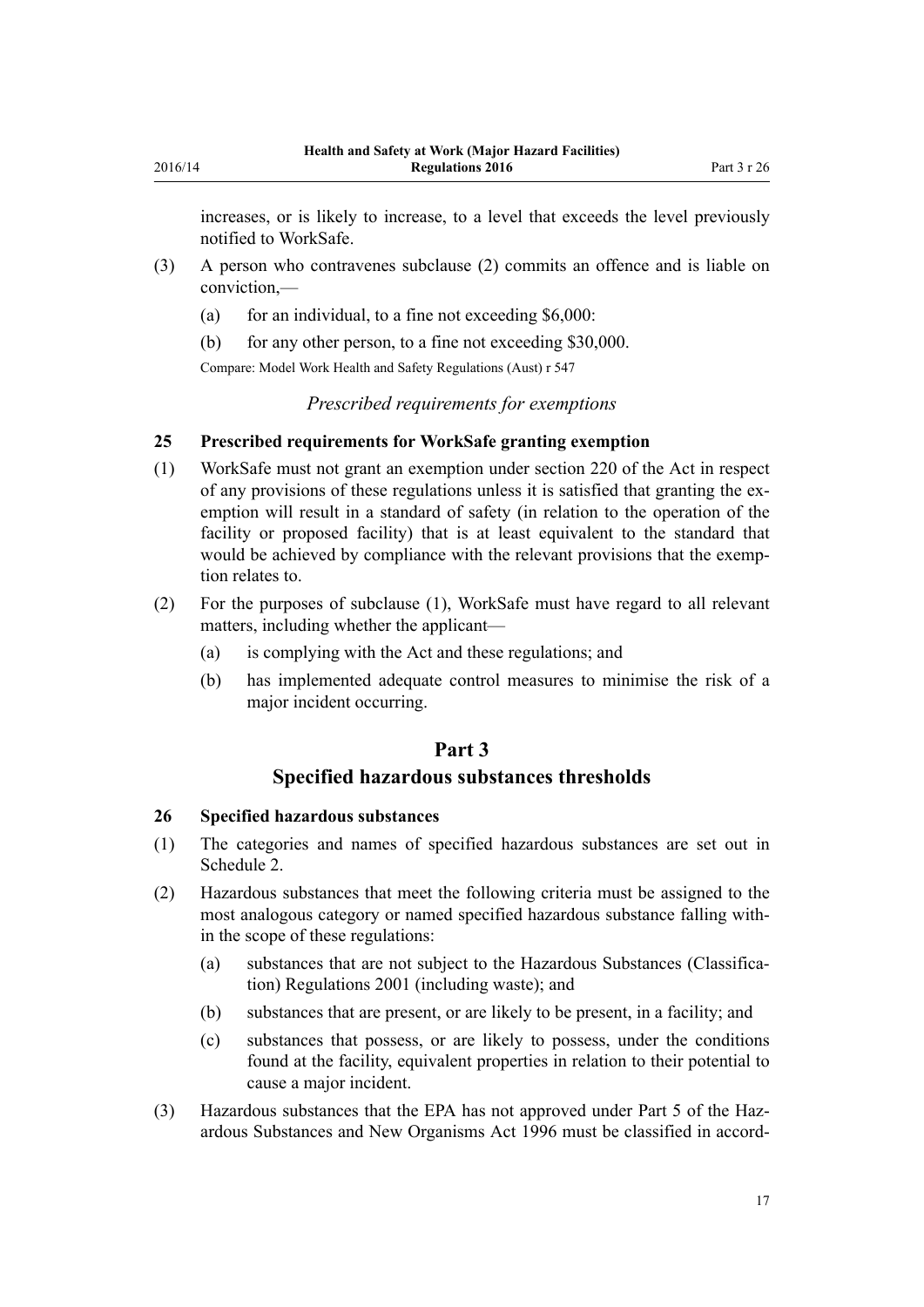increases, or is likely to increase, to a level that exceeds the level previously notified to WorkSafe.

(3) A person who contravenes subclause (2) commits an offence and is liable on conviction,—

(a) for an individual, to a fine not exceeding $6,000:

(b) for any other person, to a fine not exceeding $30,000.

Compare: Model Work Health and Safety Regulations (Aust) r 547

*Prescribed requirements for exemptions*

### 25 Prescribed requirements for WorkSafe granting exemption

(1) WorkSafe must not grant an exemption under section 220 of the Act in respect of any provisions of these regulations unless it is satisfied that granting the exemption will result in a standard of safety (in relation to the operation of the facility or proposed facility) that is at least equivalent to the standard that would be achieved by compliance with the relevant provisions that the exemption relates to.

(2) For the purposes of subclause (1), WorkSafe must have regard to all relevant matters, including whether the applicant—

(a) is complying with the Act and these regulations; and

(b) has implemented adequate control measures to minimise the risk of a major incident occurring.

## Part 3
## Specified hazardous substances thresholds

### 26 Specified hazardous substances

(1) The categories and names of specified hazardous substances are set out in Schedule 2.

(2) Hazardous substances that meet the following criteria must be assigned to the most analogous category or named specified hazardous substance falling within the scope of these regulations:

(a) substances that are not subject to the Hazardous Substances (Classification) Regulations 2001 (including waste); and

(b) substances that are present, or are likely to be present, in a facility; and

(c) substances that possess, or are likely to possess, under the conditions found at the facility, equivalent properties in relation to their potential to cause a major incident.

(3) Hazardous substances that the EPA has not approved under Part 5 of the Hazardous Substances and New Organisms Act 1996 must be classified in accord-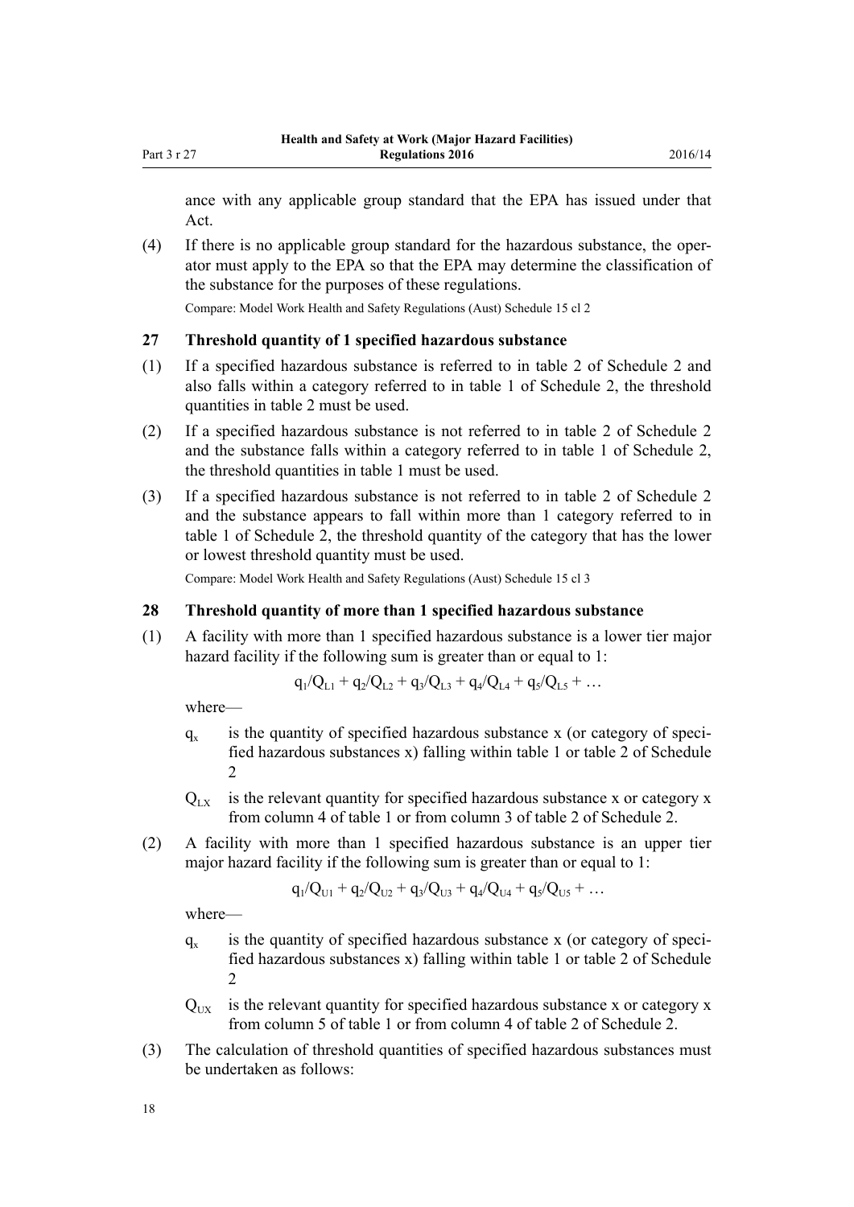ance with any applicable group standard that the EPA has issued under that Act.

(4) If there is no applicable group standard for the hazardous substance, the operator must apply to the EPA so that the EPA may determine the classification of the substance for the purposes of these regulations.

Compare: Model Work Health and Safety Regulations (Aust) Schedule 15 cl 2

### 27 Threshold quantity of 1 specified hazardous substance

(1) If a specified hazardous substance is referred to in table 2 of Schedule 2 and also falls within a category referred to in table 1 of Schedule 2, the threshold quantities in table 2 must be used.

(2) If a specified hazardous substance is not referred to in table 2 of Schedule 2 and the substance falls within a category referred to in table 1 of Schedule 2, the threshold quantities in table 1 must be used.

(3) If a specified hazardous substance is not referred to in table 2 of Schedule 2 and the substance appears to fall within more than 1 category referred to in table 1 of Schedule 2, the threshold quantity of the category that has the lower or lowest threshold quantity must be used.

Compare: Model Work Health and Safety Regulations (Aust) Schedule 15 cl 3

### 28 Threshold quantity of more than 1 specified hazardous substance

(1) A facility with more than 1 specified hazardous substance is a lower tier major hazard facility if the following sum is greater than or equal to 1:

$$q_1/Q_{L1} + q_2/Q_{L2} + q_3/Q_{L3} + q_4/Q_{L4} + q_5/Q_{L5} + \ldots$$

where—

$q_x$ is the quantity of specified hazardous substance x (or category of specified hazardous substances x) falling within table 1 or table 2 of Schedule 2

$Q_{LX}$ is the relevant quantity for specified hazardous substance x or category x from column 4 of table 1 or from column 3 of table 2 of Schedule 2.

(2) A facility with more than 1 specified hazardous substance is an upper tier major hazard facility if the following sum is greater than or equal to 1:

$$q_1/Q_{U1} + q_2/Q_{U2} + q_3/Q_{U3} + q_4/Q_{U4} + q_5/Q_{U5} + \ldots$$

where—

$q_x$ is the quantity of specified hazardous substance x (or category of specified hazardous substances x) falling within table 1 or table 2 of Schedule 2

$Q_{UX}$ is the relevant quantity for specified hazardous substance x or category x from column 5 of table 1 or from column 4 of table 2 of Schedule 2.

(3) The calculation of threshold quantities of specified hazardous substances must be undertaken as follows: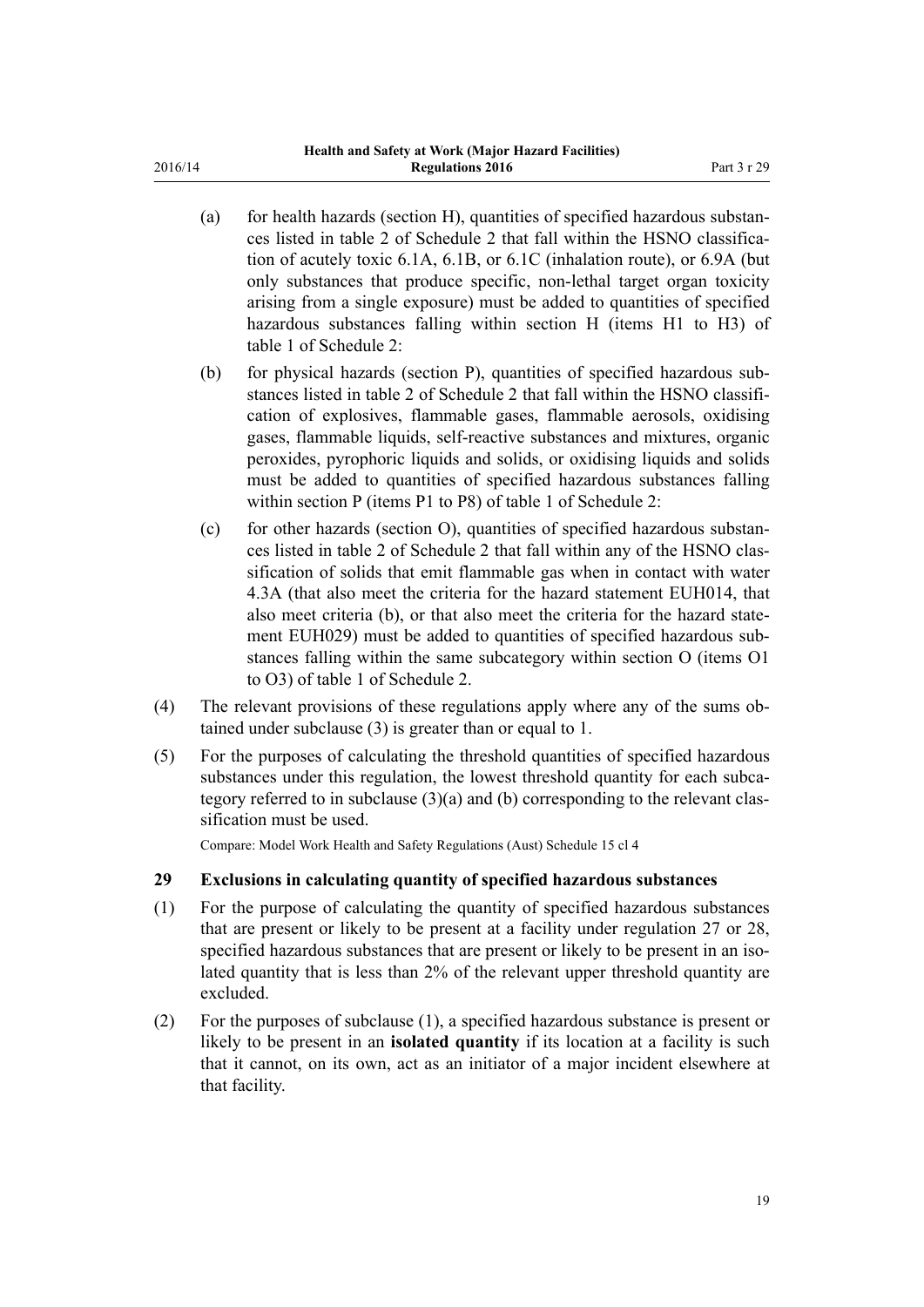(a) for health hazards (section H), quantities of specified hazardous substances listed in table 2 of Schedule 2 that fall within the HSNO classification of acutely toxic 6.1A, 6.1B, or 6.1C (inhalation route), or 6.9A (but only substances that produce specific, non-lethal target organ toxicity arising from a single exposure) must be added to quantities of specified hazardous substances falling within section H (items H1 to H3) of table 1 of Schedule 2:

(b) for physical hazards (section P), quantities of specified hazardous substances listed in table 2 of Schedule 2 that fall within the HSNO classification of explosives, flammable gases, flammable aerosols, oxidising gases, flammable liquids, self-reactive substances and mixtures, organic peroxides, pyrophoric liquids and solids, or oxidising liquids and solids must be added to quantities of specified hazardous substances falling within section P (items P1 to P8) of table 1 of Schedule 2:

(c) for other hazards (section O), quantities of specified hazardous substances listed in table 2 of Schedule 2 that fall within any of the HSNO classification of solids that emit flammable gas when in contact with water 4.3A (that also meet the criteria for the hazard statement EUH014, that also meet criteria (b), or that also meet the criteria for the hazard statement EUH029) must be added to quantities of specified hazardous substances falling within the same subcategory within section O (items O1 to O3) of table 1 of Schedule 2.

(4) The relevant provisions of these regulations apply where any of the sums obtained under subclause (3) is greater than or equal to 1.

(5) For the purposes of calculating the threshold quantities of specified hazardous substances under this regulation, the lowest threshold quantity for each subcategory referred to in subclause (3)(a) and (b) corresponding to the relevant classification must be used.

Compare: Model Work Health and Safety Regulations (Aust) Schedule 15 cl 4

### 29 Exclusions in calculating quantity of specified hazardous substances

(1) For the purpose of calculating the quantity of specified hazardous substances that are present or likely to be present at a facility under regulation 27 or 28, specified hazardous substances that are present or likely to be present in an isolated quantity that is less than 2% of the relevant upper threshold quantity are excluded.

(2) For the purposes of subclause (1), a specified hazardous substance is present or likely to be present in an **isolated quantity** if its location at a facility is such that it cannot, on its own, act as an initiator of a major incident elsewhere at that facility.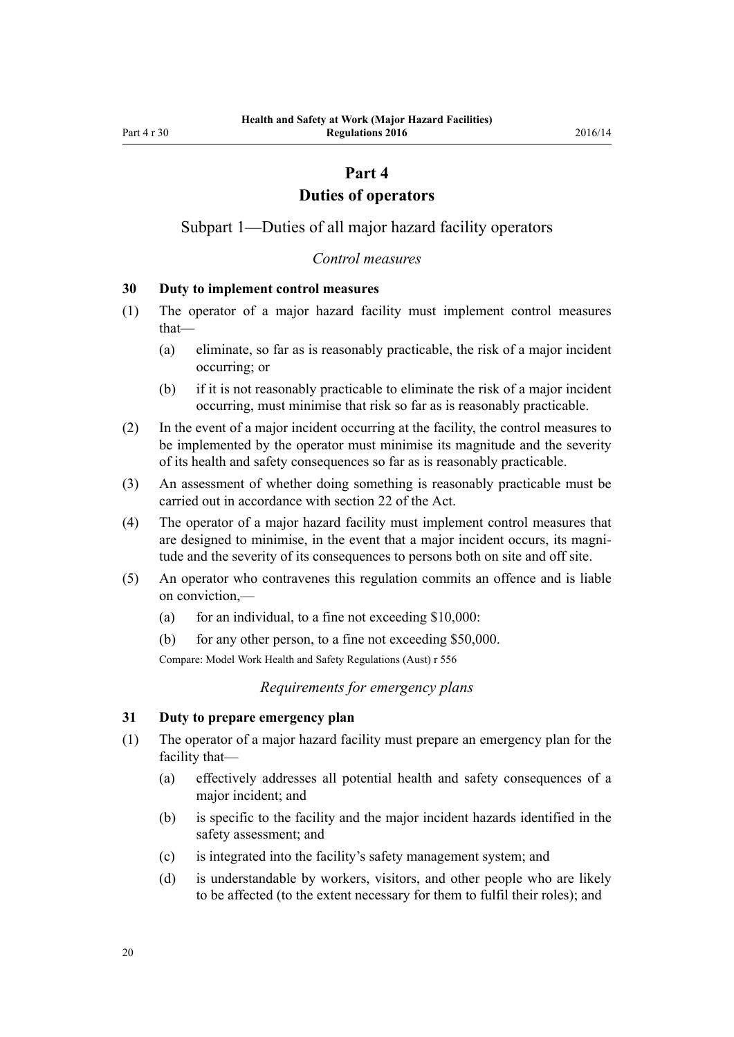# Part 4
# Duties of operators

## Subpart 1—Duties of all major hazard facility operators

*Control measures*

### 30 Duty to implement control measures

(1) The operator of a major hazard facility must implement control measures that—

- (a) eliminate, so far as is reasonably practicable, the risk of a major incident occurring; or
- (b) if it is not reasonably practicable to eliminate the risk of a major incident occurring, must minimise that risk so far as is reasonably practicable.

(2) In the event of a major incident occurring at the facility, the control measures to be implemented by the operator must minimise its magnitude and the severity of its health and safety consequences so far as is reasonably practicable.

(3) An assessment of whether doing something is reasonably practicable must be carried out in accordance with section 22 of the Act.

(4) The operator of a major hazard facility must implement control measures that are designed to minimise, in the event that a major incident occurs, its magnitude and the severity of its consequences to persons both on site and off site.

(5) An operator who contravenes this regulation commits an offence and is liable on conviction,—

- (a) for an individual, to a fine not exceeding $10,000:
- (b) for any other person, to a fine not exceeding $50,000.

Compare: Model Work Health and Safety Regulations (Aust) r 556

*Requirements for emergency plans*

### 31 Duty to prepare emergency plan

(1) The operator of a major hazard facility must prepare an emergency plan for the facility that—

- (a) effectively addresses all potential health and safety consequences of a major incident; and
- (b) is specific to the facility and the major incident hazards identified in the safety assessment; and
- (c) is integrated into the facility's safety management system; and
- (d) is understandable by workers, visitors, and other people who are likely to be affected (to the extent necessary for them to fulfil their roles); and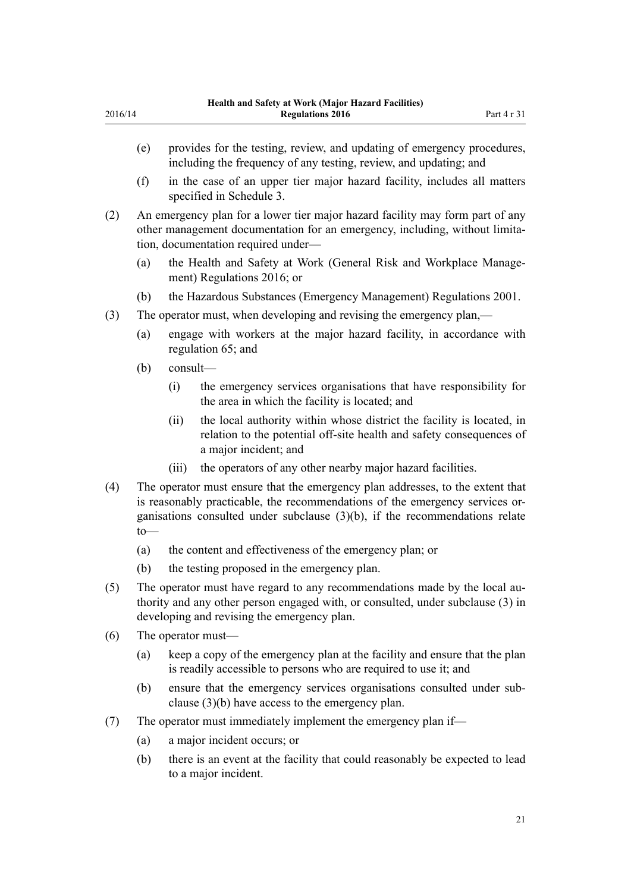(e) provides for the testing, review, and updating of emergency procedures, including the frequency of any testing, review, and updating; and

(f) in the case of an upper tier major hazard facility, includes all matters specified in Schedule 3.

(2) An emergency plan for a lower tier major hazard facility may form part of any other management documentation for an emergency, including, without limitation, documentation required under—

(a) the Health and Safety at Work (General Risk and Workplace Management) Regulations 2016; or

(b) the Hazardous Substances (Emergency Management) Regulations 2001.

(3) The operator must, when developing and revising the emergency plan,—

(a) engage with workers at the major hazard facility, in accordance with regulation 65; and

(b) consult—

(i) the emergency services organisations that have responsibility for the area in which the facility is located; and

(ii) the local authority within whose district the facility is located, in relation to the potential off-site health and safety consequences of a major incident; and

(iii) the operators of any other nearby major hazard facilities.

(4) The operator must ensure that the emergency plan addresses, to the extent that is reasonably practicable, the recommendations of the emergency services organisations consulted under subclause (3)(b), if the recommendations relate to—

(a) the content and effectiveness of the emergency plan; or

(b) the testing proposed in the emergency plan.

(5) The operator must have regard to any recommendations made by the local authority and any other person engaged with, or consulted, under subclause (3) in developing and revising the emergency plan.

(6) The operator must—

(a) keep a copy of the emergency plan at the facility and ensure that the plan is readily accessible to persons who are required to use it; and

(b) ensure that the emergency services organisations consulted under subclause (3)(b) have access to the emergency plan.

(7) The operator must immediately implement the emergency plan if—

(a) a major incident occurs; or

(b) there is an event at the facility that could reasonably be expected to lead to a major incident.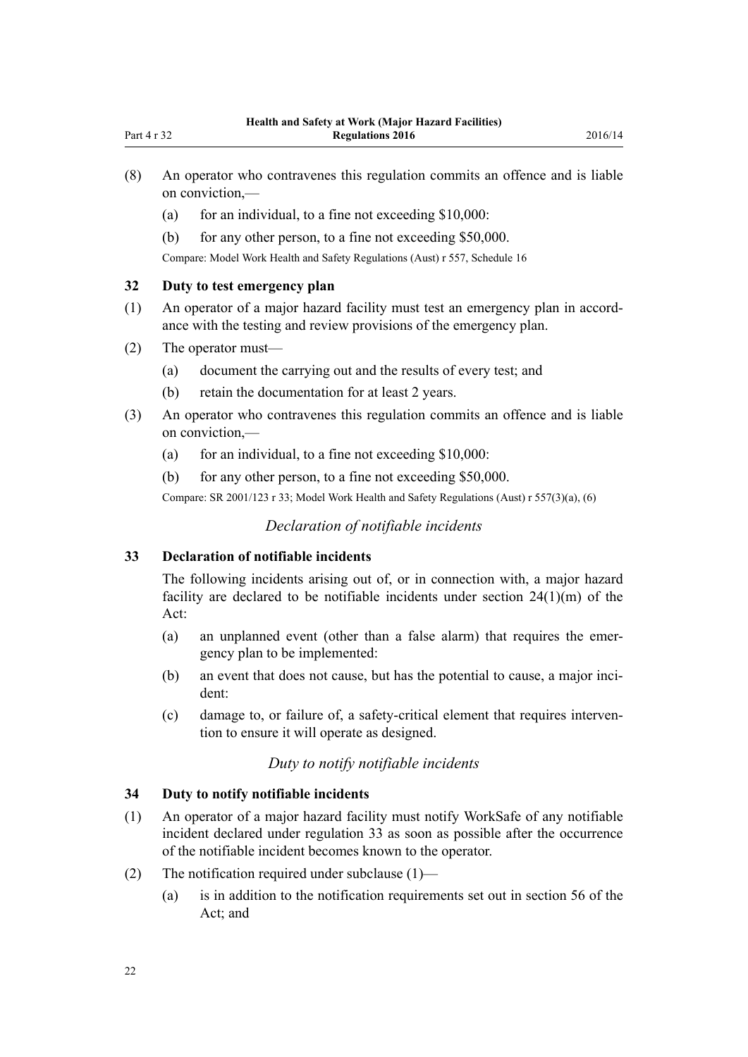(8) An operator who contravenes this regulation commits an offence and is liable on conviction,—

(a) for an individual, to a fine not exceeding $10,000:

(b) for any other person, to a fine not exceeding $50,000.

Compare: Model Work Health and Safety Regulations (Aust) r 557, Schedule 16

### 32 Duty to test emergency plan

(1) An operator of a major hazard facility must test an emergency plan in accordance with the testing and review provisions of the emergency plan.

(2) The operator must—

(a) document the carrying out and the results of every test; and

(b) retain the documentation for at least 2 years.

(3) An operator who contravenes this regulation commits an offence and is liable on conviction,—

(a) for an individual, to a fine not exceeding $10,000:

(b) for any other person, to a fine not exceeding $50,000.

Compare: SR 2001/123 r 33; Model Work Health and Safety Regulations (Aust) r 557(3)(a), (6)

*Declaration of notifiable incidents*

### 33 Declaration of notifiable incidents

The following incidents arising out of, or in connection with, a major hazard facility are declared to be notifiable incidents under section 24(1)(m) of the Act:

(a) an unplanned event (other than a false alarm) that requires the emergency plan to be implemented:

(b) an event that does not cause, but has the potential to cause, a major incident:

(c) damage to, or failure of, a safety-critical element that requires intervention to ensure it will operate as designed.

*Duty to notify notifiable incidents*

### 34 Duty to notify notifiable incidents

(1) An operator of a major hazard facility must notify WorkSafe of any notifiable incident declared under regulation 33 as soon as possible after the occurrence of the notifiable incident becomes known to the operator.

(2) The notification required under subclause (1)—

(a) is in addition to the notification requirements set out in section 56 of the Act; and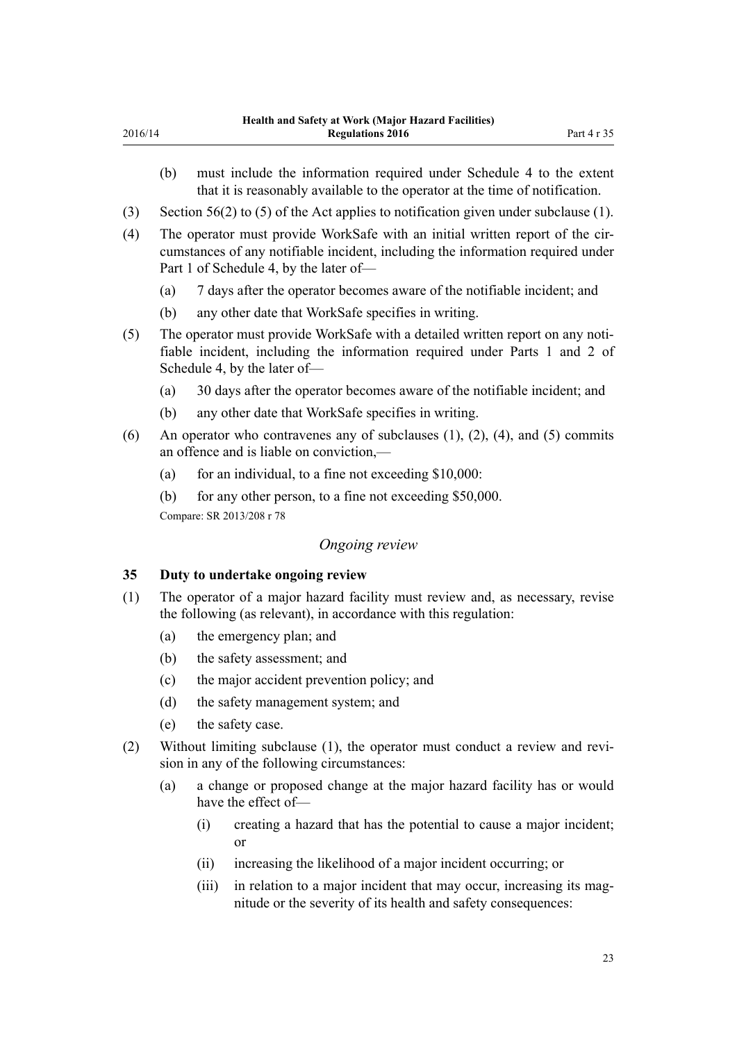(b) must include the information required under Schedule 4 to the extent that it is reasonably available to the operator at the time of notification.

(3) Section 56(2) to (5) of the Act applies to notification given under subclause (1).

(4) The operator must provide WorkSafe with an initial written report of the circumstances of any notifiable incident, including the information required under Part 1 of Schedule 4, by the later of—

   (a) 7 days after the operator becomes aware of the notifiable incident; and

   (b) any other date that WorkSafe specifies in writing.

(5) The operator must provide WorkSafe with a detailed written report on any notifiable incident, including the information required under Parts 1 and 2 of Schedule 4, by the later of—

   (a) 30 days after the operator becomes aware of the notifiable incident; and

   (b) any other date that WorkSafe specifies in writing.

(6) An operator who contravenes any of subclauses (1), (2), (4), and (5) commits an offence and is liable on conviction,—

   (a) for an individual, to a fine not exceeding $10,000:

   (b) for any other person, to a fine not exceeding $50,000.

Compare: SR 2013/208 r 78

*Ongoing review*

### 35 Duty to undertake ongoing review

(1) The operator of a major hazard facility must review and, as necessary, revise the following (as relevant), in accordance with this regulation:

   (a) the emergency plan; and

   (b) the safety assessment; and

   (c) the major accident prevention policy; and

   (d) the safety management system; and

   (e) the safety case.

(2) Without limiting subclause (1), the operator must conduct a review and revision in any of the following circumstances:

   (a) a change or proposed change at the major hazard facility has or would have the effect of—

      (i) creating a hazard that has the potential to cause a major incident; or

      (ii) increasing the likelihood of a major incident occurring; or

      (iii) in relation to a major incident that may occur, increasing its magnitude or the severity of its health and safety consequences: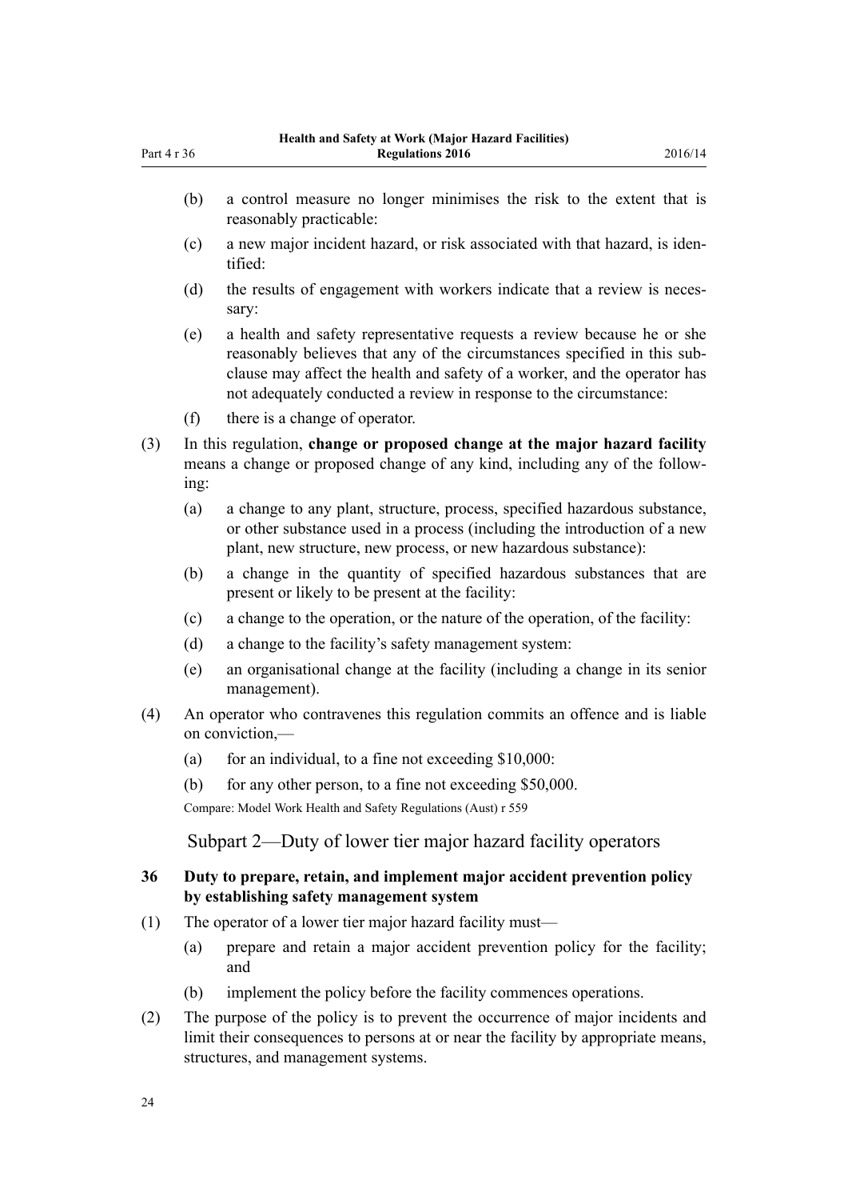- (b) a control measure no longer minimises the risk to the extent that is reasonably practicable:
- (c) a new major incident hazard, or risk associated with that hazard, is identified:
- (d) the results of engagement with workers indicate that a review is necessary:
- (e) a health and safety representative requests a review because he or she reasonably believes that any of the circumstances specified in this subclause may affect the health and safety of a worker, and the operator has not adequately conducted a review in response to the circumstance:
- (f) there is a change of operator.

(3) In this regulation, **change or proposed change at the major hazard facility** means a change or proposed change of any kind, including any of the following:

- (a) a change to any plant, structure, process, specified hazardous substance, or other substance used in a process (including the introduction of a new plant, new structure, new process, or new hazardous substance):
- (b) a change in the quantity of specified hazardous substances that are present or likely to be present at the facility:
- (c) a change to the operation, or the nature of the operation, of the facility:
- (d) a change to the facility's safety management system:
- (e) an organisational change at the facility (including a change in its senior management).

(4) An operator who contravenes this regulation commits an offence and is liable on conviction,—

- (a) for an individual, to a fine not exceeding $10,000:
- (b) for any other person, to a fine not exceeding $50,000.

Compare: Model Work Health and Safety Regulations (Aust) r 559

## Subpart 2—Duty of lower tier major hazard facility operators

### 36 Duty to prepare, retain, and implement major accident prevention policy by establishing safety management system

(1) The operator of a lower tier major hazard facility must—

- (a) prepare and retain a major accident prevention policy for the facility; and
- (b) implement the policy before the facility commences operations.

(2) The purpose of the policy is to prevent the occurrence of major incidents and limit their consequences to persons at or near the facility by appropriate means, structures, and management systems.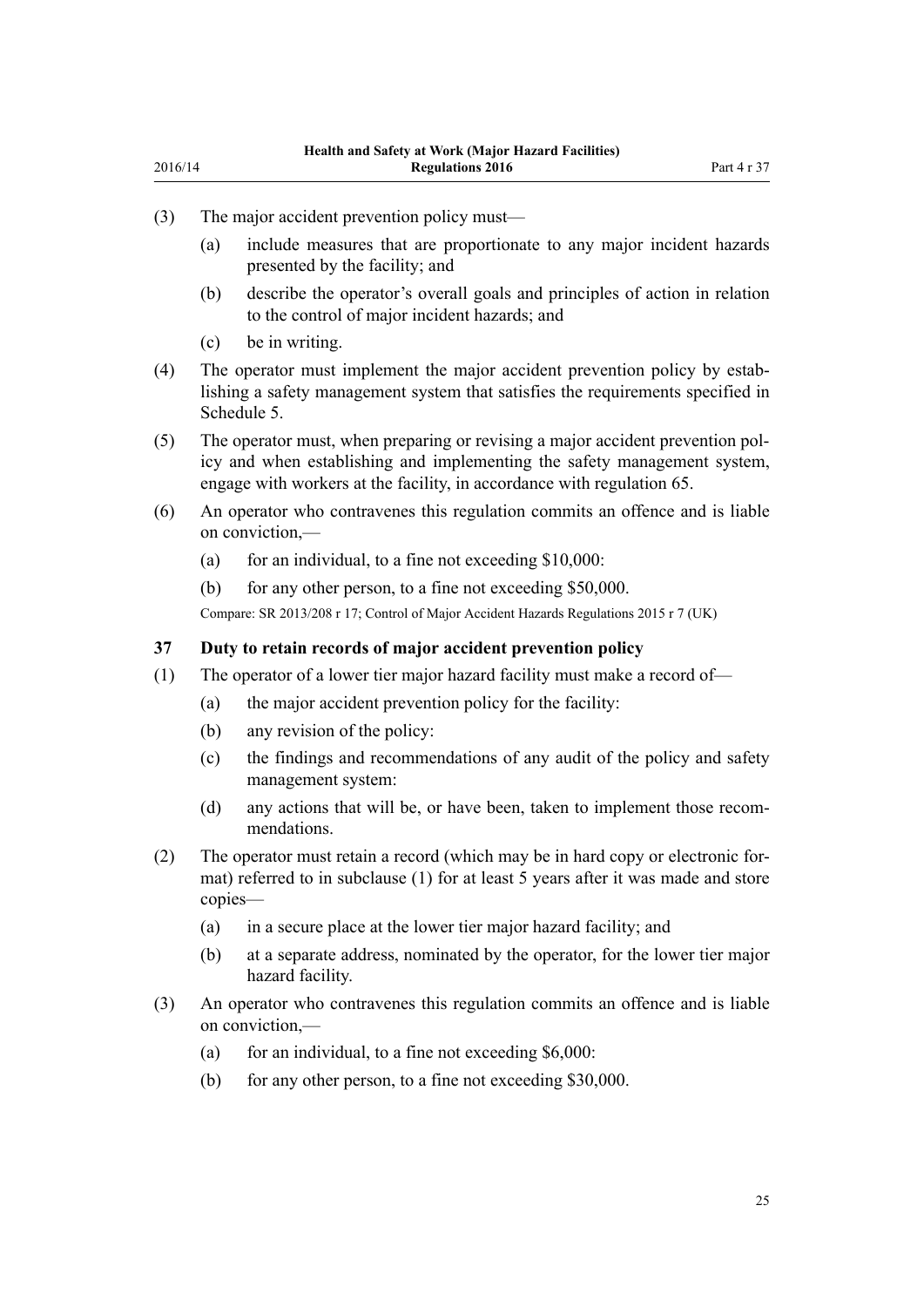(3) The major accident prevention policy must—

(a) include measures that are proportionate to any major incident hazards presented by the facility; and

(b) describe the operator's overall goals and principles of action in relation to the control of major incident hazards; and

(c) be in writing.

(4) The operator must implement the major accident prevention policy by establishing a safety management system that satisfies the requirements specified in Schedule 5.

(5) The operator must, when preparing or revising a major accident prevention policy and when establishing and implementing the safety management system, engage with workers at the facility, in accordance with regulation 65.

(6) An operator who contravenes this regulation commits an offence and is liable on conviction,—

(a) for an individual, to a fine not exceeding $10,000:

(b) for any other person, to a fine not exceeding $50,000.

Compare: SR 2013/208 r 17; Control of Major Accident Hazards Regulations 2015 r 7 (UK)

### 37 Duty to retain records of major accident prevention policy

(1) The operator of a lower tier major hazard facility must make a record of—

(a) the major accident prevention policy for the facility:

(b) any revision of the policy:

(c) the findings and recommendations of any audit of the policy and safety management system:

(d) any actions that will be, or have been, taken to implement those recommendations.

(2) The operator must retain a record (which may be in hard copy or electronic format) referred to in subclause (1) for at least 5 years after it was made and store copies—

(a) in a secure place at the lower tier major hazard facility; and

(b) at a separate address, nominated by the operator, for the lower tier major hazard facility.

(3) An operator who contravenes this regulation commits an offence and is liable on conviction,—

(a) for an individual, to a fine not exceeding $6,000:

(b) for any other person, to a fine not exceeding $30,000.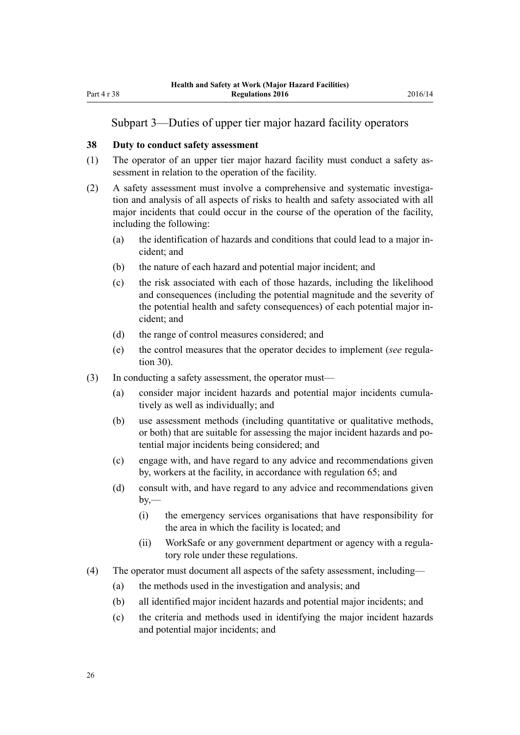## Subpart 3—Duties of upper tier major hazard facility operators

### 38 Duty to conduct safety assessment

(1) The operator of an upper tier major hazard facility must conduct a safety assessment in relation to the operation of the facility.

(2) A safety assessment must involve a comprehensive and systematic investigation and analysis of all aspects of risks to health and safety associated with all major incidents that could occur in the course of the operation of the facility, including the following:

- (a) the identification of hazards and conditions that could lead to a major incident; and
- (b) the nature of each hazard and potential major incident; and
- (c) the risk associated with each of those hazards, including the likelihood and consequences (including the potential magnitude and the severity of the potential health and safety consequences) of each potential major incident; and
- (d) the range of control measures considered; and
- (e) the control measures that the operator decides to implement (*see* regulation 30).

(3) In conducting a safety assessment, the operator must—

- (a) consider major incident hazards and potential major incidents cumulatively as well as individually; and
- (b) use assessment methods (including quantitative or qualitative methods, or both) that are suitable for assessing the major incident hazards and potential major incidents being considered; and
- (c) engage with, and have regard to any advice and recommendations given by, workers at the facility, in accordance with regulation 65; and
- (d) consult with, and have regard to any advice and recommendations given by,—
  - (i) the emergency services organisations that have responsibility for the area in which the facility is located; and
  - (ii) WorkSafe or any government department or agency with a regulatory role under these regulations.

(4) The operator must document all aspects of the safety assessment, including—

- (a) the methods used in the investigation and analysis; and
- (b) all identified major incident hazards and potential major incidents; and
- (c) the criteria and methods used in identifying the major incident hazards and potential major incidents; and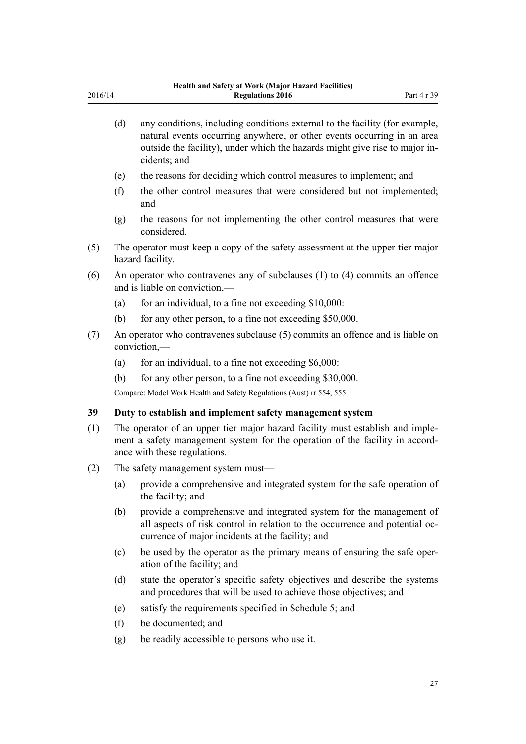(d) any conditions, including conditions external to the facility (for example, natural events occurring anywhere, or other events occurring in an area outside the facility), under which the hazards might give rise to major incidents; and

(e) the reasons for deciding which control measures to implement; and

(f) the other control measures that were considered but not implemented; and

(g) the reasons for not implementing the other control measures that were considered.

(5) The operator must keep a copy of the safety assessment at the upper tier major hazard facility.

(6) An operator who contravenes any of subclauses (1) to (4) commits an offence and is liable on conviction,—

(a) for an individual, to a fine not exceeding $10,000:

(b) for any other person, to a fine not exceeding $50,000.

(7) An operator who contravenes subclause (5) commits an offence and is liable on conviction,—

(a) for an individual, to a fine not exceeding $6,000:

(b) for any other person, to a fine not exceeding $30,000.

Compare: Model Work Health and Safety Regulations (Aust) rr 554, 555

### 39 Duty to establish and implement safety management system

(1) The operator of an upper tier major hazard facility must establish and implement a safety management system for the operation of the facility in accordance with these regulations.

(2) The safety management system must—

(a) provide a comprehensive and integrated system for the safe operation of the facility; and

(b) provide a comprehensive and integrated system for the management of all aspects of risk control in relation to the occurrence and potential occurrence of major incidents at the facility; and

(c) be used by the operator as the primary means of ensuring the safe operation of the facility; and

(d) state the operator's specific safety objectives and describe the systems and procedures that will be used to achieve those objectives; and

(e) satisfy the requirements specified in Schedule 5; and

(f) be documented; and

(g) be readily accessible to persons who use it.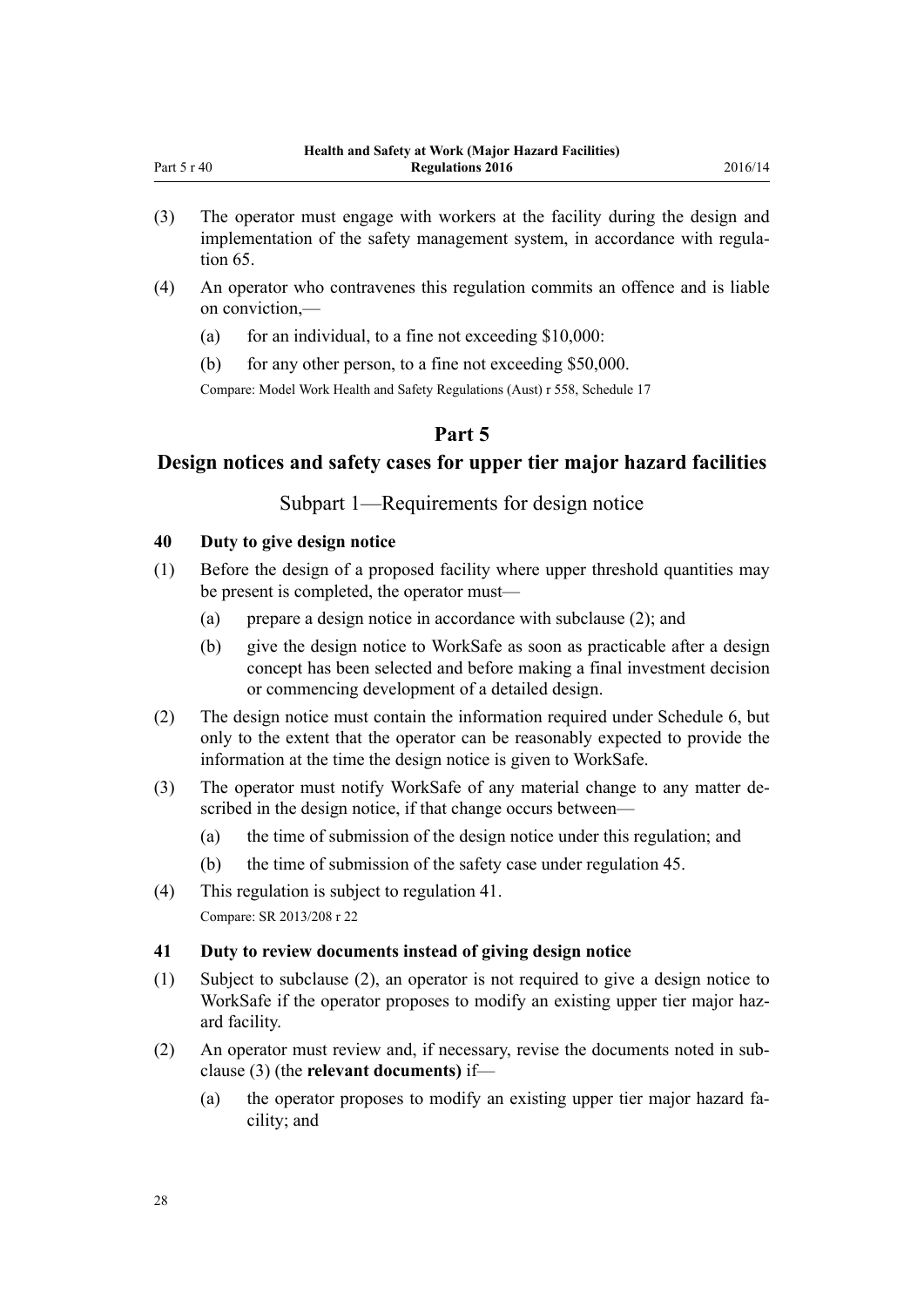(3) The operator must engage with workers at the facility during the design and implementation of the safety management system, in accordance with regulation 65.

(4) An operator who contravenes this regulation commits an offence and is liable on conviction,—

(a) for an individual, to a fine not exceeding $10,000:

(b) for any other person, to a fine not exceeding $50,000.

Compare: Model Work Health and Safety Regulations (Aust) r 558, Schedule 17

# Part 5

# Design notices and safety cases for upper tier major hazard facilities

## Subpart 1—Requirements for design notice

### 40 Duty to give design notice

(1) Before the design of a proposed facility where upper threshold quantities may be present is completed, the operator must—

(a) prepare a design notice in accordance with subclause (2); and

(b) give the design notice to WorkSafe as soon as practicable after a design concept has been selected and before making a final investment decision or commencing development of a detailed design.

(2) The design notice must contain the information required under Schedule 6, but only to the extent that the operator can be reasonably expected to provide the information at the time the design notice is given to WorkSafe.

(3) The operator must notify WorkSafe of any material change to any matter described in the design notice, if that change occurs between—

(a) the time of submission of the design notice under this regulation; and

(b) the time of submission of the safety case under regulation 45.

(4) This regulation is subject to regulation 41.

Compare: SR 2013/208 r 22

### 41 Duty to review documents instead of giving design notice

(1) Subject to subclause (2), an operator is not required to give a design notice to WorkSafe if the operator proposes to modify an existing upper tier major hazard facility.

(2) An operator must review and, if necessary, revise the documents noted in subclause (3) (the **relevant documents)** if—

(a) the operator proposes to modify an existing upper tier major hazard facility; and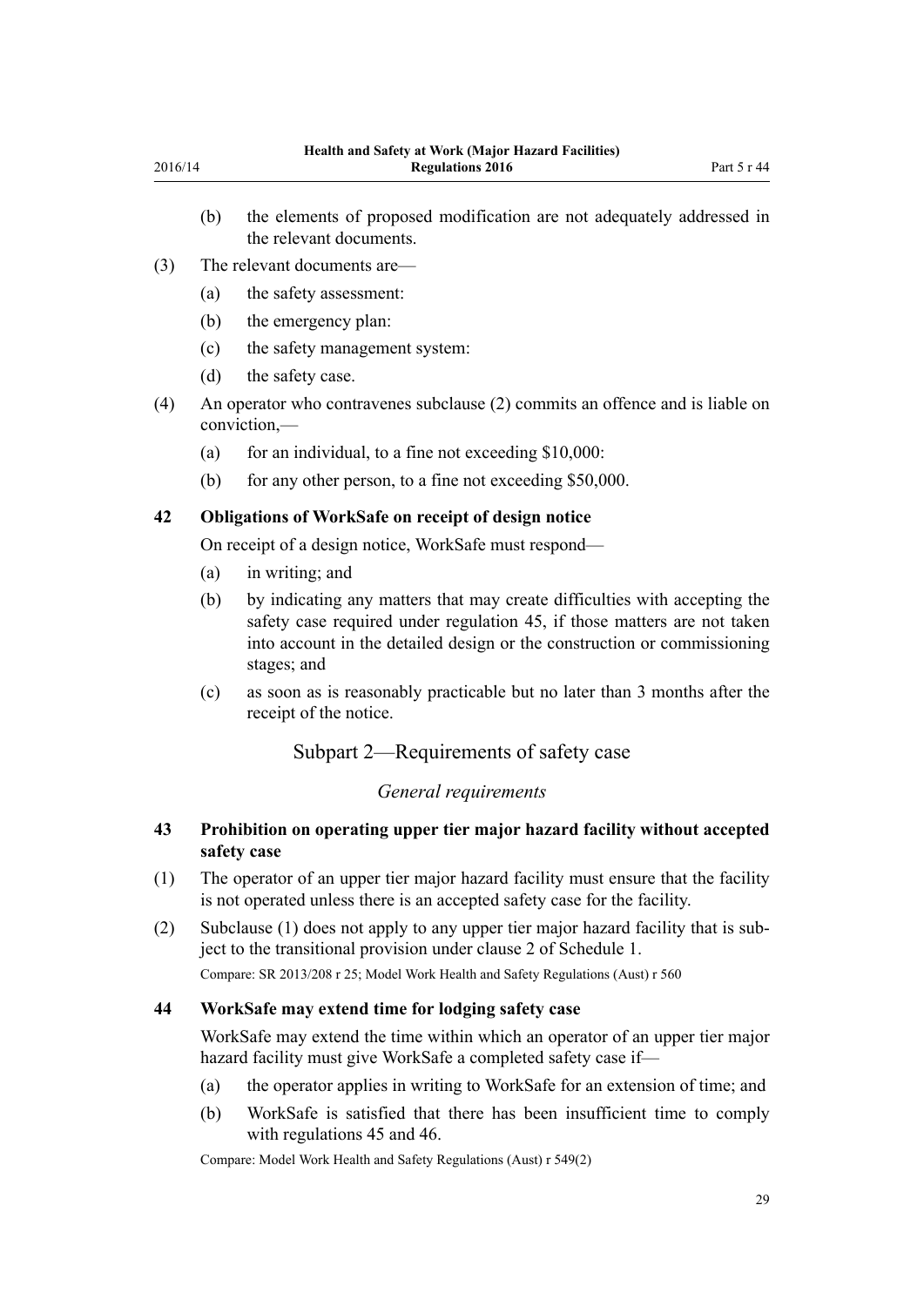(b) the elements of proposed modification are not adequately addressed in the relevant documents.

(3) The relevant documents are—

(a) the safety assessment:

(b) the emergency plan:

(c) the safety management system:

(d) the safety case.

(4) An operator who contravenes subclause (2) commits an offence and is liable on conviction,—

(a) for an individual, to a fine not exceeding $10,000:

(b) for any other person, to a fine not exceeding $50,000.

### 42 Obligations of WorkSafe on receipt of design notice

On receipt of a design notice, WorkSafe must respond—

(a) in writing; and

(b) by indicating any matters that may create difficulties with accepting the safety case required under regulation 45, if those matters are not taken into account in the detailed design or the construction or commissioning stages; and

(c) as soon as is reasonably practicable but no later than 3 months after the receipt of the notice.

## Subpart 2—Requirements of safety case

*General requirements*

### 43 Prohibition on operating upper tier major hazard facility without accepted safety case

(1) The operator of an upper tier major hazard facility must ensure that the facility is not operated unless there is an accepted safety case for the facility.

(2) Subclause (1) does not apply to any upper tier major hazard facility that is subject to the transitional provision under clause 2 of Schedule 1.

Compare: SR 2013/208 r 25; Model Work Health and Safety Regulations (Aust) r 560

### 44 WorkSafe may extend time for lodging safety case

WorkSafe may extend the time within which an operator of an upper tier major hazard facility must give WorkSafe a completed safety case if—

(a) the operator applies in writing to WorkSafe for an extension of time; and

(b) WorkSafe is satisfied that there has been insufficient time to comply with regulations 45 and 46.

Compare: Model Work Health and Safety Regulations (Aust) r 549(2)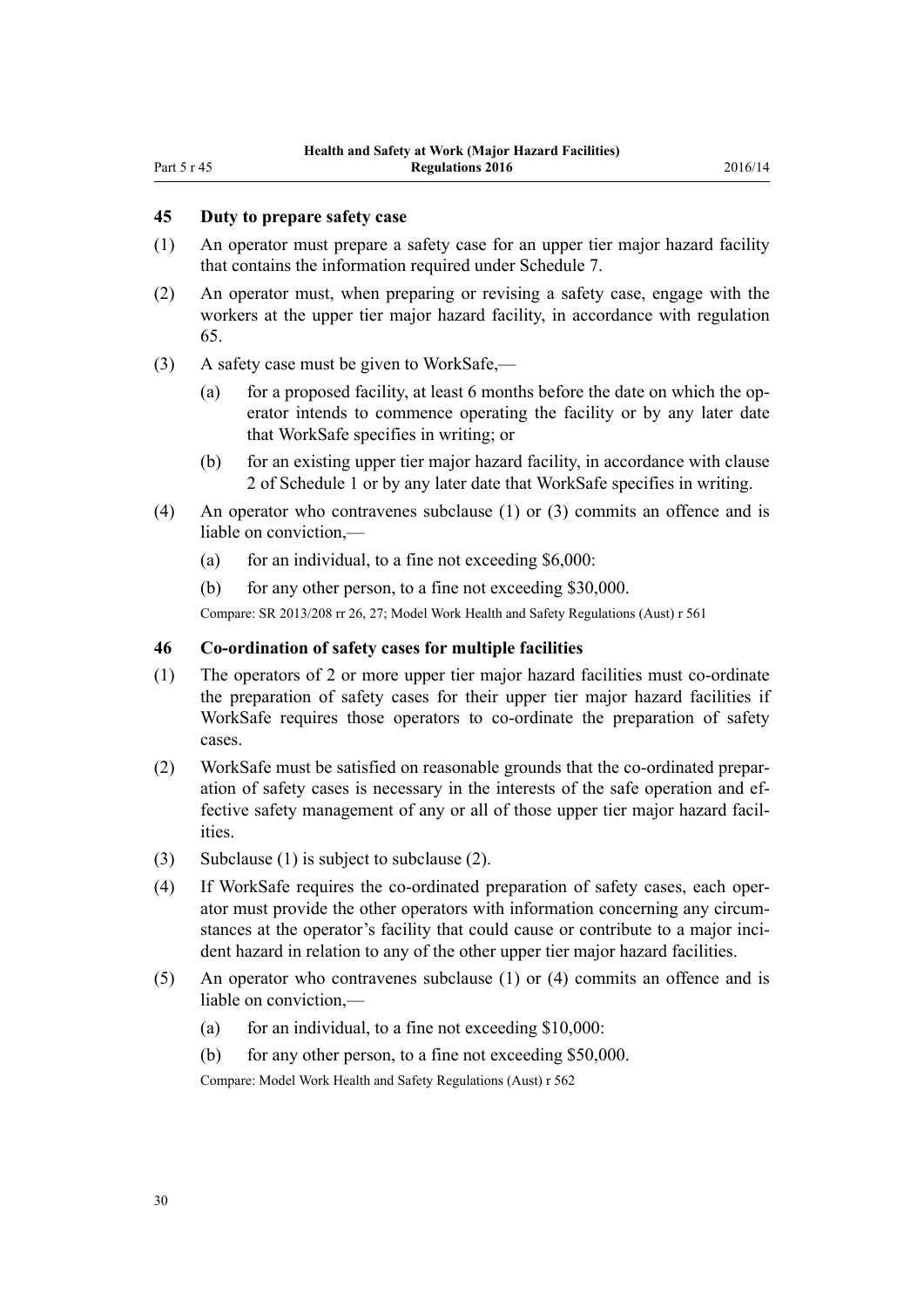### 45 Duty to prepare safety case

(1) An operator must prepare a safety case for an upper tier major hazard facility that contains the information required under Schedule 7.

(2) An operator must, when preparing or revising a safety case, engage with the workers at the upper tier major hazard facility, in accordance with regulation 65.

(3) A safety case must be given to WorkSafe,—

(a) for a proposed facility, at least 6 months before the date on which the operator intends to commence operating the facility or by any later date that WorkSafe specifies in writing; or

(b) for an existing upper tier major hazard facility, in accordance with clause 2 of Schedule 1 or by any later date that WorkSafe specifies in writing.

(4) An operator who contravenes subclause (1) or (3) commits an offence and is liable on conviction,—

(a) for an individual, to a fine not exceeding $6,000:

(b) for any other person, to a fine not exceeding $30,000.

Compare: SR 2013/208 rr 26, 27; Model Work Health and Safety Regulations (Aust) r 561

### 46 Co-ordination of safety cases for multiple facilities

(1) The operators of 2 or more upper tier major hazard facilities must co-ordinate the preparation of safety cases for their upper tier major hazard facilities if WorkSafe requires those operators to co-ordinate the preparation of safety cases.

(2) WorkSafe must be satisfied on reasonable grounds that the co-ordinated preparation of safety cases is necessary in the interests of the safe operation and effective safety management of any or all of those upper tier major hazard facilities.

(3) Subclause (1) is subject to subclause (2).

(4) If WorkSafe requires the co-ordinated preparation of safety cases, each operator must provide the other operators with information concerning any circumstances at the operator's facility that could cause or contribute to a major incident hazard in relation to any of the other upper tier major hazard facilities.

(5) An operator who contravenes subclause (1) or (4) commits an offence and is liable on conviction,—

(a) for an individual, to a fine not exceeding $10,000:

(b) for any other person, to a fine not exceeding $50,000.

Compare: Model Work Health and Safety Regulations (Aust) r 562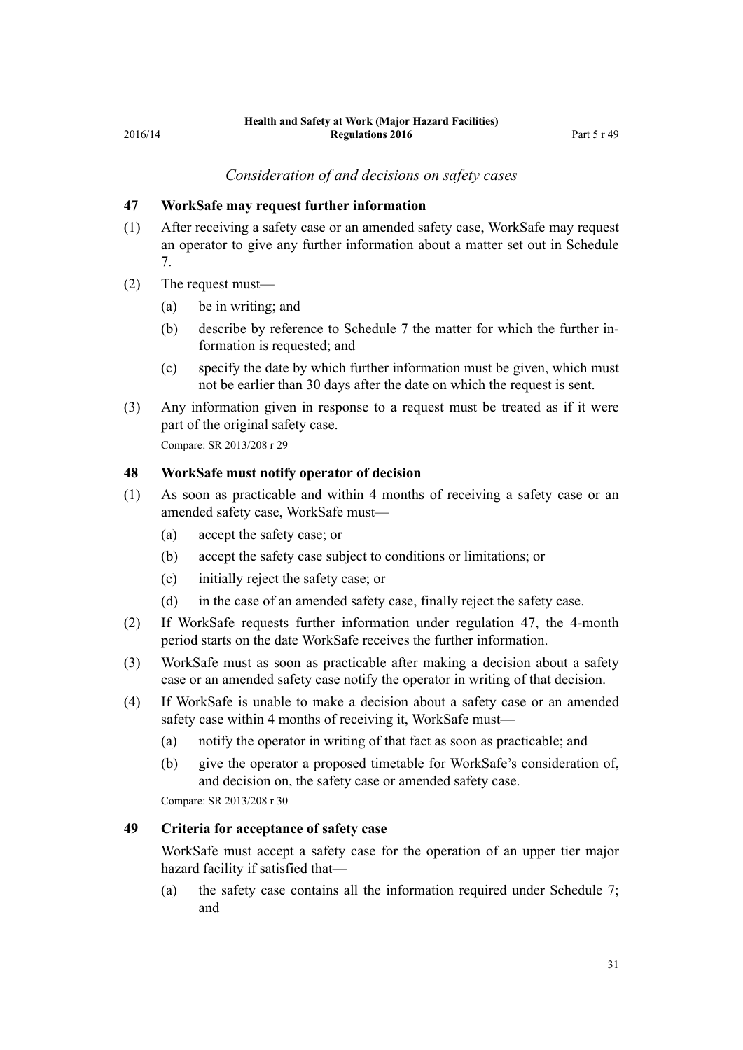*Consideration of and decisions on safety cases*

**47 WorkSafe may request further information**

(1) After receiving a safety case or an amended safety case, WorkSafe may request an operator to give any further information about a matter set out in Schedule 7.

(2) The request must—

- (a) be in writing; and
- (b) describe by reference to Schedule 7 the matter for which the further information is requested; and
- (c) specify the date by which further information must be given, which must not be earlier than 30 days after the date on which the request is sent.

(3) Any information given in response to a request must be treated as if it were part of the original safety case.

Compare: SR 2013/208 r 29

**48 WorkSafe must notify operator of decision**

(1) As soon as practicable and within 4 months of receiving a safety case or an amended safety case, WorkSafe must—

- (a) accept the safety case; or
- (b) accept the safety case subject to conditions or limitations; or
- (c) initially reject the safety case; or
- (d) in the case of an amended safety case, finally reject the safety case.

(2) If WorkSafe requests further information under regulation 47, the 4-month period starts on the date WorkSafe receives the further information.

(3) WorkSafe must as soon as practicable after making a decision about a safety case or an amended safety case notify the operator in writing of that decision.

(4) If WorkSafe is unable to make a decision about a safety case or an amended safety case within 4 months of receiving it, WorkSafe must—

- (a) notify the operator in writing of that fact as soon as practicable; and
- (b) give the operator a proposed timetable for WorkSafe's consideration of, and decision on, the safety case or amended safety case.

Compare: SR 2013/208 r 30

**49 Criteria for acceptance of safety case**

WorkSafe must accept a safety case for the operation of an upper tier major hazard facility if satisfied that—

- (a) the safety case contains all the information required under Schedule 7; and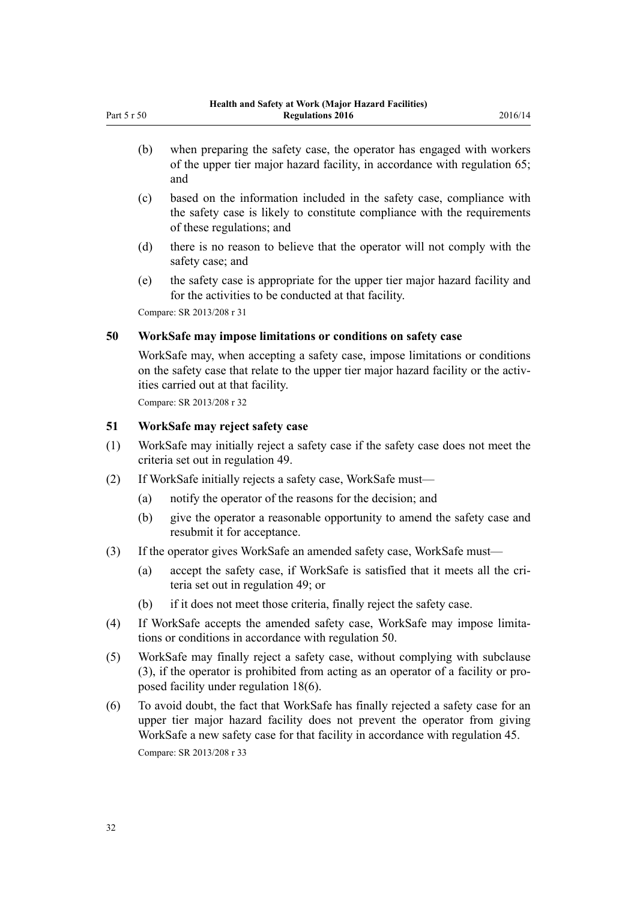(b) when preparing the safety case, the operator has engaged with workers of the upper tier major hazard facility, in accordance with regulation 65; and

(c) based on the information included in the safety case, compliance with the safety case is likely to constitute compliance with the requirements of these regulations; and

(d) there is no reason to believe that the operator will not comply with the safety case; and

(e) the safety case is appropriate for the upper tier major hazard facility and for the activities to be conducted at that facility.

Compare: SR 2013/208 r 31

### 50 WorkSafe may impose limitations or conditions on safety case

WorkSafe may, when accepting a safety case, impose limitations or conditions on the safety case that relate to the upper tier major hazard facility or the activities carried out at that facility.

Compare: SR 2013/208 r 32

### 51 WorkSafe may reject safety case

(1) WorkSafe may initially reject a safety case if the safety case does not meet the criteria set out in regulation 49.

(2) If WorkSafe initially rejects a safety case, WorkSafe must—

(a) notify the operator of the reasons for the decision; and

(b) give the operator a reasonable opportunity to amend the safety case and resubmit it for acceptance.

(3) If the operator gives WorkSafe an amended safety case, WorkSafe must—

(a) accept the safety case, if WorkSafe is satisfied that it meets all the criteria set out in regulation 49; or

(b) if it does not meet those criteria, finally reject the safety case.

(4) If WorkSafe accepts the amended safety case, WorkSafe may impose limitations or conditions in accordance with regulation 50.

(5) WorkSafe may finally reject a safety case, without complying with subclause (3), if the operator is prohibited from acting as an operator of a facility or proposed facility under regulation 18(6).

(6) To avoid doubt, the fact that WorkSafe has finally rejected a safety case for an upper tier major hazard facility does not prevent the operator from giving WorkSafe a new safety case for that facility in accordance with regulation 45.

Compare: SR 2013/208 r 33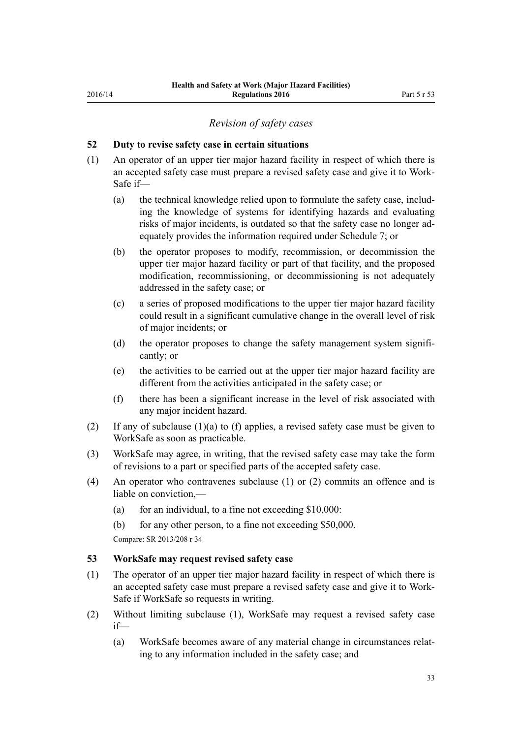*Revision of safety cases*

### 52 Duty to revise safety case in certain situations

(1) An operator of an upper tier major hazard facility in respect of which there is an accepted safety case must prepare a revised safety case and give it to WorkSafe if—

  (a) the technical knowledge relied upon to formulate the safety case, including the knowledge of systems for identifying hazards and evaluating risks of major incidents, is outdated so that the safety case no longer adequately provides the information required under Schedule 7; or

  (b) the operator proposes to modify, recommission, or decommission the upper tier major hazard facility or part of that facility, and the proposed modification, recommissioning, or decommissioning is not adequately addressed in the safety case; or

  (c) a series of proposed modifications to the upper tier major hazard facility could result in a significant cumulative change in the overall level of risk of major incidents; or

  (d) the operator proposes to change the safety management system significantly; or

  (e) the activities to be carried out at the upper tier major hazard facility are different from the activities anticipated in the safety case; or

  (f) there has been a significant increase in the level of risk associated with any major incident hazard.

(2) If any of subclause (1)(a) to (f) applies, a revised safety case must be given to WorkSafe as soon as practicable.

(3) WorkSafe may agree, in writing, that the revised safety case may take the form of revisions to a part or specified parts of the accepted safety case.

(4) An operator who contravenes subclause (1) or (2) commits an offence and is liable on conviction,—

  (a) for an individual, to a fine not exceeding $10,000:

  (b) for any other person, to a fine not exceeding $50,000.

Compare: SR 2013/208 r 34

### 53 WorkSafe may request revised safety case

(1) The operator of an upper tier major hazard facility in respect of which there is an accepted safety case must prepare a revised safety case and give it to WorkSafe if WorkSafe so requests in writing.

(2) Without limiting subclause (1), WorkSafe may request a revised safety case if—

  (a) WorkSafe becomes aware of any material change in circumstances relating to any information included in the safety case; and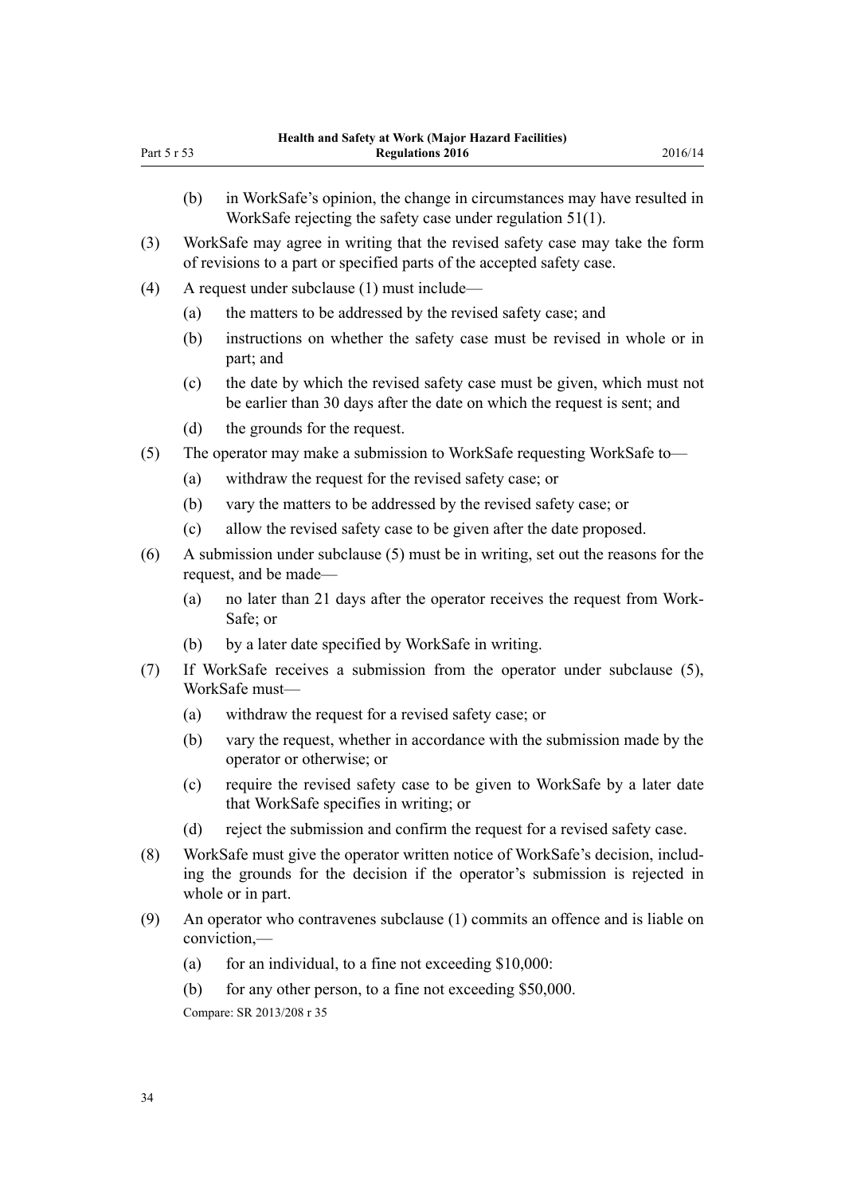(b) in WorkSafe's opinion, the change in circumstances may have resulted in WorkSafe rejecting the safety case under regulation 51(1).

(3) WorkSafe may agree in writing that the revised safety case may take the form of revisions to a part or specified parts of the accepted safety case.

(4) A request under subclause (1) must include—

(a) the matters to be addressed by the revised safety case; and

(b) instructions on whether the safety case must be revised in whole or in part; and

(c) the date by which the revised safety case must be given, which must not be earlier than 30 days after the date on which the request is sent; and

(d) the grounds for the request.

(5) The operator may make a submission to WorkSafe requesting WorkSafe to—

(a) withdraw the request for the revised safety case; or

(b) vary the matters to be addressed by the revised safety case; or

(c) allow the revised safety case to be given after the date proposed.

(6) A submission under subclause (5) must be in writing, set out the reasons for the request, and be made—

(a) no later than 21 days after the operator receives the request from WorkSafe; or

(b) by a later date specified by WorkSafe in writing.

(7) If WorkSafe receives a submission from the operator under subclause (5), WorkSafe must—

(a) withdraw the request for a revised safety case; or

(b) vary the request, whether in accordance with the submission made by the operator or otherwise; or

(c) require the revised safety case to be given to WorkSafe by a later date that WorkSafe specifies in writing; or

(d) reject the submission and confirm the request for a revised safety case.

(8) WorkSafe must give the operator written notice of WorkSafe's decision, including the grounds for the decision if the operator's submission is rejected in whole or in part.

(9) An operator who contravenes subclause (1) commits an offence and is liable on conviction,—

(a) for an individual, to a fine not exceeding $10,000:

(b) for any other person, to a fine not exceeding $50,000.

Compare: SR 2013/208 r 35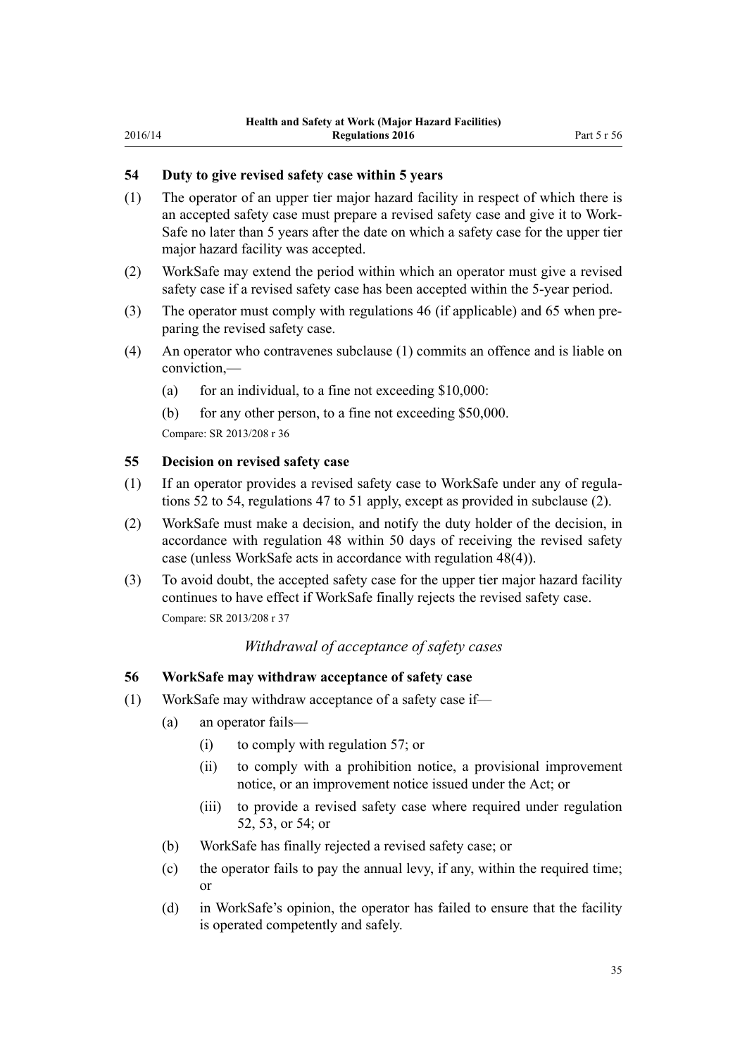### 54 Duty to give revised safety case within 5 years

(1) The operator of an upper tier major hazard facility in respect of which there is an accepted safety case must prepare a revised safety case and give it to WorkSafe no later than 5 years after the date on which a safety case for the upper tier major hazard facility was accepted.

(2) WorkSafe may extend the period within which an operator must give a revised safety case if a revised safety case has been accepted within the 5-year period.

(3) The operator must comply with regulations 46 (if applicable) and 65 when preparing the revised safety case.

(4) An operator who contravenes subclause (1) commits an offence and is liable on conviction,—

(a) for an individual, to a fine not exceeding $10,000:

(b) for any other person, to a fine not exceeding $50,000.

Compare: SR 2013/208 r 36

### 55 Decision on revised safety case

(1) If an operator provides a revised safety case to WorkSafe under any of regulations 52 to 54, regulations 47 to 51 apply, except as provided in subclause (2).

(2) WorkSafe must make a decision, and notify the duty holder of the decision, in accordance with regulation 48 within 50 days of receiving the revised safety case (unless WorkSafe acts in accordance with regulation 48(4)).

(3) To avoid doubt, the accepted safety case for the upper tier major hazard facility continues to have effect if WorkSafe finally rejects the revised safety case.

Compare: SR 2013/208 r 37

*Withdrawal of acceptance of safety cases*

### 56 WorkSafe may withdraw acceptance of safety case

(1) WorkSafe may withdraw acceptance of a safety case if—

(a) an operator fails—

(i) to comply with regulation 57; or

(ii) to comply with a prohibition notice, a provisional improvement notice, or an improvement notice issued under the Act; or

(iii) to provide a revised safety case where required under regulation 52, 53, or 54; or

(b) WorkSafe has finally rejected a revised safety case; or

(c) the operator fails to pay the annual levy, if any, within the required time; or

(d) in WorkSafe's opinion, the operator has failed to ensure that the facility is operated competently and safely.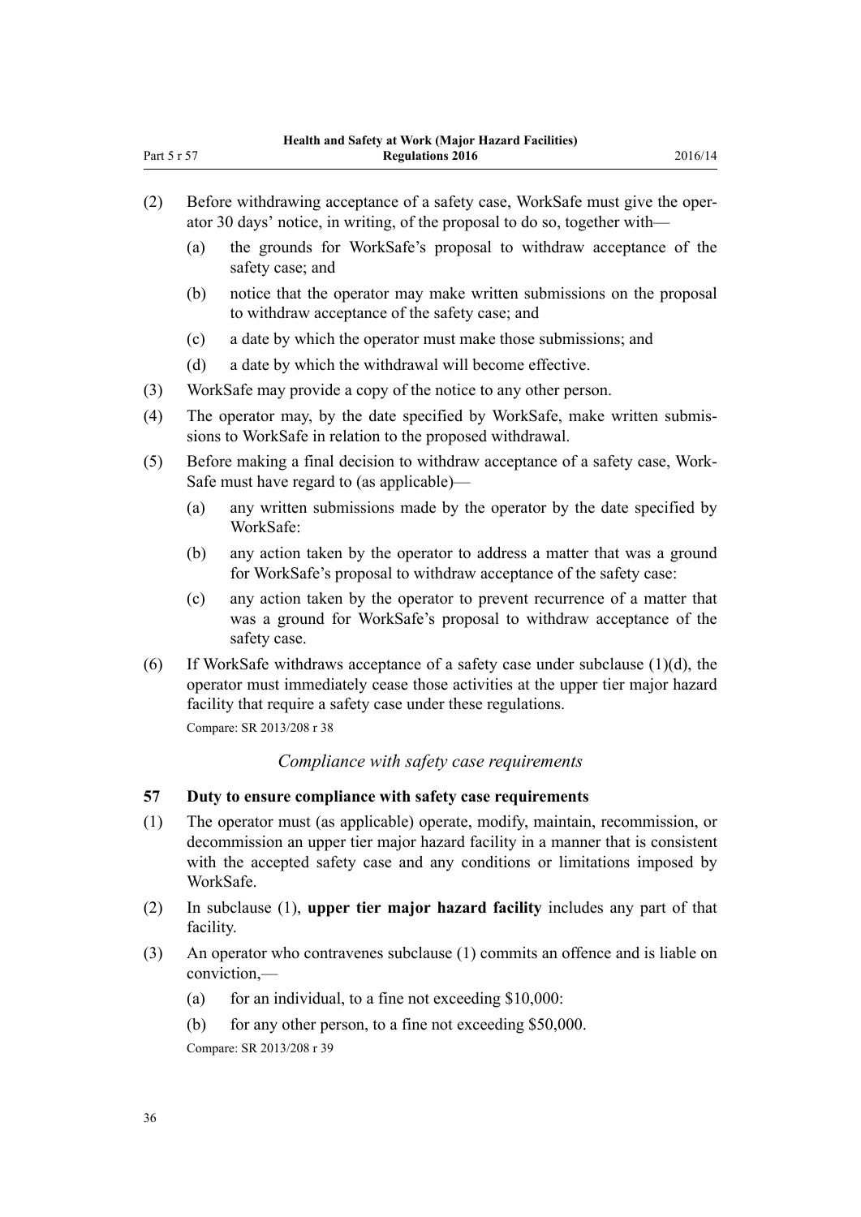(2) Before withdrawing acceptance of a safety case, WorkSafe must give the operator 30 days' notice, in writing, of the proposal to do so, together with—

(a) the grounds for WorkSafe's proposal to withdraw acceptance of the safety case; and

(b) notice that the operator may make written submissions on the proposal to withdraw acceptance of the safety case; and

(c) a date by which the operator must make those submissions; and

(d) a date by which the withdrawal will become effective.

(3) WorkSafe may provide a copy of the notice to any other person.

(4) The operator may, by the date specified by WorkSafe, make written submissions to WorkSafe in relation to the proposed withdrawal.

(5) Before making a final decision to withdraw acceptance of a safety case, WorkSafe must have regard to (as applicable)—

(a) any written submissions made by the operator by the date specified by WorkSafe:

(b) any action taken by the operator to address a matter that was a ground for WorkSafe's proposal to withdraw acceptance of the safety case:

(c) any action taken by the operator to prevent recurrence of a matter that was a ground for WorkSafe's proposal to withdraw acceptance of the safety case.

(6) If WorkSafe withdraws acceptance of a safety case under subclause (1)(d), the operator must immediately cease those activities at the upper tier major hazard facility that require a safety case under these regulations.

Compare: SR 2013/208 r 38

*Compliance with safety case requirements*

### 57 Duty to ensure compliance with safety case requirements

(1) The operator must (as applicable) operate, modify, maintain, recommission, or decommission an upper tier major hazard facility in a manner that is consistent with the accepted safety case and any conditions or limitations imposed by WorkSafe.

(2) In subclause (1), **upper tier major hazard facility** includes any part of that facility.

(3) An operator who contravenes subclause (1) commits an offence and is liable on conviction,—

(a) for an individual, to a fine not exceeding $10,000:

(b) for any other person, to a fine not exceeding $50,000.

Compare: SR 2013/208 r 39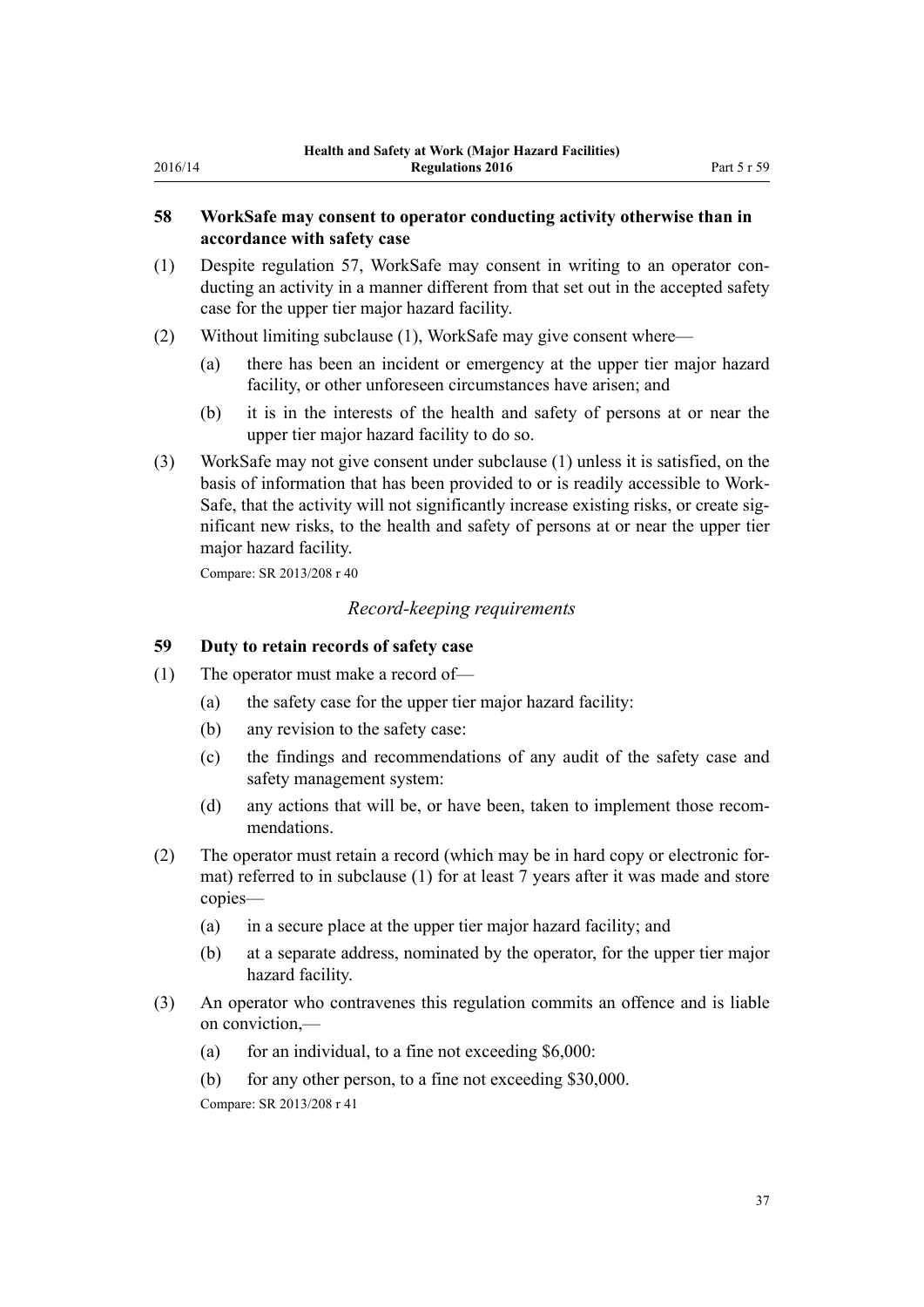### 58 WorkSafe may consent to operator conducting activity otherwise than in accordance with safety case

(1) Despite regulation 57, WorkSafe may consent in writing to an operator conducting an activity in a manner different from that set out in the accepted safety case for the upper tier major hazard facility.

(2) Without limiting subclause (1), WorkSafe may give consent where—

   (a) there has been an incident or emergency at the upper tier major hazard facility, or other unforeseen circumstances have arisen; and

   (b) it is in the interests of the health and safety of persons at or near the upper tier major hazard facility to do so.

(3) WorkSafe may not give consent under subclause (1) unless it is satisfied, on the basis of information that has been provided to or is readily accessible to WorkSafe, that the activity will not significantly increase existing risks, or create significant new risks, to the health and safety of persons at or near the upper tier major hazard facility.

Compare: SR 2013/208 r 40

*Record-keeping requirements*

### 59 Duty to retain records of safety case

(1) The operator must make a record of—

   (a) the safety case for the upper tier major hazard facility:

   (b) any revision to the safety case:

   (c) the findings and recommendations of any audit of the safety case and safety management system:

   (d) any actions that will be, or have been, taken to implement those recommendations.

(2) The operator must retain a record (which may be in hard copy or electronic format) referred to in subclause (1) for at least 7 years after it was made and store copies—

   (a) in a secure place at the upper tier major hazard facility; and

   (b) at a separate address, nominated by the operator, for the upper tier major hazard facility.

(3) An operator who contravenes this regulation commits an offence and is liable on conviction,—

   (a) for an individual, to a fine not exceeding $6,000:

   (b) for any other person, to a fine not exceeding $30,000.

Compare: SR 2013/208 r 41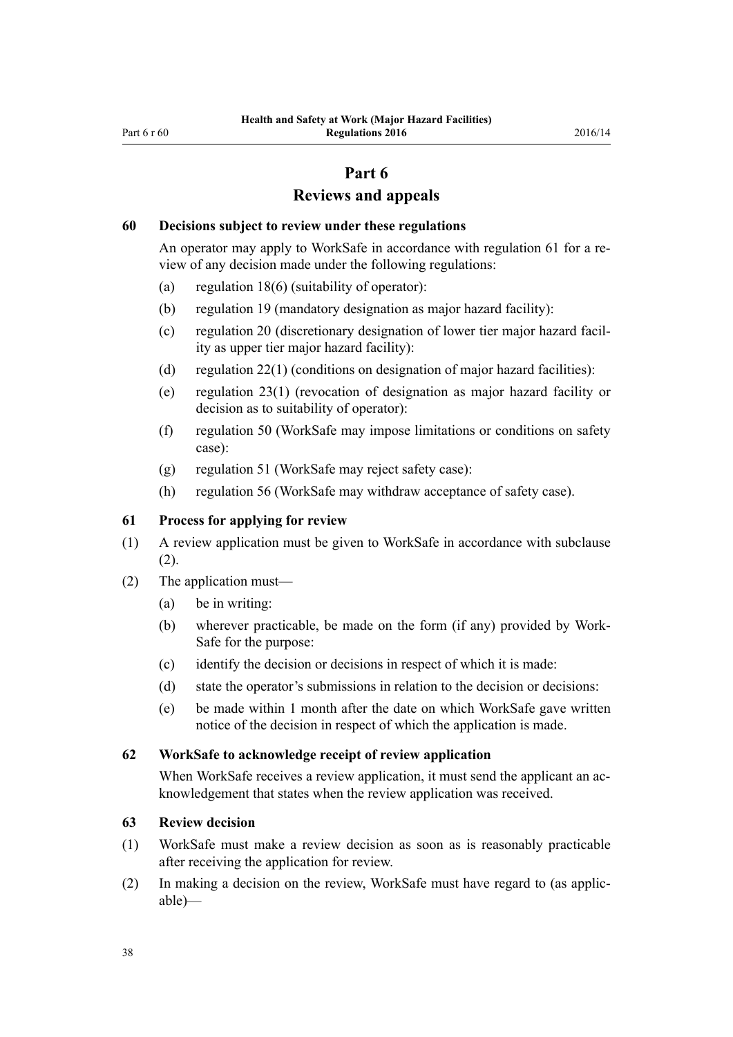# Part 6
## Reviews and appeals

### 60 Decisions subject to review under these regulations

An operator may apply to WorkSafe in accordance with regulation 61 for a review of any decision made under the following regulations:

(a) regulation 18(6) (suitability of operator):

(b) regulation 19 (mandatory designation as major hazard facility):

(c) regulation 20 (discretionary designation of lower tier major hazard facility as upper tier major hazard facility):

(d) regulation 22(1) (conditions on designation of major hazard facilities):

(e) regulation 23(1) (revocation of designation as major hazard facility or decision as to suitability of operator):

(f) regulation 50 (WorkSafe may impose limitations or conditions on safety case):

(g) regulation 51 (WorkSafe may reject safety case):

(h) regulation 56 (WorkSafe may withdraw acceptance of safety case).

### 61 Process for applying for review

(1) A review application must be given to WorkSafe in accordance with subclause (2).

(2) The application must—

(a) be in writing:

(b) wherever practicable, be made on the form (if any) provided by WorkSafe for the purpose:

(c) identify the decision or decisions in respect of which it is made:

(d) state the operator's submissions in relation to the decision or decisions:

(e) be made within 1 month after the date on which WorkSafe gave written notice of the decision in respect of which the application is made.

### 62 WorkSafe to acknowledge receipt of review application

When WorkSafe receives a review application, it must send the applicant an acknowledgement that states when the review application was received.

### 63 Review decision

(1) WorkSafe must make a review decision as soon as is reasonably practicable after receiving the application for review.

(2) In making a decision on the review, WorkSafe must have regard to (as applicable)—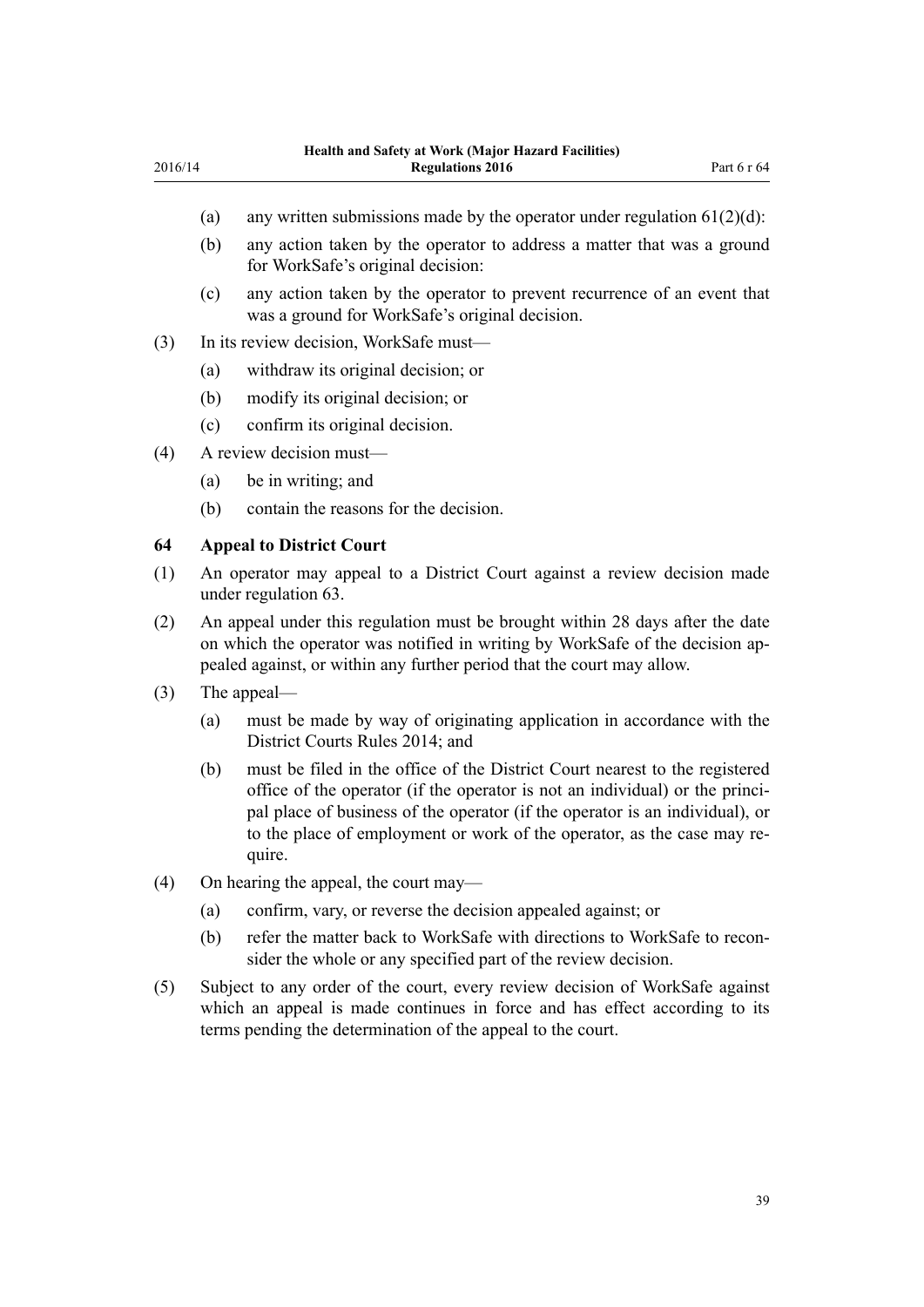(a) any written submissions made by the operator under regulation 61(2)(d):

(b) any action taken by the operator to address a matter that was a ground for WorkSafe's original decision:

(c) any action taken by the operator to prevent recurrence of an event that was a ground for WorkSafe's original decision.

(3) In its review decision, WorkSafe must—

(a) withdraw its original decision; or

(b) modify its original decision; or

(c) confirm its original decision.

(4) A review decision must—

(a) be in writing; and

(b) contain the reasons for the decision.

### 64 Appeal to District Court

(1) An operator may appeal to a District Court against a review decision made under regulation 63.

(2) An appeal under this regulation must be brought within 28 days after the date on which the operator was notified in writing by WorkSafe of the decision appealed against, or within any further period that the court may allow.

(3) The appeal—

(a) must be made by way of originating application in accordance with the District Courts Rules 2014; and

(b) must be filed in the office of the District Court nearest to the registered office of the operator (if the operator is not an individual) or the principal place of business of the operator (if the operator is an individual), or to the place of employment or work of the operator, as the case may require.

(4) On hearing the appeal, the court may—

(a) confirm, vary, or reverse the decision appealed against; or

(b) refer the matter back to WorkSafe with directions to WorkSafe to reconsider the whole or any specified part of the review decision.

(5) Subject to any order of the court, every review decision of WorkSafe against which an appeal is made continues in force and has effect according to its terms pending the determination of the appeal to the court.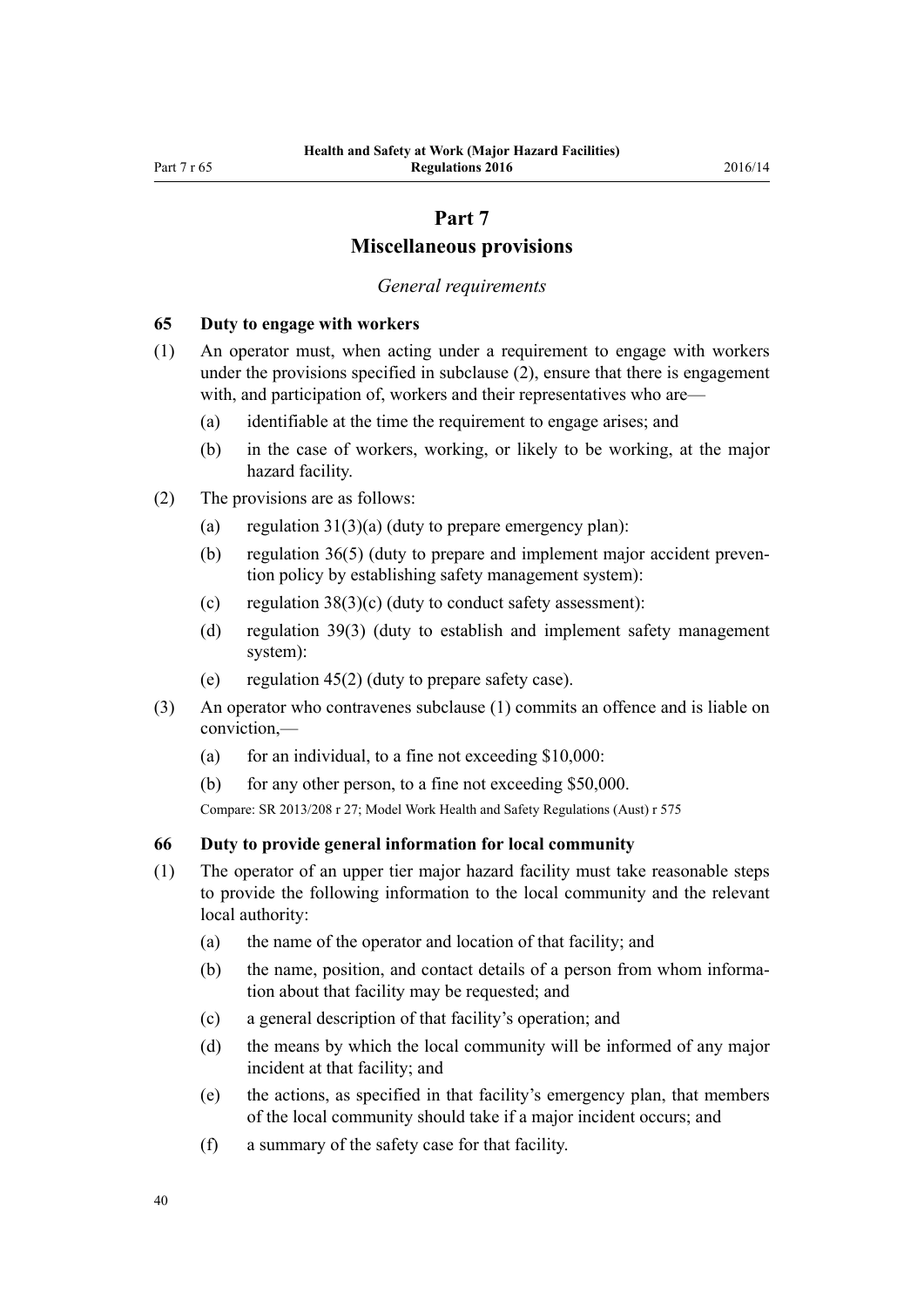# Part 7
## Miscellaneous provisions

*General requirements*

### 65 Duty to engage with workers

(1) An operator must, when acting under a requirement to engage with workers under the provisions specified in subclause (2), ensure that there is engagement with, and participation of, workers and their representatives who are—

(a) identifiable at the time the requirement to engage arises; and

(b) in the case of workers, working, or likely to be working, at the major hazard facility.

(2) The provisions are as follows:

(a) regulation 31(3)(a) (duty to prepare emergency plan):

(b) regulation 36(5) (duty to prepare and implement major accident prevention policy by establishing safety management system):

(c) regulation 38(3)(c) (duty to conduct safety assessment):

(d) regulation 39(3) (duty to establish and implement safety management system):

(e) regulation 45(2) (duty to prepare safety case).

(3) An operator who contravenes subclause (1) commits an offence and is liable on conviction,—

(a) for an individual, to a fine not exceeding $10,000:

(b) for any other person, to a fine not exceeding $50,000.

Compare: SR 2013/208 r 27; Model Work Health and Safety Regulations (Aust) r 575

### 66 Duty to provide general information for local community

(1) The operator of an upper tier major hazard facility must take reasonable steps to provide the following information to the local community and the relevant local authority:

(a) the name of the operator and location of that facility; and

(b) the name, position, and contact details of a person from whom information about that facility may be requested; and

(c) a general description of that facility's operation; and

(d) the means by which the local community will be informed of any major incident at that facility; and

(e) the actions, as specified in that facility's emergency plan, that members of the local community should take if a major incident occurs; and

(f) a summary of the safety case for that facility.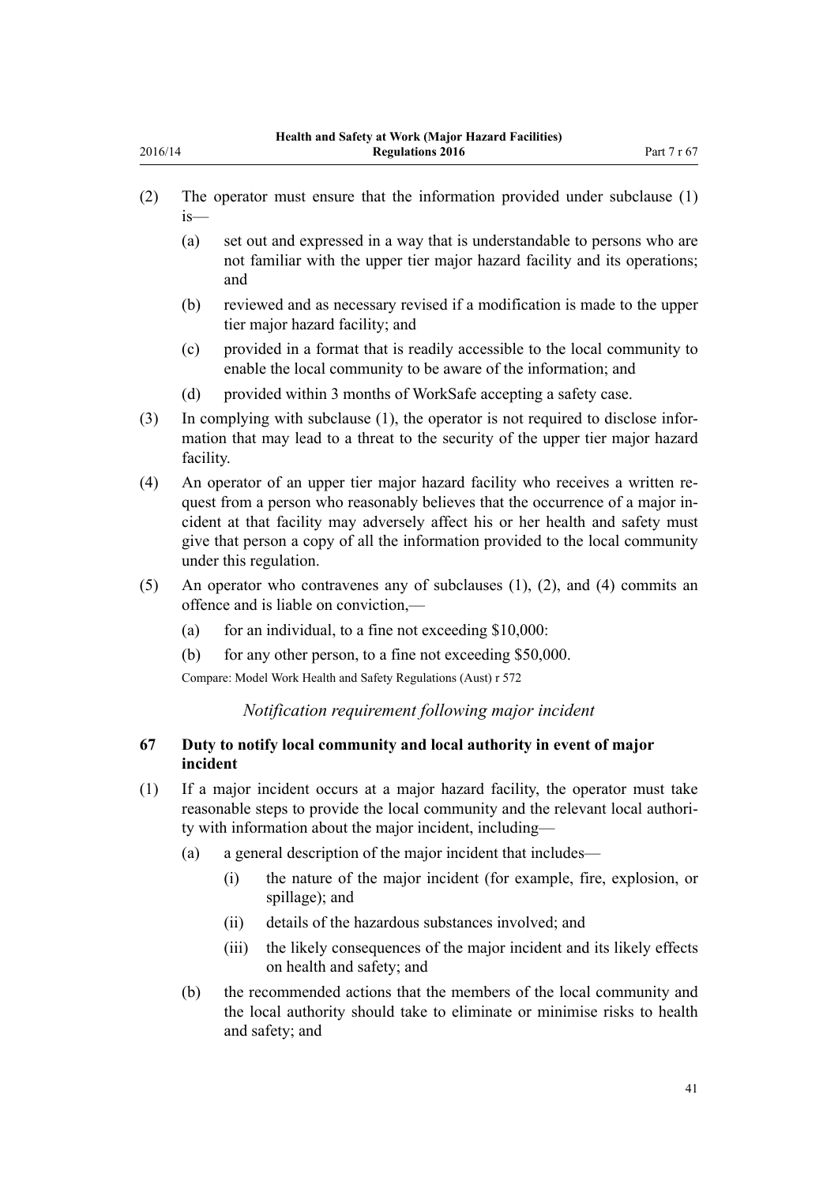(2) The operator must ensure that the information provided under subclause (1) is—

(a) set out and expressed in a way that is understandable to persons who are not familiar with the upper tier major hazard facility and its operations; and

(b) reviewed and as necessary revised if a modification is made to the upper tier major hazard facility; and

(c) provided in a format that is readily accessible to the local community to enable the local community to be aware of the information; and

(d) provided within 3 months of WorkSafe accepting a safety case.

(3) In complying with subclause (1), the operator is not required to disclose information that may lead to a threat to the security of the upper tier major hazard facility.

(4) An operator of an upper tier major hazard facility who receives a written request from a person who reasonably believes that the occurrence of a major incident at that facility may adversely affect his or her health and safety must give that person a copy of all the information provided to the local community under this regulation.

(5) An operator who contravenes any of subclauses (1), (2), and (4) commits an offence and is liable on conviction,—

(a) for an individual, to a fine not exceeding $10,000:

(b) for any other person, to a fine not exceeding $50,000.

Compare: Model Work Health and Safety Regulations (Aust) r 572

*Notification requirement following major incident*

### 67 Duty to notify local community and local authority in event of major incident

(1) If a major incident occurs at a major hazard facility, the operator must take reasonable steps to provide the local community and the relevant local authority with information about the major incident, including—

(a) a general description of the major incident that includes—

(i) the nature of the major incident (for example, fire, explosion, or spillage); and

(ii) details of the hazardous substances involved; and

(iii) the likely consequences of the major incident and its likely effects on health and safety; and

(b) the recommended actions that the members of the local community and the local authority should take to eliminate or minimise risks to health and safety; and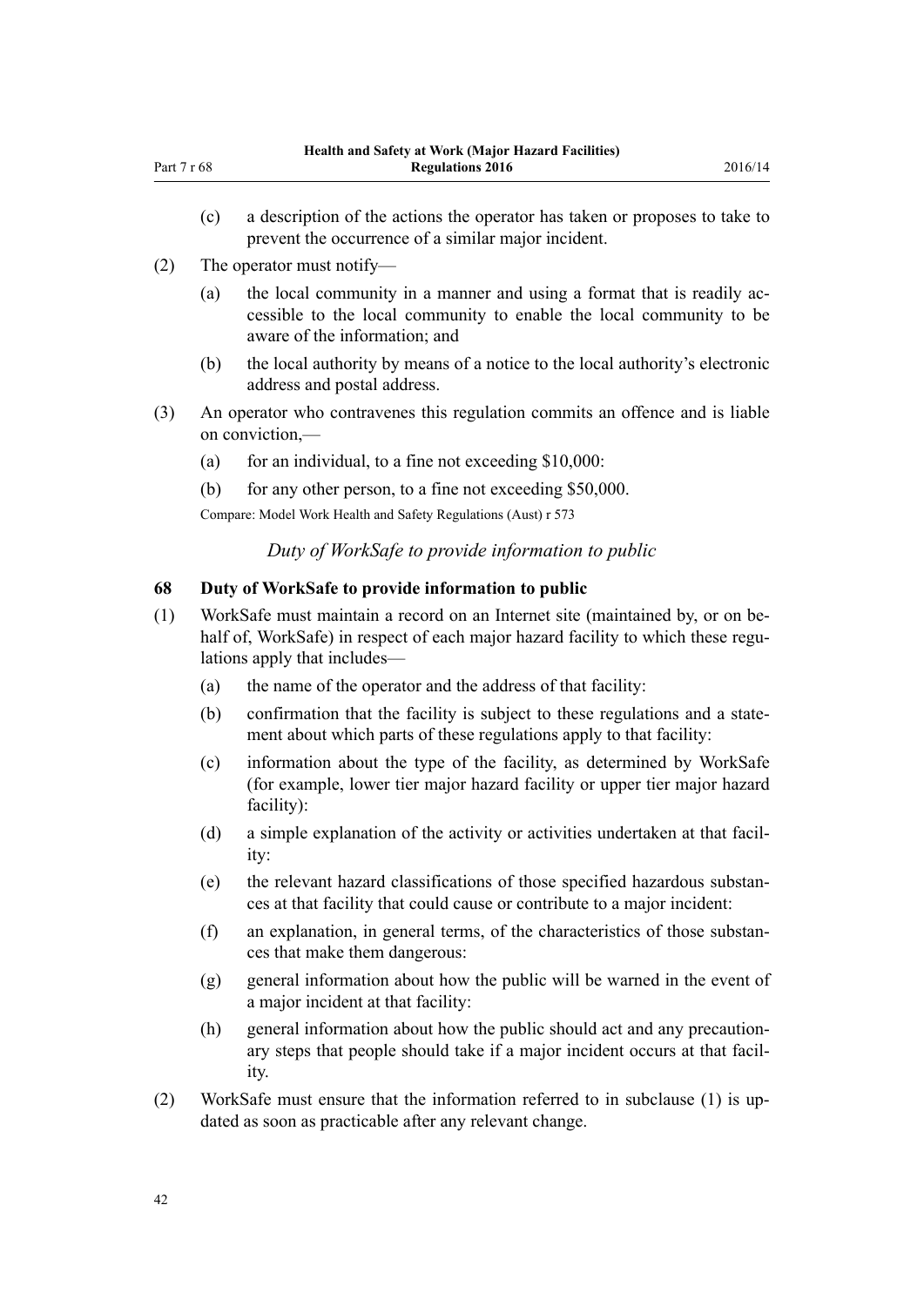(c) a description of the actions the operator has taken or proposes to take to prevent the occurrence of a similar major incident.

(2) The operator must notify—

(a) the local community in a manner and using a format that is readily accessible to the local community to enable the local community to be aware of the information; and

(b) the local authority by means of a notice to the local authority's electronic address and postal address.

(3) An operator who contravenes this regulation commits an offence and is liable on conviction,—

(a) for an individual, to a fine not exceeding $10,000:

(b) for any other person, to a fine not exceeding $50,000.

Compare: Model Work Health and Safety Regulations (Aust) r 573

*Duty of WorkSafe to provide information to public*

### 68 Duty of WorkSafe to provide information to public

(1) WorkSafe must maintain a record on an Internet site (maintained by, or on behalf of, WorkSafe) in respect of each major hazard facility to which these regulations apply that includes—

(a) the name of the operator and the address of that facility:

(b) confirmation that the facility is subject to these regulations and a statement about which parts of these regulations apply to that facility:

(c) information about the type of the facility, as determined by WorkSafe (for example, lower tier major hazard facility or upper tier major hazard facility):

(d) a simple explanation of the activity or activities undertaken at that facility:

(e) the relevant hazard classifications of those specified hazardous substances at that facility that could cause or contribute to a major incident:

(f) an explanation, in general terms, of the characteristics of those substances that make them dangerous:

(g) general information about how the public will be warned in the event of a major incident at that facility:

(h) general information about how the public should act and any precautionary steps that people should take if a major incident occurs at that facility.

(2) WorkSafe must ensure that the information referred to in subclause (1) is updated as soon as practicable after any relevant change.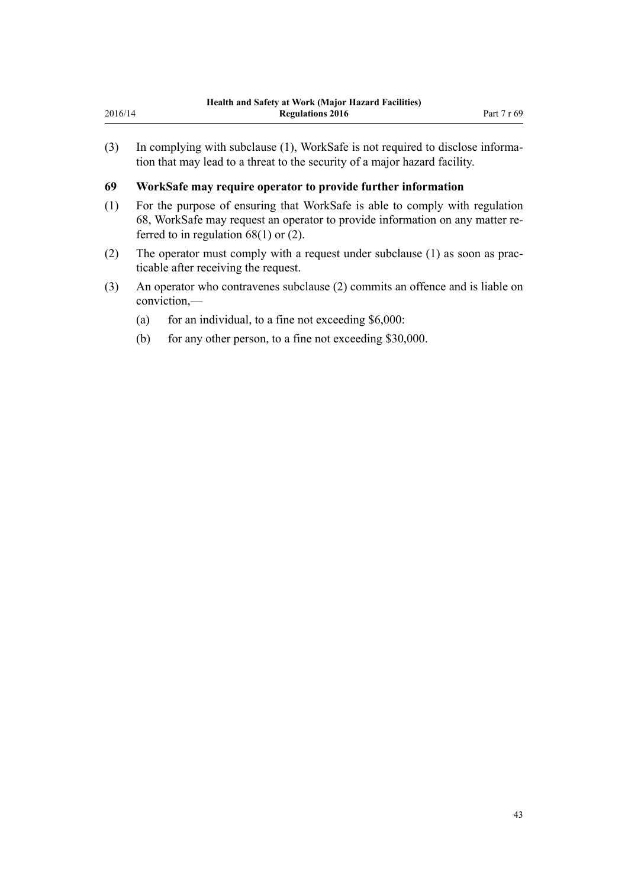(3) In complying with subclause (1), WorkSafe is not required to disclose information that may lead to a threat to the security of a major hazard facility.

### 69 WorkSafe may require operator to provide further information

(1) For the purpose of ensuring that WorkSafe is able to comply with regulation 68, WorkSafe may request an operator to provide information on any matter referred to in regulation 68(1) or (2).

(2) The operator must comply with a request under subclause (1) as soon as practicable after receiving the request.

(3) An operator who contravenes subclause (2) commits an offence and is liable on conviction,—

  (a) for an individual, to a fine not exceeding $6,000:

  (b) for any other person, to a fine not exceeding $30,000.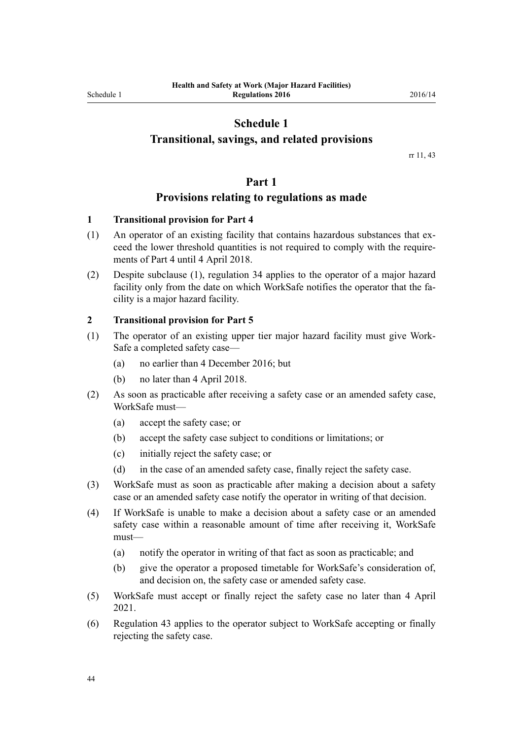# Schedule 1
# Transitional, savings, and related provisions

rr 11, 43

## Part 1
## Provisions relating to regulations as made

### 1 Transitional provision for Part 4

(1) An operator of an existing facility that contains hazardous substances that exceed the lower threshold quantities is not required to comply with the requirements of Part 4 until 4 April 2018.

(2) Despite subclause (1), regulation 34 applies to the operator of a major hazard facility only from the date on which WorkSafe notifies the operator that the facility is a major hazard facility.

### 2 Transitional provision for Part 5

(1) The operator of an existing upper tier major hazard facility must give WorkSafe a completed safety case—

(a) no earlier than 4 December 2016; but

(b) no later than 4 April 2018.

(2) As soon as practicable after receiving a safety case or an amended safety case, WorkSafe must—

(a) accept the safety case; or

(b) accept the safety case subject to conditions or limitations; or

(c) initially reject the safety case; or

(d) in the case of an amended safety case, finally reject the safety case.

(3) WorkSafe must as soon as practicable after making a decision about a safety case or an amended safety case notify the operator in writing of that decision.

(4) If WorkSafe is unable to make a decision about a safety case or an amended safety case within a reasonable amount of time after receiving it, WorkSafe must—

(a) notify the operator in writing of that fact as soon as practicable; and

(b) give the operator a proposed timetable for WorkSafe's consideration of, and decision on, the safety case or amended safety case.

(5) WorkSafe must accept or finally reject the safety case no later than 4 April 2021.

(6) Regulation 43 applies to the operator subject to WorkSafe accepting or finally rejecting the safety case.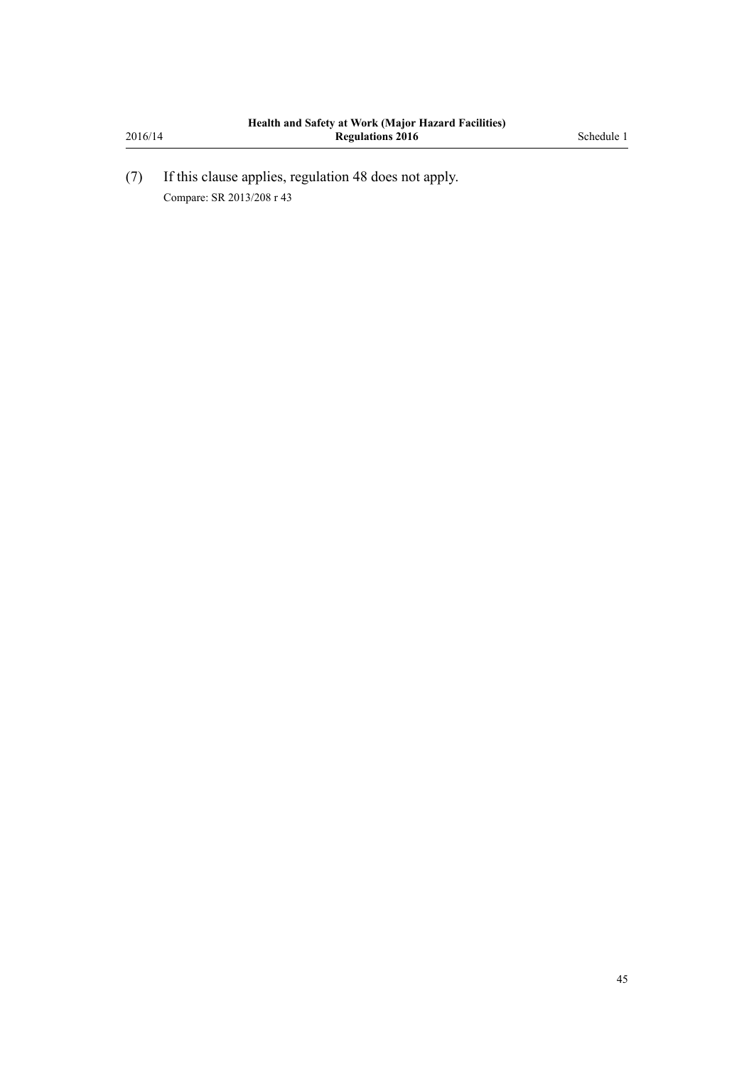(7) If this clause applies, regulation 48 does not apply.

Compare: SR 2013/208 r 43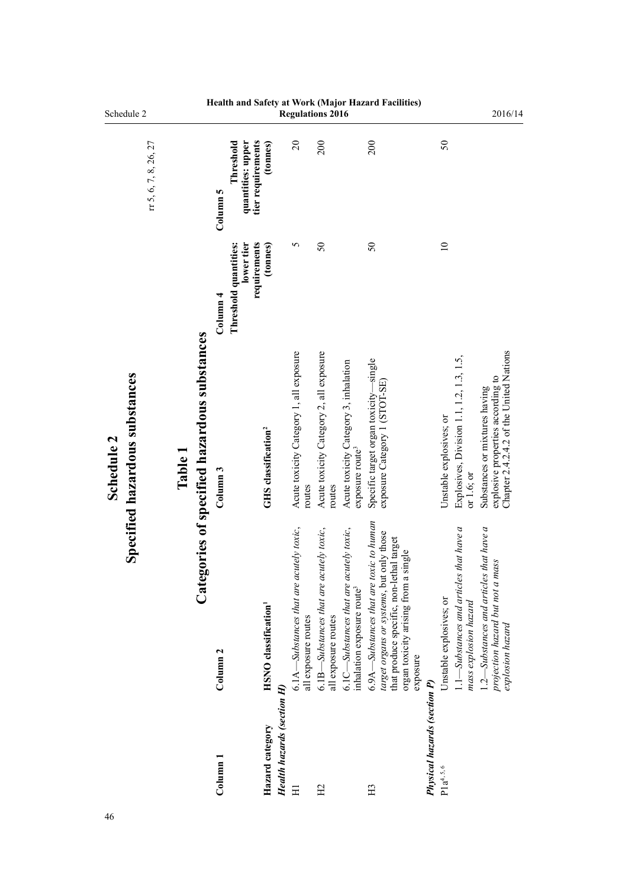# Schedule 2
## Specified hazardous substances

rr 5, 6, 7, 8, 26, 27

### Table 1
### Categories of specified hazardous substances

| Column 1 | Column 2 | Column 3 | Column 4 | Column 5 |
|---|---|---|---|---|
| **Hazard category** | **HSNO classification**[1] | **GHS classification**[2] | **Threshold quantities: lower tier requirements (tonnes)** | **Threshold quantities: upper tier requirements (tonnes)** |
| ***Health hazards (section H)*** | | | | |
| H1 | 6.1A—*Substances that are acutely toxic*, all exposure routes | Acute toxicity Category 1, all exposure routes | 5 | 20 |
| H2 | 6.1B—*Substances that are acutely toxic*, all exposure routes | Acute toxicity Category 2, all exposure routes | 50 | 200 |
| | 6.1C—*Substances that are acutely toxic*, inhalation exposure route[3] | Acute toxicity Category 3, inhalation exposure route[3] | | |
| H3 | 6.9A—*Substances that are toxic to human target organs or systems*, but only those that produce specific, non-lethal target organ toxicity arising from a single exposure | Specific target organ toxicity—single exposure Category 1 (STOT-SE) | 50 | 200 |
| ***Physical hazards (section P)*** | | | | |
| P1a[4, 5, 6] | Unstable explosives; or | Unstable explosives; or | 10 | 50 |
| | 1.1—*Substances and articles that have a mass explosion hazard* | Explosives, Division 1.1, 1.2, 1.3, 1.5, or 1.6; or | | |
| | 1.2—*Substances and articles that have a projection hazard but not a mass explosion hazard* | Substances or mixtures having explosive properties according to Chapter 2.1.4.2.2 of the United Nations | | |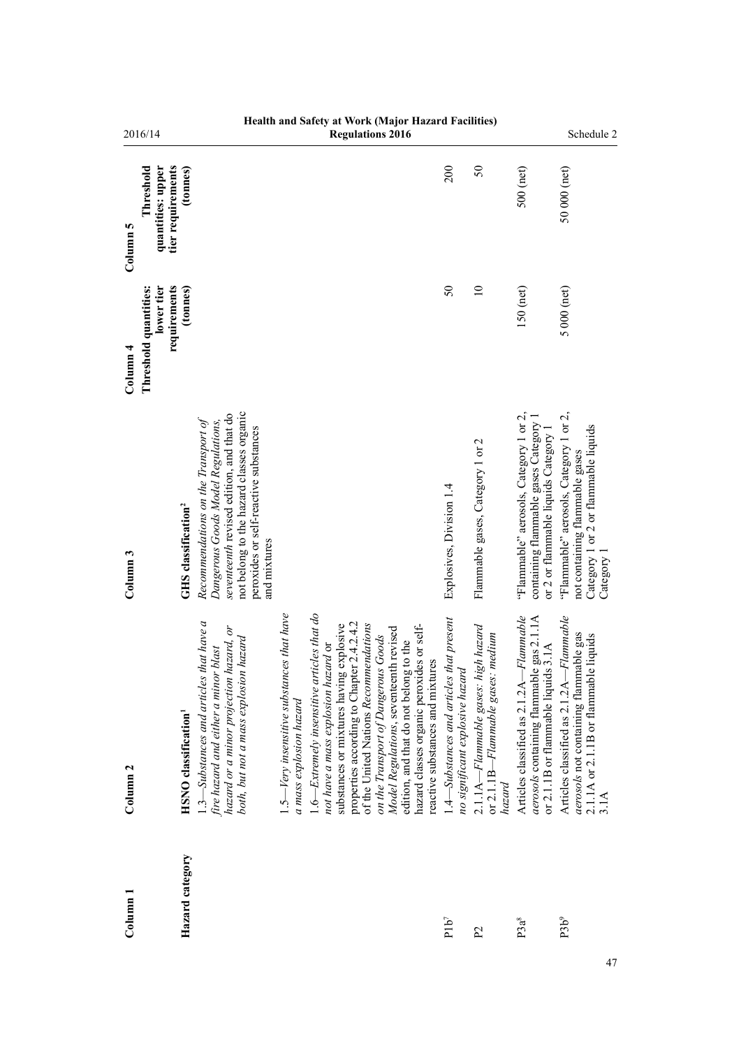| Column 1 | Column 2 | Column 3 | Column 4 | Column 5 |
|---|---|---|---|---|
| **Hazard category** | **HSNO classification**[1] | **GHS classification**[2] | **Threshold quantities: lower tier requirements (tonnes)** | **Threshold quantities: upper tier requirements (tonnes)** |
| | 1.3—*Substances and articles that have a fire hazard and either a minor blast hazard or a minor projection hazard, or both, but not a mass explosion hazard* | *Recommendations on the Transport of Dangerous Goods Model Regulations, seventeenth* revised edition, and that do not belong to the hazard classes organic peroxides or self-reactive substances and mixtures | | |
| | 1.5—*Very insensitive substances that have a mass explosion hazard* | | | |
| | 1.6—*Extremely insensitive articles that do not have a mass explosion hazard* or substances or mixtures having explosive properties according to Chapter 2.4.2.4.2 of the United Nations *Recommendations on the Transport of Dangerous Goods Model Regulations*, seventeenth revised edition, and that do not belong to the hazard classes organic peroxides or self-reactive substances and mixtures | | | |
| P1b[7] | 1.4—*Substances and articles that present no significant explosive hazard* | Explosives, Division 1.4 | 50 | 200 |
| P2 | 2.1.1A—*Flammable gases: high hazard* or 2.1.1B—*Flammable gases: medium hazard* | Flammable gases, Category 1 or 2 | 10 | 50 |
| P3a[8] | Articles classified as 2.1.2A—*Flammable aerosols* containing flammable gas 2.1.1A or 2.1.1B or flammable liquids 3.1A | "Flammable" aerosols, Category 1 or 2, containing flammable gases Category 1 or 2 or flammable liquids Category 1 | 150 (net) | 500 (net) |
| P3b[9] | Articles classified as 2.1.2A—*Flammable aerosols* not containing flammable gas 2.1.1A or 2.1.1B or flammable liquids 3.1A | "Flammable" aerosols, Category 1 or 2, not containing flammable gases Category 1 or 2 or flammable liquids Category 1 | 5 000 (net) | 50 000 (net) |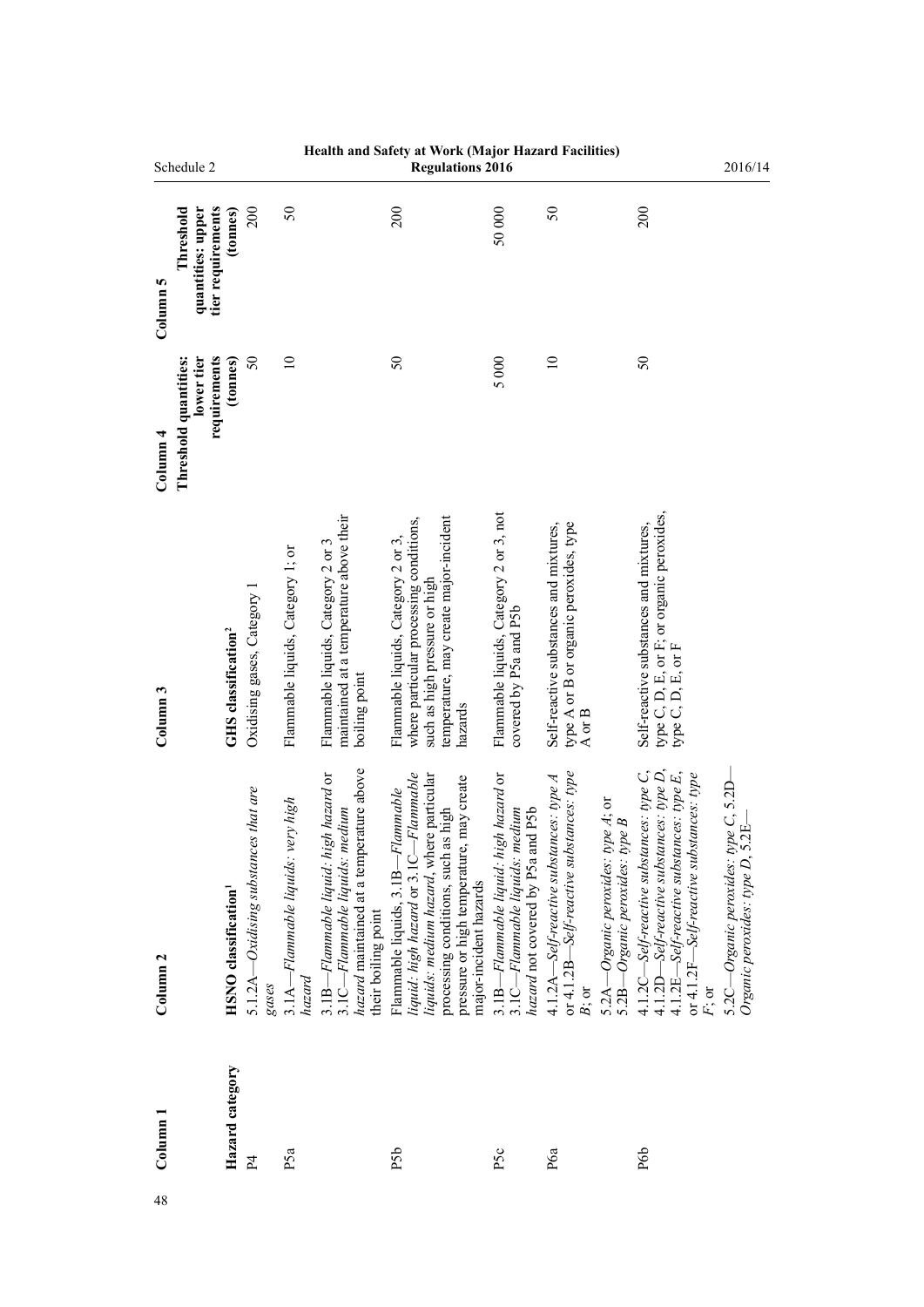| Column 1 | Column 2 | Column 3 | Column 4 | Column 5 |
|---|---|---|---|---|
| **Hazard category** | **HSNO classification**[1] | **GHS classification**[2] | **Threshold quantities: lower tier requirements (tonnes)** | **Threshold quantities: upper tier requirements (tonnes)** |
| P4 | 5.1.2A—*Oxidising substances that are gases* | Oxidising gases, Category 1 | 50 | 200 |
| P5a | 3.1A—*Flammable liquids: very high hazard*<br>3.1B—*Flammable liquid: high hazard* or 3.1C—*Flammable liquids: medium hazard* maintained at a temperature above their boiling point | Flammable liquids, Category 1; or<br>Flammable liquids, Category 2 or 3 maintained at a temperature above their boiling point | 10 | 50 |
| P5b | Flammable liquids, 3.1B—*Flammable liquid: high hazard* or 3.1C—*Flammable liquids: medium hazard*, where particular processing conditions, such as high pressure or high temperature, may create major-incident hazards | Flammable liquids, Category 2 or 3, where particular processing conditions, such as high pressure or high temperature, may create major-incident hazards | 50 | 200 |
| P5c | 3.1B—*Flammable liquid: high hazard* or 3.1C—*Flammable liquids: medium hazard* not covered by P5a and P5b | Flammable liquids, Category 2 or 3, not covered by P5a and P5b | 5 000 | 50 000 |
| P6a | 4.1.2A—*Self-reactive substances: type A* or 4.1.2B—*Self-reactive substances: type B*; or<br>5.2A—*Organic peroxides: type A*; or 5.2B—*Organic peroxides: type B* | Self-reactive substances and mixtures, type A or B or organic peroxides, type A or B | 10 | 50 |
| P6b | 4.1.2C—*Self-reactive substances: type C*, 4.1.2D—*Self-reactive substances: type D*, 4.1.2E—*Self-reactive substances: type E*, or 4.1.2F—*Self-reactive substances: type F*; or<br>5.2C—*Organic peroxides: type C*, 5.2D—*Organic peroxides: type D*, 5.2E— | Self-reactive substances and mixtures, type C, D, E, or F; or organic peroxides, type C, D, E, or F | 50 | 200 |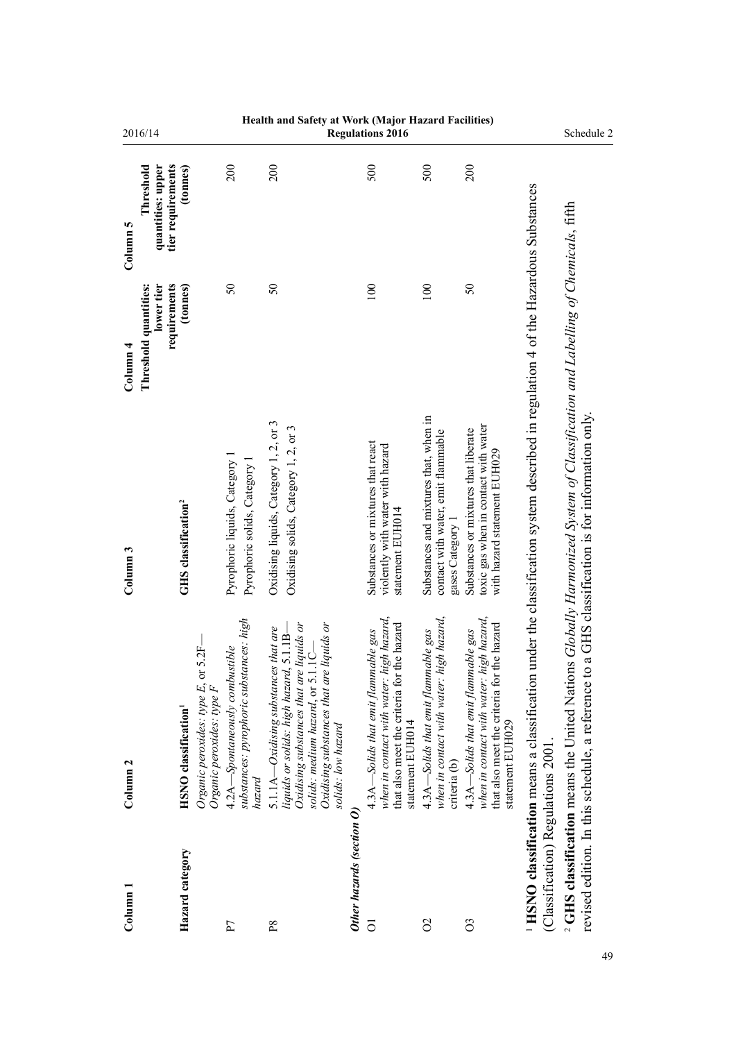| Column 1 | Column 2 | Column 3 | Column 4 | Column 5 |
|---|---|---|---|---|
| Hazard category | HSNO classification[1] | GHS classification[2] | Threshold quantities: lower tier requirements (tonnes) | Threshold quantities: upper tier requirements (tonnes) |
| | *Organic peroxides: type E*, or 5.2F—*Organic peroxides: type F* | | | |
| P7 | 4.2A—*Spontaneously combustible substances: pyrophoric substances: high hazard* | Pyrophoric liquids, Category 1<br>Pyrophoric solids, Category 1 | 50 | 200 |
| P8 | 5.1.1A—*Oxidising substances that are liquids or solids: high hazard*, 5.1.1B—*Oxidising substances that are liquids or solids: medium hazard*, or 5.1.1C—*Oxidising substances that are liquids or solids: low hazard* | Oxidising liquids, Category 1, 2, or 3<br>Oxidising solids, Category 1, 2, or 3 | 50 | 200 |
| ***Other hazards (section O)*** | | | | |
| O1 | 4.3A—*Solids that emit flammable gas when in contact with water: high hazard*, that also meet the criteria for the hazard statement EUH014 | Substances or mixtures that react violently with water with hazard statement EUH014 | 100 | 500 |
| O2 | 4.3A—*Solids that emit flammable gas when in contact with water: high hazard*, criteria (b) | Substances and mixtures that, when in contact with water, emit flammable gases Category 1 | 100 | 500 |
| O3 | 4.3A—*Solids that emit flammable gas when in contact with water: high hazard*, that also meet the criteria for the hazard statement EUH029 | Substances or mixtures that liberate toxic gas when in contact with water with hazard statement EUH029 | 50 | 200 |

[1] **HSNO classification** means a classification under the classification system described in regulation 4 of the Hazardous Substances (Classification) Regulations 2001.

[2] **GHS classification** means the United Nations *Globally Harmonized System of Classification and Labelling of Chemicals*, fifth revised edition. In this schedule, a reference to a GHS classification is for information only.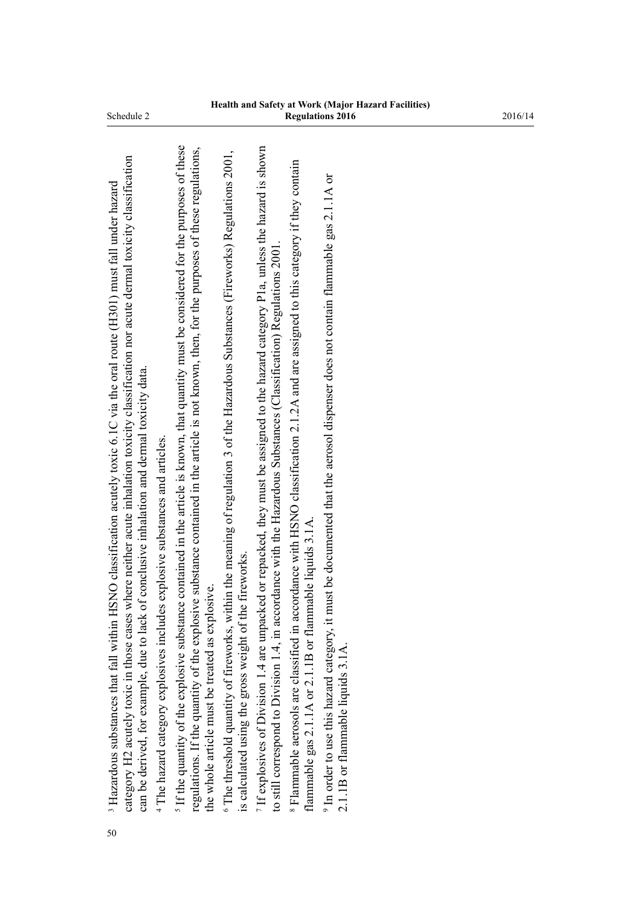[3] Hazardous substances that fall within HSNO classification acutely toxic 6.1C via the oral route (H301) must fall under hazard category H2 acutely toxic in those cases where neither acute inhalation toxicity classification nor acute dermal toxicity classification can be derived, for example, due to lack of conclusive inhalation and dermal toxicity data.

[4] The hazard category explosives includes explosive substances and articles.

[5] If the quantity of the explosive substance contained in the article is known, that quantity must be considered for the purposes of these regulations. If the quantity of the explosive substance contained in the article is not known, then, for the purposes of these regulations, the whole article must be treated as explosive.

[6] The threshold quantity of fireworks, within the meaning of regulation 3 of the Hazardous Substances (Fireworks) Regulations 2001, is calculated using the gross weight of the fireworks.

[7] If explosives of Division 1.4 are unpacked or repacked, they must be assigned to the hazard category P1a, unless the hazard is shown to still correspond to Division 1.4, in accordance with the Hazardous Substances (Classification) Regulations 2001.

[8] Flammable aerosols are classified in accordance with HSNO classification 2.1.2A and are assigned to this category if they contain flammable gas 2.1.1A or 2.1.1B or flammable liquids 3.1A.

[9] In order to use this hazard category, it must be documented that the aerosol dispenser does not contain flammable gas 2.1.1A or 2.1.1B or flammable liquids 3.1A.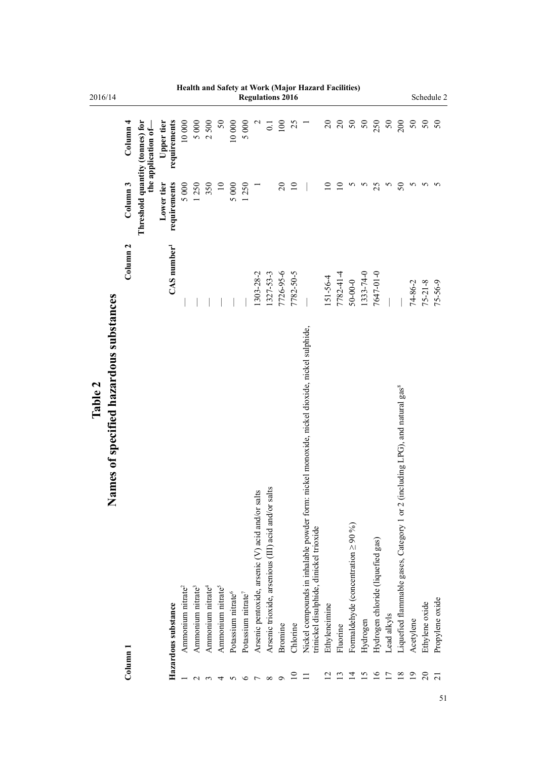# Table 2
## Names of specified hazardous substances

| Column 1 | | Column 2 | Column 3 | Column 4 |
|---|---|---|---|---|
| | | | Threshold quantity (tonnes) for the application of— | |
| | Hazardous substance | CAS number[1] | Lower tier requirements | Upper tier requirements |
| 1 | Ammonium nitrate[2] | — | 5 000 | 10 000 |
| 2 | Ammonium nitrate[3] | — | 1 250 | 5 000 |
| 3 | Ammonium nitrate[4] | — | 350 | 2 500 |
| 4 | Ammonium nitrate[5] | — | 10 | 50 |
| 5 | Potassium nitrate[6] | — | 5 000 | 10 000 |
| 6 | Potassium nitrate[7] | — | 1 250 | 5 000 |
| 7 | Arsenic pentoxide, arsenic (V) acid and/or salts | 1303-28-2 | 1 | 2 |
| 8 | Arsenic trioxide, arsenious (III) acid and/or salts | 1327-53-3 | | 0.1 |
| 9 | Bromine | 7726-95-6 | 20 | 100 |
| 10 | Chlorine | 7782-50-5 | 10 | 25 |
| 11 | Nickel compounds in inhalable powder form: nickel monoxide, nickel dioxide, nickel sulphide, trinickel disulphide, dinickel trioxide | — | — | 1 |
| 12 | Ethyleneimine | 151-56-4 | 10 | 20 |
| 13 | Fluorine | 7782-41-4 | 10 | 20 |
| 14 | Formaldehyde (concentration ≥ 90 %) | 50-00-0 | 5 | 50 |
| 15 | Hydrogen | 1333-74-0 | 5 | 50 |
| 16 | Hydrogen chloride (liquefied gas) | 7647-01-0 | 25 | 250 |
| 17 | Lead alkyls | — | 5 | 50 |
| 18 | Liquefied flammable gases, Category 1 or 2 (including LPG), and natural gas[8] | — | 50 | 200 |
| 19 | Acetylene | 74-86-2 | 5 | 50 |
| 20 | Ethylene oxide | 75-21-8 | 5 | 50 |
| 21 | Propylene oxide | 75-56-9 | 5 | 50 |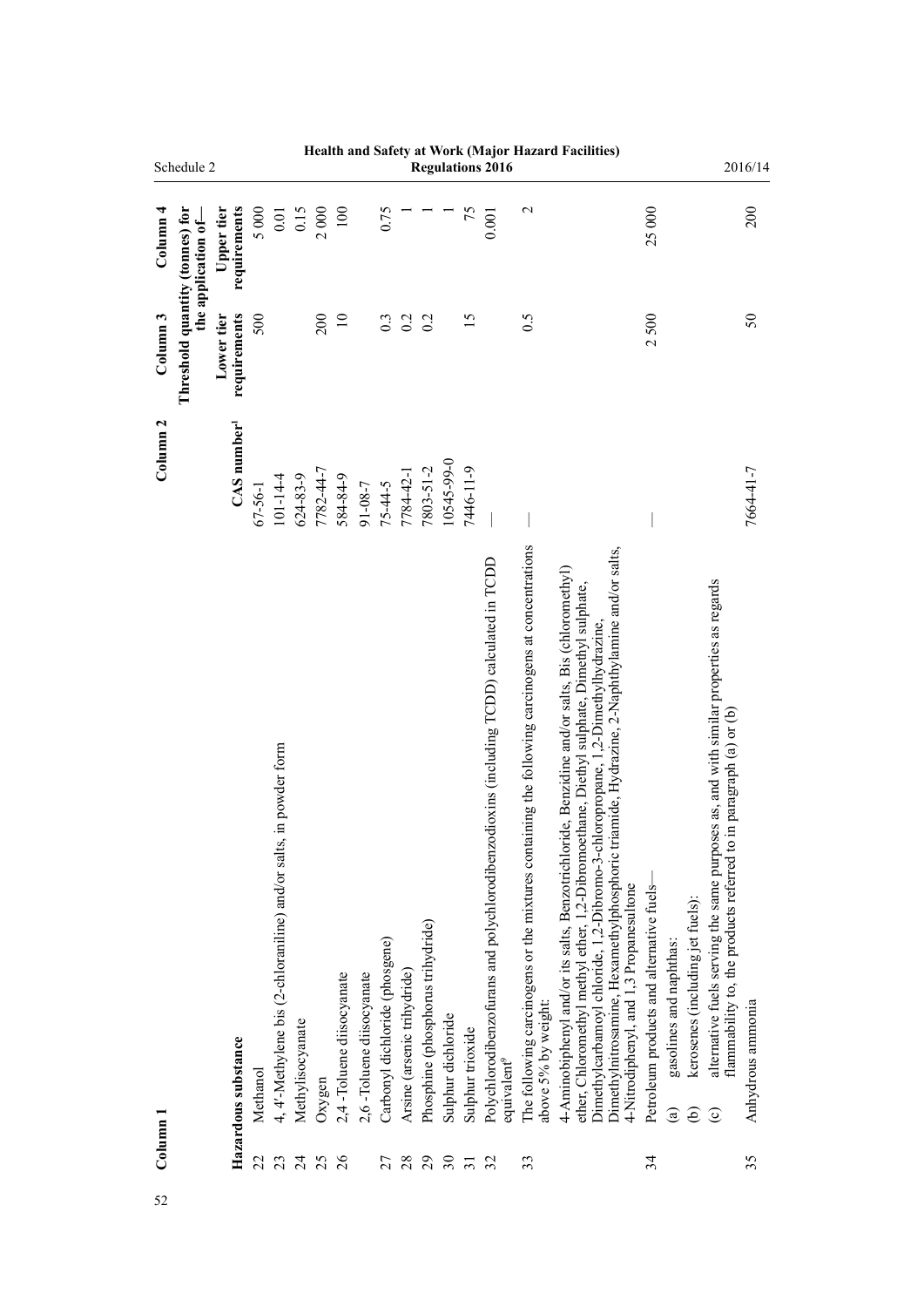| Column 1 | | Column 2 | Column 3 | Column 4 |
|---|---|---|---|---|
| | | | Threshold quantity (tonnes) for the application of— | |
| | Hazardous substance | CAS number[1] | Lower tier requirements | Upper tier requirements |
| 22 | Methanol | 67-56-1 | 500 | 5 000 |
| 23 | 4, 4'-Methylene bis (2-chloraniline) and/or salts, in powder form | 101-14-4 | | 0.01 |
| 24 | Methylisocyanate | 624-83-9 | | 0.15 |
| 25 | Oxygen | 7782-44-7 | 200 | 2 000 |
| 26 | 2,4 -Toluene diisocyanate | 584-84-9 | 10 | 100 |
| | 2,6 -Toluene diisocyanate | 91-08-7 | | |
| 27 | Carbonyl dichloride (phosgene) | 75-44-5 | 0.3 | 0.75 |
| 28 | Arsine (arsenic trihydride) | 7784-42-1 | 0.2 | 1 |
| 29 | Phosphine (phosphorus trihydride) | 7803-51-2 | 0.2 | 1 |
| 30 | Sulphur dichloride | 10545-99-0 | | 1 |
| 31 | Sulphur trioxide | 7446-11-9 | 15 | 75 |
| 32 | Polychlorodibenzofurans and polychlorodibenzodioxins (including TCDD) calculated in TCDD equivalent[9] | — | | 0.001 |
| 33 | The following carcinogens or the mixtures containing the following carcinogens at concentrations above 5% by weight:<br>4-Aminobiphenyl and/or its salts, Benzotrichloride, Benzidine and/or salts, Bis (chloromethyl) ether, Chloromethyl methyl ether, 1,2-Dibromoethane, Diethyl sulphate, Dimethyl sulphate, Dimethylcarbamoyl chloride, 1,2-Dibromo-3-chloropropane, 1,2-Dimethylhydrazine, Dimethylnitrosamine, Hexamethylphosphoric triamide, Hydrazine, 2-Naphthylamine and/or salts, 4-Nitrodiphenyl, and 1,3 Propanesultone | — | 0.5 | 2 |
| 34 | Petroleum products and alternative fuels—<br>(a) gasolines and naphthas:<br>(b) kerosenes (including jet fuels):<br>(c) alternative fuels serving the same purposes as, and with similar properties as regards flammability to, the products referred to in paragraph (a) or (b) | — | 2 500 | 25 000 |
| 35 | Anhydrous ammonia | 7664-41-7 | 50 | 200 |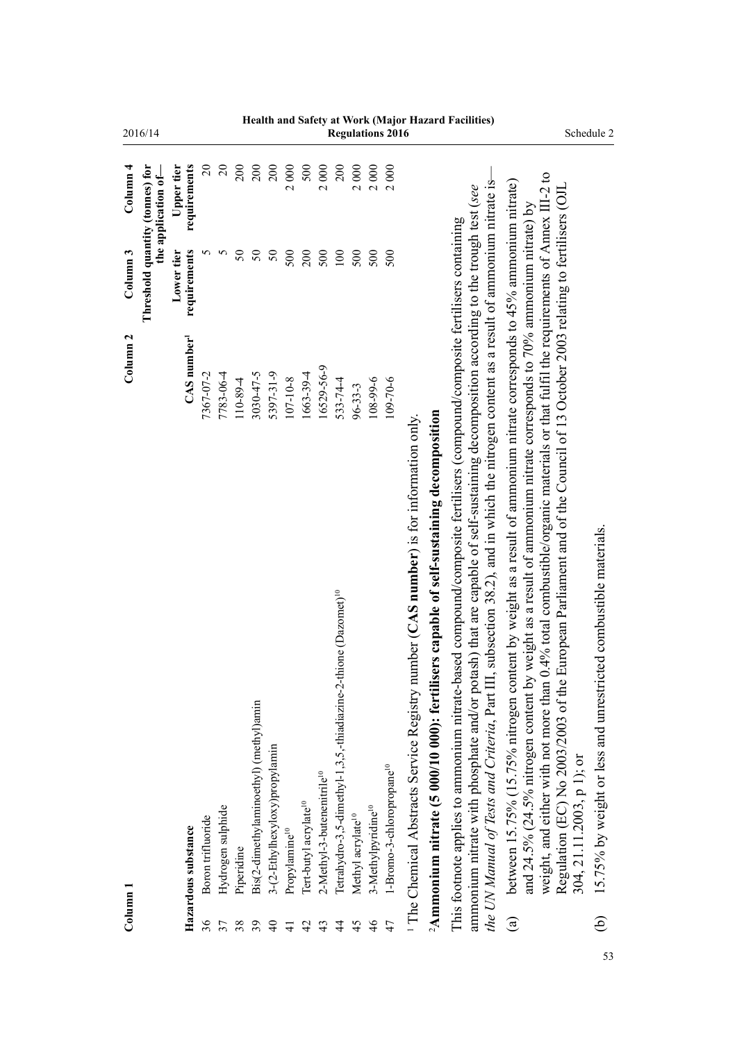| Column 1 | | Column 2 | Column 3 | Column 4 |
|---|---|---|---|---|
| | | | Threshold quantity (tonnes) for the application of— | |
| | Hazardous substance | CAS number[1] | Lower tier requirements | Upper tier requirements |
| 36 | Boron trifluoride | 7367-07-2 | 5 | 20 |
| 37 | Hydrogen sulphide | 7783-06-4 | 5 | 20 |
| 38 | Piperidine | 110-89-4 | 50 | 200 |
| 39 | Bis(2-dimethylaminoethyl) (methyl)amin | 3030-47-5 | 50 | 200 |
| 40 | 3-(2-Ethylhexyloxy)propylamin | 5397-31-9 | 50 | 200 |
| 41 | Propylamine[10] | 107-10-8 | 500 | 2 000 |
| 42 | Tert-butyl acrylate[10] | 1663-39-4 | 200 | 500 |
| 43 | 2-Methyl-3-butenenitrile[10] | 16529-56-9 | 500 | 2 000 |
| 44 | Tetrahydro-3,5-dimethyl-1,3,5,-thiadiazine-2-thione (Dazomet)[10] | 533-74-4 | 100 | 200 |
| 45 | Methyl acrylate[10] | 96-33-3 | 500 | 2 000 |
| 46 | 3-Methylpyridine[10] | 108-99-6 | 500 | 2 000 |
| 47 | 1-Bromo-3-chloropropane[10] | 109-70-6 | 500 | 2 000 |

[1] The Chemical Abstracts Service Registry number (**CAS number**) is for information only.

[2]**Ammonium nitrate (5 000/10 000): fertilisers capable of self-sustaining decomposition**

This footnote applies to ammonium nitrate-based compound/composite fertilisers (compound/composite fertilisers containing ammonium nitrate with phosphate and/or potash) that are capable of self-sustaining decomposition according to the trough test (*see the UN Manual of Tests and Criteria*, Part III, subsection 38.2), and in which the nitrogen content as a result of ammonium nitrate is—

(a) between 15.75% (15.75% nitrogen content by weight as a result of ammonium nitrate corresponds to 45% ammonium nitrate) and 24.5% (24.5% nitrogen content by weight as a result of ammonium nitrate corresponds to 70% ammonium nitrate) by weight, and either with not more than 0.4% total combustible/organic materials or that fulfil the requirements of Annex III-2 to Regulation (EC) No 2003/2003 of the European Parliament and of the Council of 13 October 2003 relating to fertilisers (OJL 304, 21.11.2003, p 1); or

(b) 15.75% by weight or less and unrestricted combustible materials.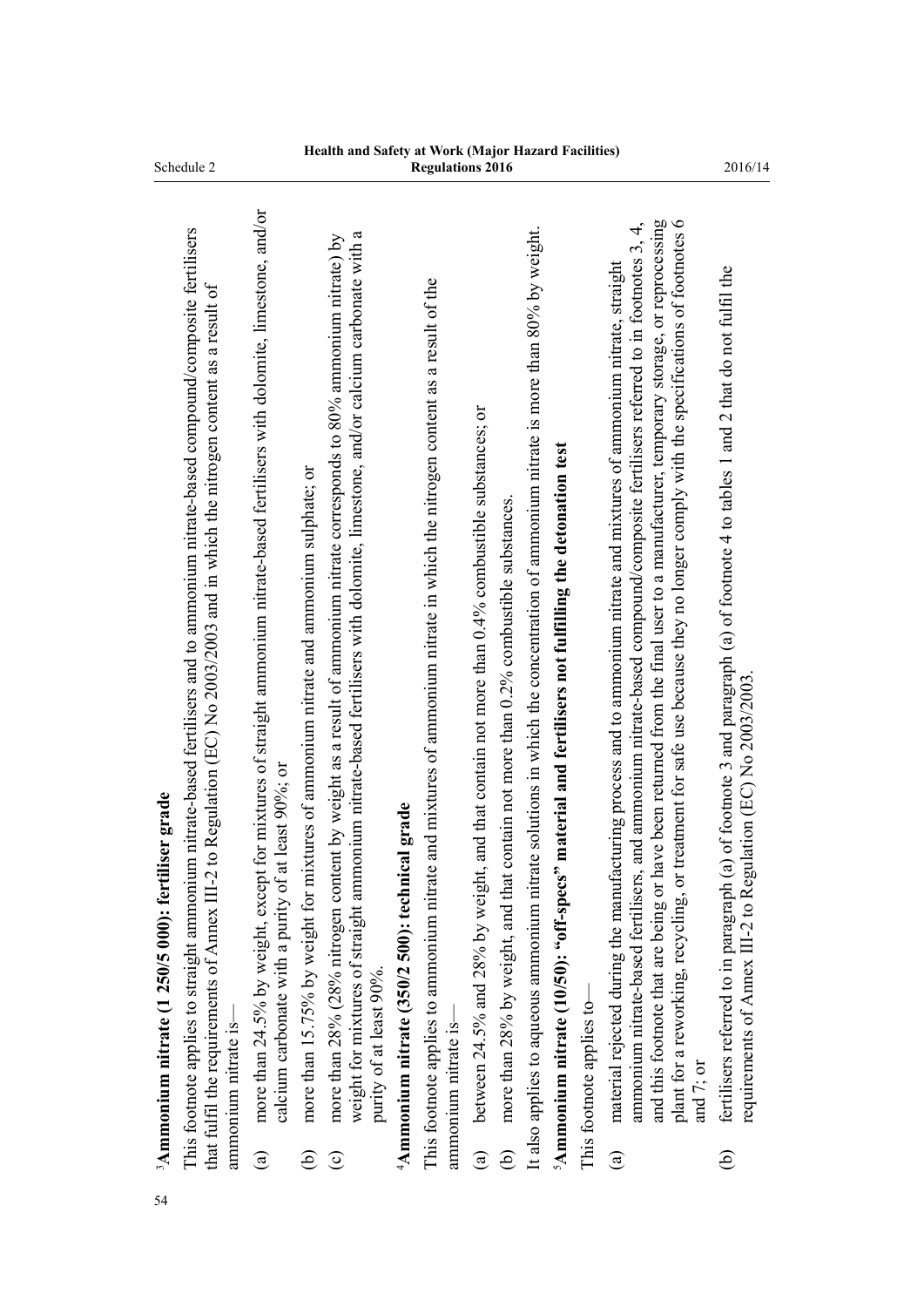[3]**Ammonium nitrate (1 250/5 000): fertiliser grade**

This footnote applies to straight ammonium nitrate-based fertilisers and to ammonium nitrate-based compound/composite fertilisers that fulfil the requirements of Annex III-2 to Regulation (EC) No 2003/2003 and in which the nitrogen content as a result of ammonium nitrate is—

(a) more than 24.5% by weight, except for mixtures of straight ammonium nitrate-based fertilisers with dolomite, limestone, and/or calcium carbonate with a purity of at least 90%; or

(b) more than 15.75% by weight for mixtures of ammonium nitrate and ammonium sulphate; or

(c) more than 28% (28% nitrogen content by weight as a result of ammonium nitrate corresponds to 80% ammonium nitrate) by weight for mixtures of straight ammonium nitrate-based fertilisers with dolomite, limestone, and/or calcium carbonate with a purity of at least 90%.

[4]**Ammonium nitrate (350/2 500): technical grade**

This footnote applies to ammonium nitrate and mixtures of ammonium nitrate in which the nitrogen content as a result of the ammonium nitrate is—

(a) between 24.5% and 28% by weight, and that contain not more than 0.4% combustible substances; or

(b) more than 28% by weight, and that contain not more than 0.2% combustible substances.

It also applies to aqueous ammonium nitrate solutions in which the concentration of ammonium nitrate is more than 80% by weight.

[5]**Ammonium nitrate (10/50): "off-specs" material and fertilisers not fulfilling the detonation test**

This footnote applies to—

(a) material rejected during the manufacturing process and to ammonium nitrate and mixtures of ammonium nitrate, straight ammonium nitrate-based fertilisers, and ammonium nitrate-based compound/composite fertilisers referred to in footnotes 3, 4, and this footnote that are being or have been returned from the final user to a manufacturer, temporary storage, or reprocessing plant for a reworking, recycling, or treatment for safe use because they no longer comply with the specifications of footnotes 6 and 7; or

(b) fertilisers referred to in paragraph (a) of footnote 3 and paragraph (a) of footnote 4 to tables 1 and 2 that do not fulfil the requirements of Annex III-2 to Regulation (EC) No 2003/2003.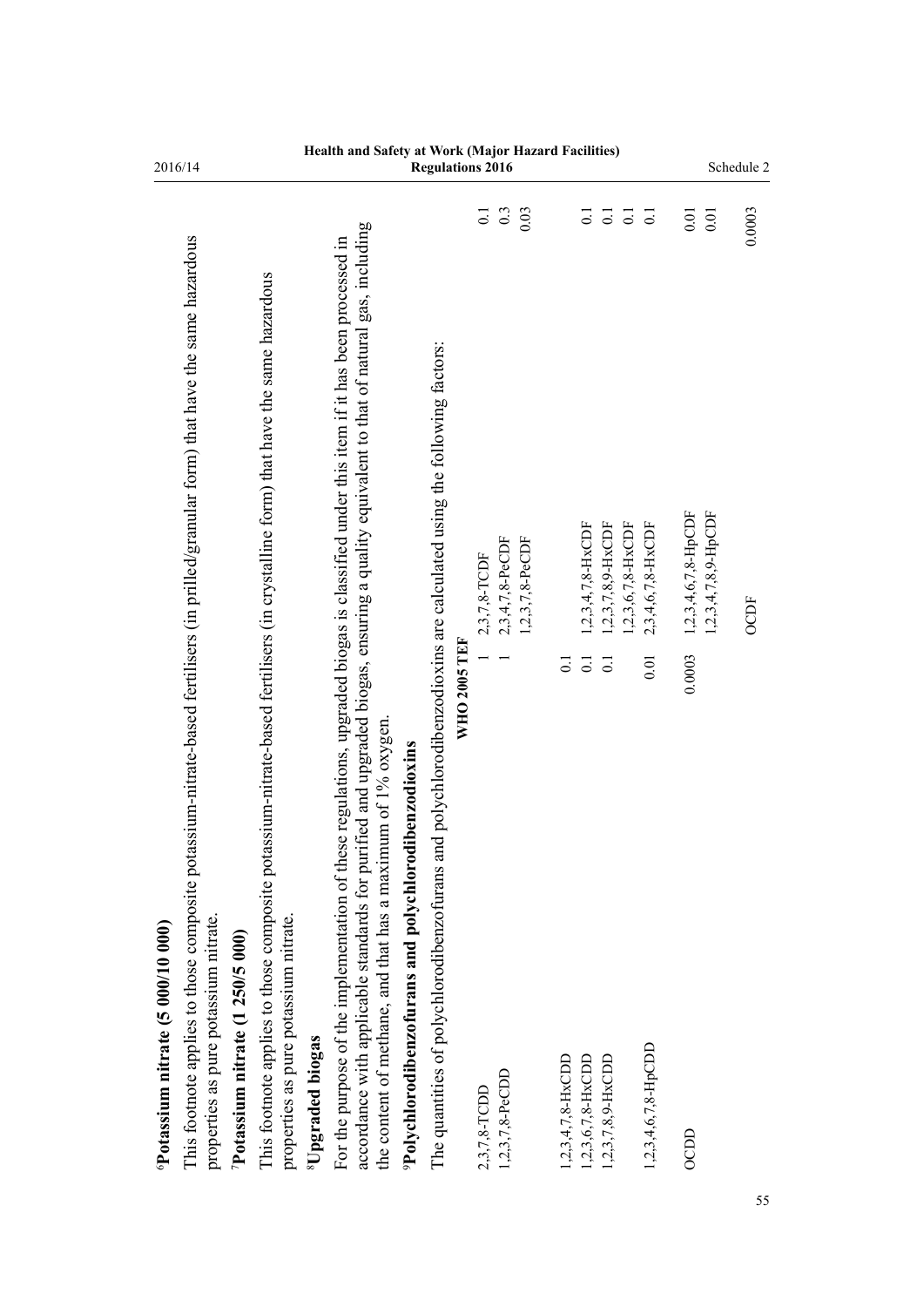**[6]Potassium nitrate (5 000/10 000)**

This footnote applies to those composite potassium-nitrate-based fertilisers (in prilled/granular form) that have the same hazardous properties as pure potassium nitrate.

**[7]Potassium nitrate (1 250/5 000)**

This footnote applies to those composite potassium-nitrate-based fertilisers (in crystalline form) that have the same hazardous properties as pure potassium nitrate.

**[8]Upgraded biogas**

For the purpose of the implementation of these regulations, upgraded biogas is classified under this item if it has been processed in accordance with applicable standards for purified and upgraded biogas, ensuring a quality equivalent to that of natural gas, including the content of methane, and that has a maximum of 1% oxygen.

**[9]Polychlorodibenzofurans and polychlorodibenzodioxins**

The quantities of polychlorodibenzofurans and polychlorodibenzodioxins are calculated using the following factors:

| | WHO 2005 TEF | | |
|---|---|---|---|
| 2,3,7,8-TCDD | 1 | 2,3,7,8-TCDF | 0.1 |
| 1,2,3,7,8-PeCDD | 1 | 2,3,4,7,8-PeCDF | 0.3 |
| | | 1,2,3,7,8-PeCDF | 0.03 |
| 1,2,3,4,7,8-HxCDD | 0.1 | | |
| 1,2,3,6,7,8-HxCDD | 0.1 | 1,2,3,4,7,8-HxCDF | 0.1 |
| 1,2,3,7,8,9-HxCDD | 0.1 | 1,2,3,7,8,9-HxCDF | 0.1 |
| | | 1,2,3,6,7,8-HxCDF | 0.1 |
| 1,2,3,4,6,7,8-HpCDD | 0.01 | 2,3,4,6,7,8-HxCDF | 0.1 |
| OCDD | 0.0003 | 1,2,3,4,6,7,8-HpCDF | 0.01 |
| | | 1,2,3,4,7,8,9-HpCDF | 0.01 |
| | | OCDF | 0.0003 |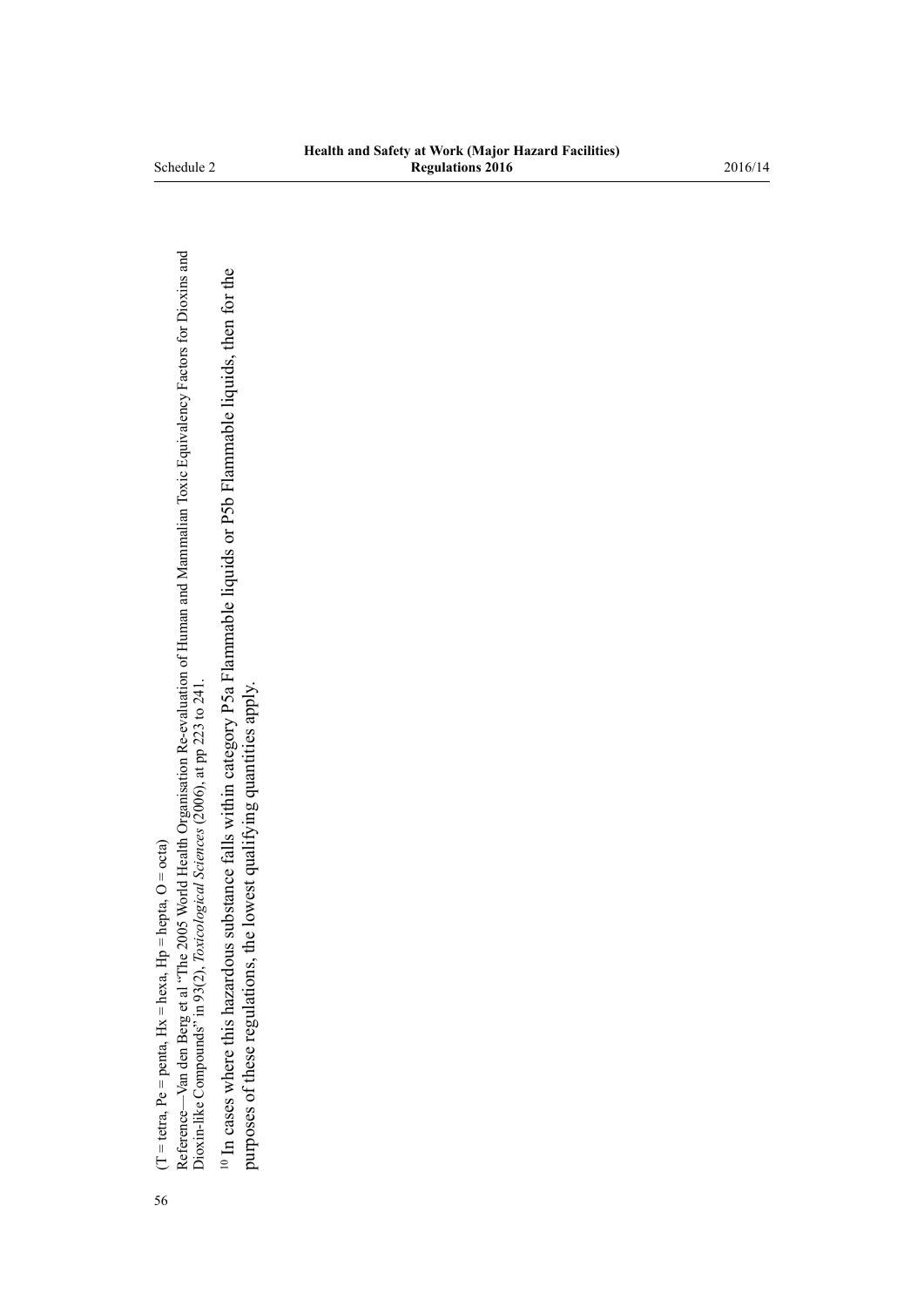(T = tetra, Pe = penta, Hx = hexa, Hp = hepta, O = octa)

Reference—Van den Berg et al "The 2005 World Health Organisation Re-evaluation of Human and Mammalian Toxic Equivalency Factors for Dioxins and Dioxin-like Compounds" in 93(2), *Toxicological Sciences* (2006), at pp 223 to 241.

[10] In cases where this hazardous substance falls within category P5a Flammable liquids or P5b Flammable liquids, then for the purposes of these regulations, the lowest qualifying quantities apply.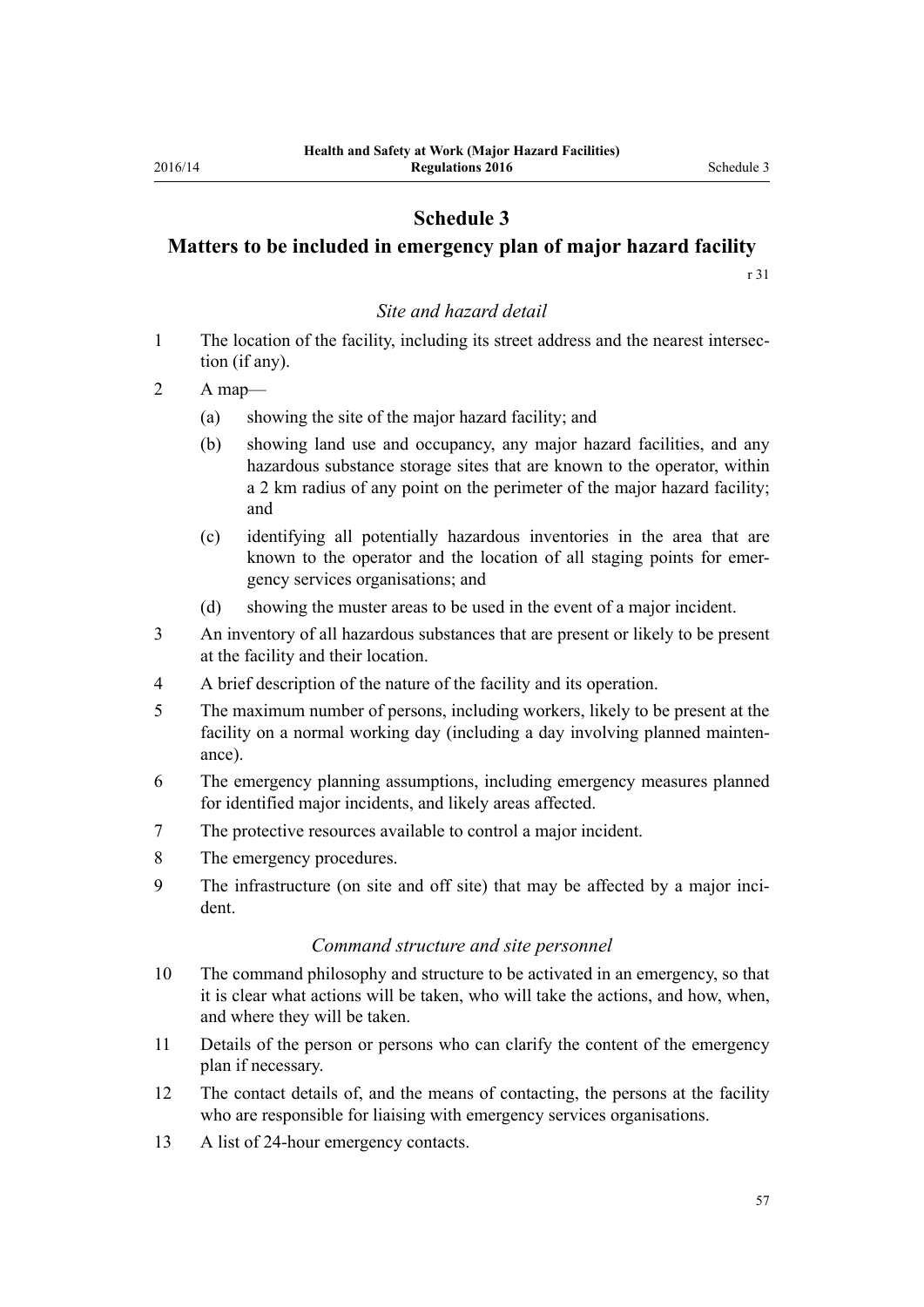# Schedule 3

## Matters to be included in emergency plan of major hazard facility

r 31

### *Site and hazard detail*

1 The location of the facility, including its street address and the nearest intersection (if any).

2 A map—

(a) showing the site of the major hazard facility; and

(b) showing land use and occupancy, any major hazard facilities, and any hazardous substance storage sites that are known to the operator, within a 2 km radius of any point on the perimeter of the major hazard facility; and

(c) identifying all potentially hazardous inventories in the area that are known to the operator and the location of all staging points for emergency services organisations; and

(d) showing the muster areas to be used in the event of a major incident.

3 An inventory of all hazardous substances that are present or likely to be present at the facility and their location.

4 A brief description of the nature of the facility and its operation.

5 The maximum number of persons, including workers, likely to be present at the facility on a normal working day (including a day involving planned maintenance).

6 The emergency planning assumptions, including emergency measures planned for identified major incidents, and likely areas affected.

7 The protective resources available to control a major incident.

8 The emergency procedures.

9 The infrastructure (on site and off site) that may be affected by a major incident.

### *Command structure and site personnel*

10 The command philosophy and structure to be activated in an emergency, so that it is clear what actions will be taken, who will take the actions, and how, when, and where they will be taken.

11 Details of the person or persons who can clarify the content of the emergency plan if necessary.

12 The contact details of, and the means of contacting, the persons at the facility who are responsible for liaising with emergency services organisations.

13 A list of 24-hour emergency contacts.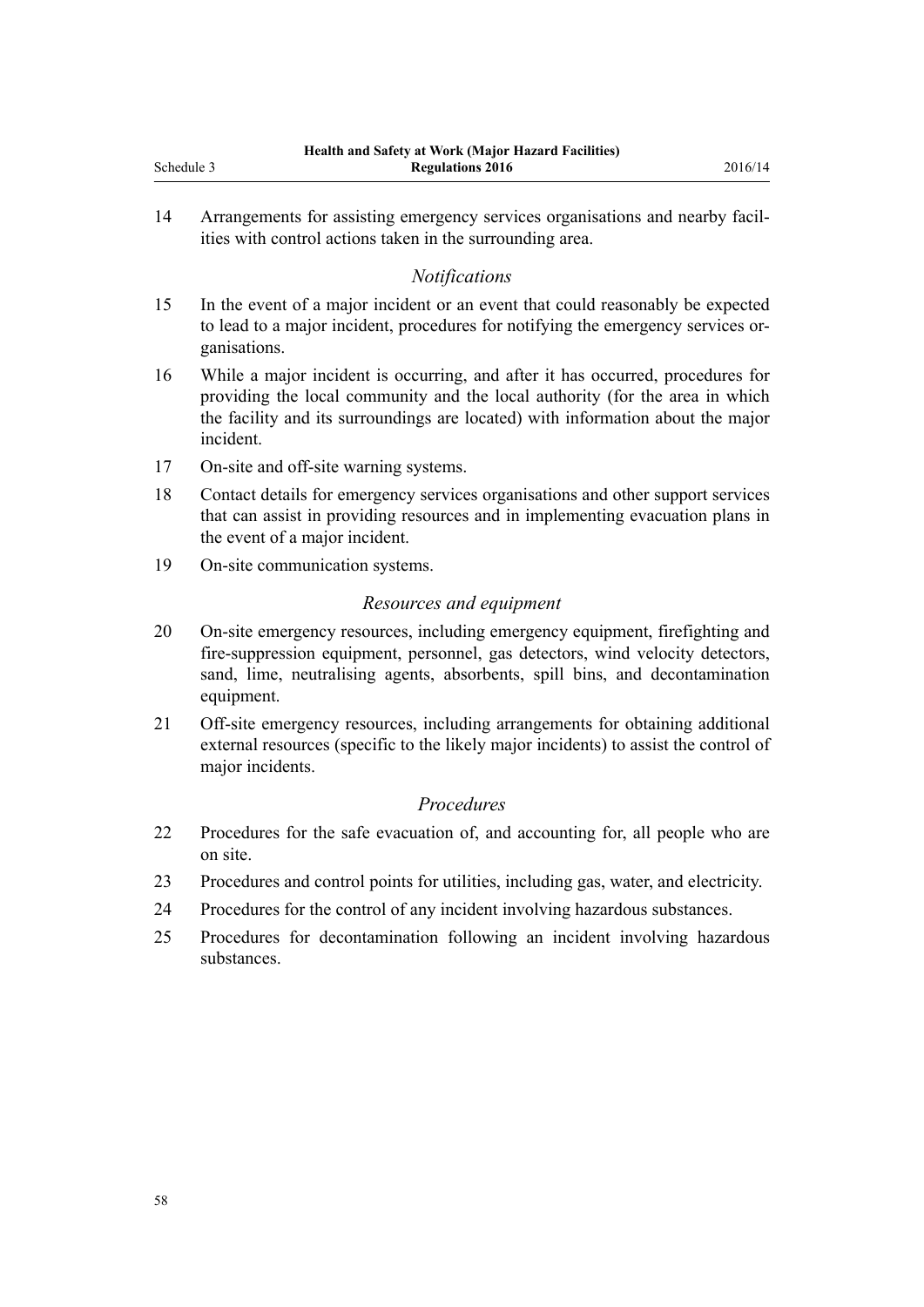14 Arrangements for assisting emergency services organisations and nearby facilities with control actions taken in the surrounding area.

### *Notifications*

15 In the event of a major incident or an event that could reasonably be expected to lead to a major incident, procedures for notifying the emergency services organisations.

16 While a major incident is occurring, and after it has occurred, procedures for providing the local community and the local authority (for the area in which the facility and its surroundings are located) with information about the major incident.

17 On-site and off-site warning systems.

18 Contact details for emergency services organisations and other support services that can assist in providing resources and in implementing evacuation plans in the event of a major incident.

19 On-site communication systems.

### *Resources and equipment*

20 On-site emergency resources, including emergency equipment, firefighting and fire-suppression equipment, personnel, gas detectors, wind velocity detectors, sand, lime, neutralising agents, absorbents, spill bins, and decontamination equipment.

21 Off-site emergency resources, including arrangements for obtaining additional external resources (specific to the likely major incidents) to assist the control of major incidents.

### *Procedures*

22 Procedures for the safe evacuation of, and accounting for, all people who are on site.

23 Procedures and control points for utilities, including gas, water, and electricity.

24 Procedures for the control of any incident involving hazardous substances.

25 Procedures for decontamination following an incident involving hazardous substances.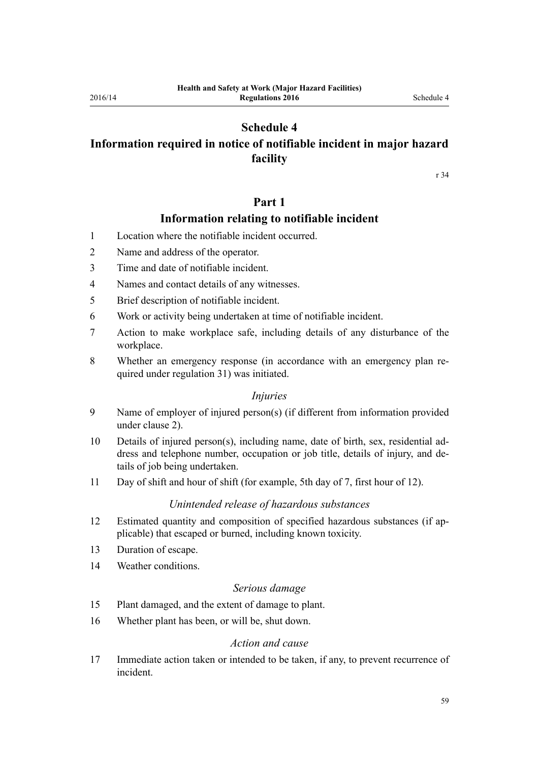# Schedule 4

# Information required in notice of notifiable incident in major hazard facility

r 34

## Part 1

## Information relating to notifiable incident

1 Location where the notifiable incident occurred.

2 Name and address of the operator.

3 Time and date of notifiable incident.

4 Names and contact details of any witnesses.

5 Brief description of notifiable incident.

6 Work or activity being undertaken at time of notifiable incident.

7 Action to make workplace safe, including details of any disturbance of the workplace.

8 Whether an emergency response (in accordance with an emergency plan required under regulation 31) was initiated.

### *Injuries*

9 Name of employer of injured person(s) (if different from information provided under clause 2).

10 Details of injured person(s), including name, date of birth, sex, residential address and telephone number, occupation or job title, details of injury, and details of job being undertaken.

11 Day of shift and hour of shift (for example, 5th day of 7, first hour of 12).

### *Unintended release of hazardous substances*

12 Estimated quantity and composition of specified hazardous substances (if applicable) that escaped or burned, including known toxicity.

13 Duration of escape.

14 Weather conditions.

### *Serious damage*

15 Plant damaged, and the extent of damage to plant.

16 Whether plant has been, or will be, shut down.

### *Action and cause*

17 Immediate action taken or intended to be taken, if any, to prevent recurrence of incident.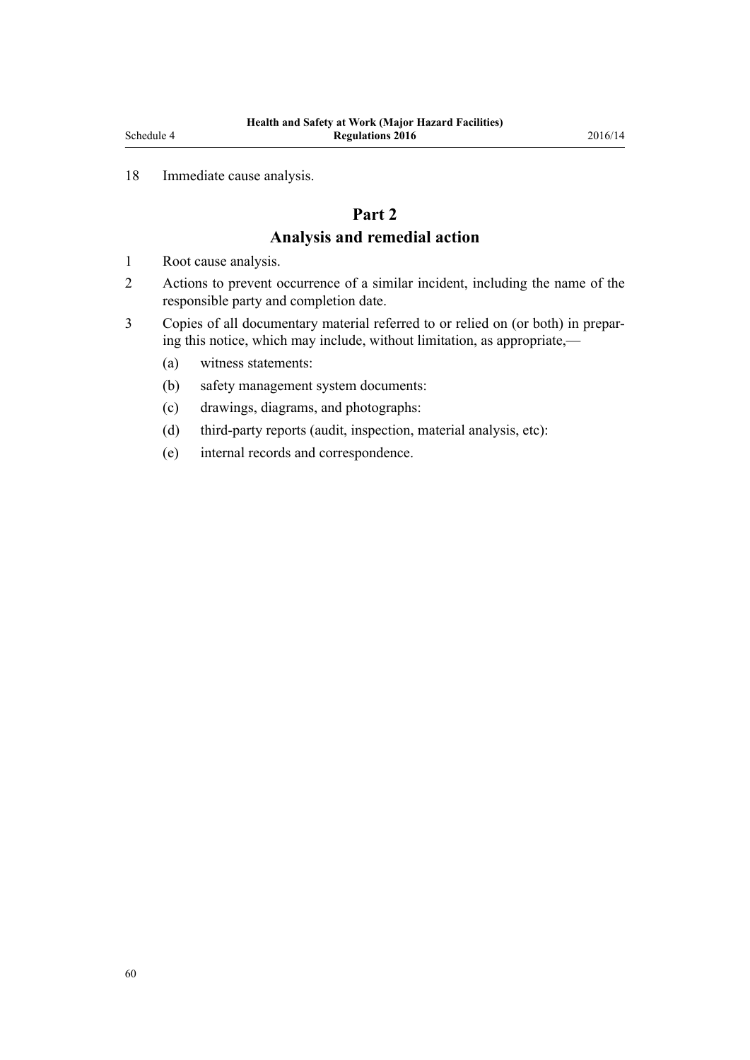18 Immediate cause analysis.

## Part 2
## Analysis and remedial action

1 Root cause analysis.

2 Actions to prevent occurrence of a similar incident, including the name of the responsible party and completion date.

3 Copies of all documentary material referred to or relied on (or both) in preparing this notice, which may include, without limitation, as appropriate,—

   (a) witness statements:

   (b) safety management system documents:

   (c) drawings, diagrams, and photographs:

   (d) third-party reports (audit, inspection, material analysis, etc):

   (e) internal records and correspondence.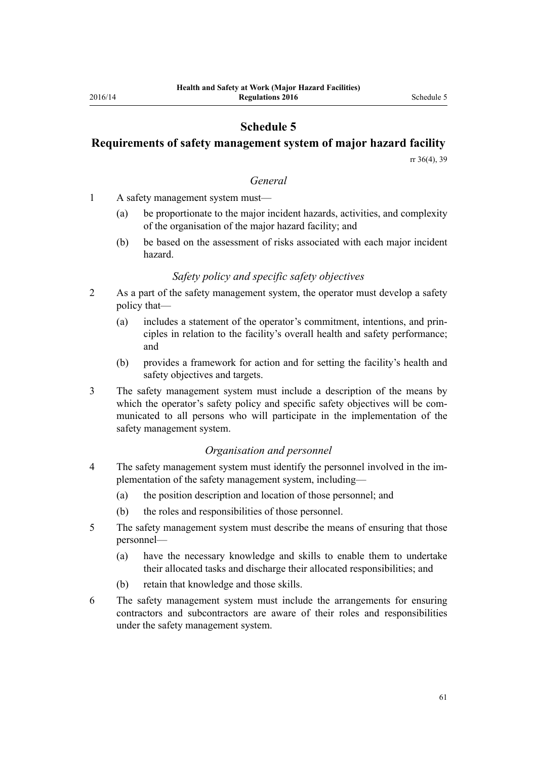# Schedule 5

## Requirements of safety management system of major hazard facility

rr 36(4), 39

### *General*

1 A safety management system must—

(a) be proportionate to the major incident hazards, activities, and complexity of the organisation of the major hazard facility; and

(b) be based on the assessment of risks associated with each major incident hazard.

### *Safety policy and specific safety objectives*

2 As a part of the safety management system, the operator must develop a safety policy that—

(a) includes a statement of the operator's commitment, intentions, and principles in relation to the facility's overall health and safety performance; and

(b) provides a framework for action and for setting the facility's health and safety objectives and targets.

3 The safety management system must include a description of the means by which the operator's safety policy and specific safety objectives will be communicated to all persons who will participate in the implementation of the safety management system.

### *Organisation and personnel*

4 The safety management system must identify the personnel involved in the implementation of the safety management system, including—

(a) the position description and location of those personnel; and

(b) the roles and responsibilities of those personnel.

5 The safety management system must describe the means of ensuring that those personnel—

(a) have the necessary knowledge and skills to enable them to undertake their allocated tasks and discharge their allocated responsibilities; and

(b) retain that knowledge and those skills.

6 The safety management system must include the arrangements for ensuring contractors and subcontractors are aware of their roles and responsibilities under the safety management system.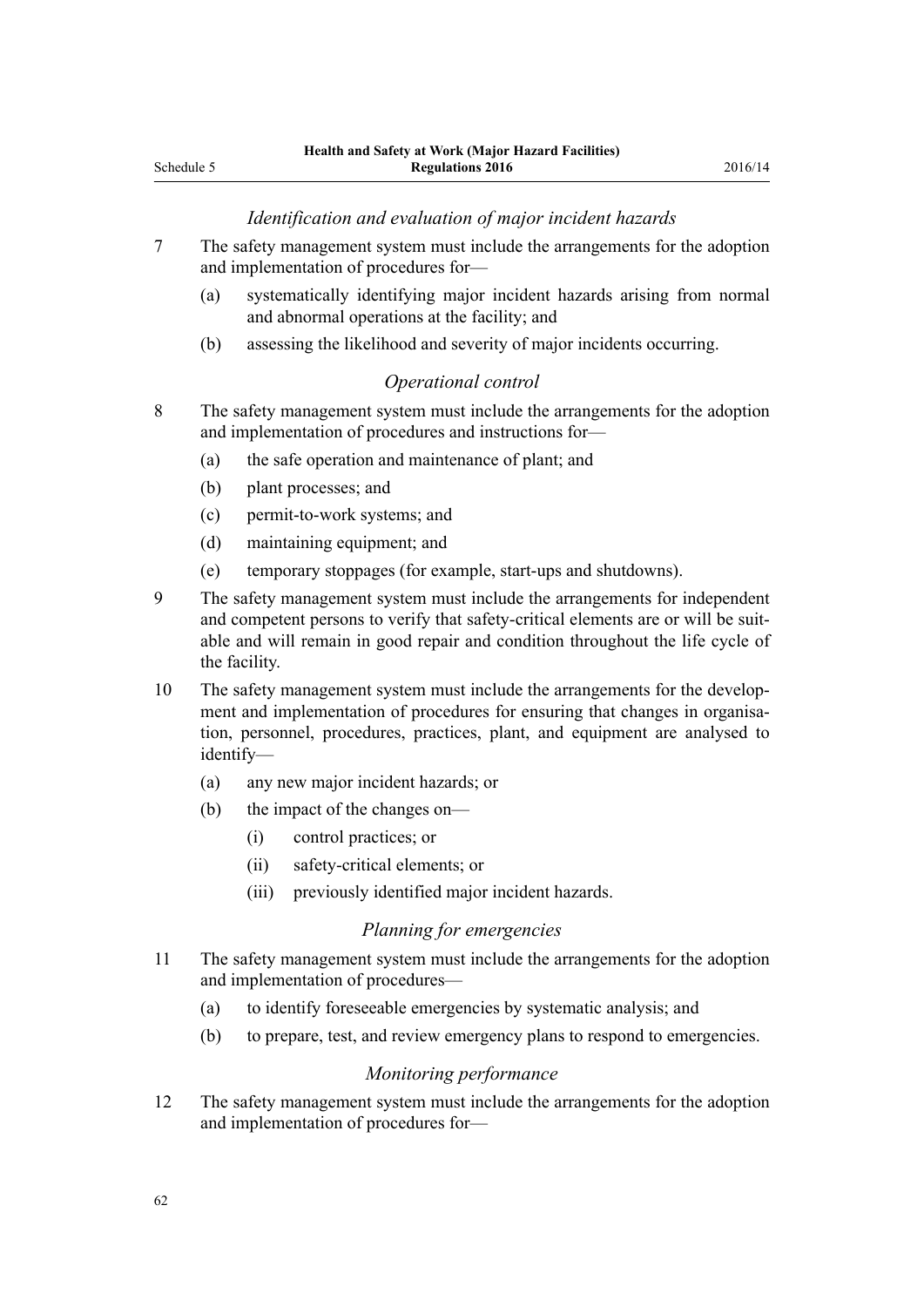*Identification and evaluation of major incident hazards*

7 The safety management system must include the arrangements for the adoption and implementation of procedures for—

- (a) systematically identifying major incident hazards arising from normal and abnormal operations at the facility; and
- (b) assessing the likelihood and severity of major incidents occurring.

*Operational control*

8 The safety management system must include the arrangements for the adoption and implementation of procedures and instructions for—

- (a) the safe operation and maintenance of plant; and
- (b) plant processes; and
- (c) permit-to-work systems; and
- (d) maintaining equipment; and
- (e) temporary stoppages (for example, start-ups and shutdowns).

9 The safety management system must include the arrangements for independent and competent persons to verify that safety-critical elements are or will be suitable and will remain in good repair and condition throughout the life cycle of the facility.

10 The safety management system must include the arrangements for the development and implementation of procedures for ensuring that changes in organisation, personnel, procedures, practices, plant, and equipment are analysed to identify—

- (a) any new major incident hazards; or
- (b) the impact of the changes on—
  - (i) control practices; or
  - (ii) safety-critical elements; or
  - (iii) previously identified major incident hazards.

*Planning for emergencies*

11 The safety management system must include the arrangements for the adoption and implementation of procedures—

- (a) to identify foreseeable emergencies by systematic analysis; and
- (b) to prepare, test, and review emergency plans to respond to emergencies.

*Monitoring performance*

12 The safety management system must include the arrangements for the adoption and implementation of procedures for—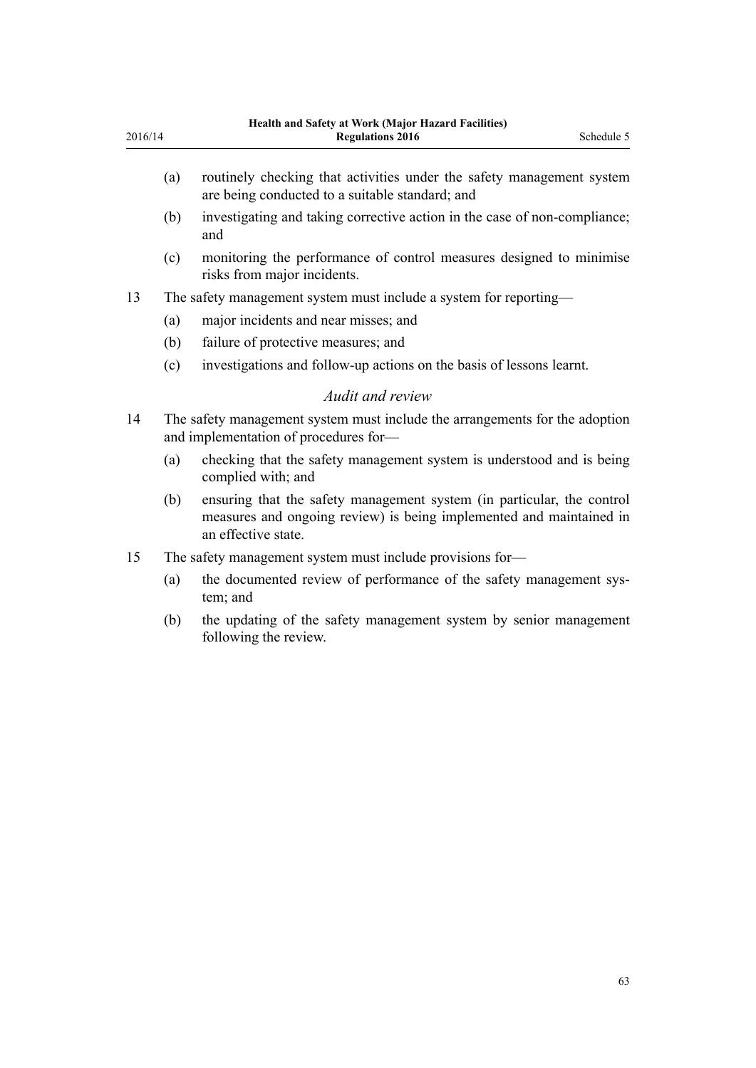(a) routinely checking that activities under the safety management system are being conducted to a suitable standard; and

(b) investigating and taking corrective action in the case of non-compliance; and

(c) monitoring the performance of control measures designed to minimise risks from major incidents.

13 The safety management system must include a system for reporting—

(a) major incidents and near misses; and

(b) failure of protective measures; and

(c) investigations and follow-up actions on the basis of lessons learnt.

### *Audit and review*

14 The safety management system must include the arrangements for the adoption and implementation of procedures for—

(a) checking that the safety management system is understood and is being complied with; and

(b) ensuring that the safety management system (in particular, the control measures and ongoing review) is being implemented and maintained in an effective state.

15 The safety management system must include provisions for—

(a) the documented review of performance of the safety management system; and

(b) the updating of the safety management system by senior management following the review.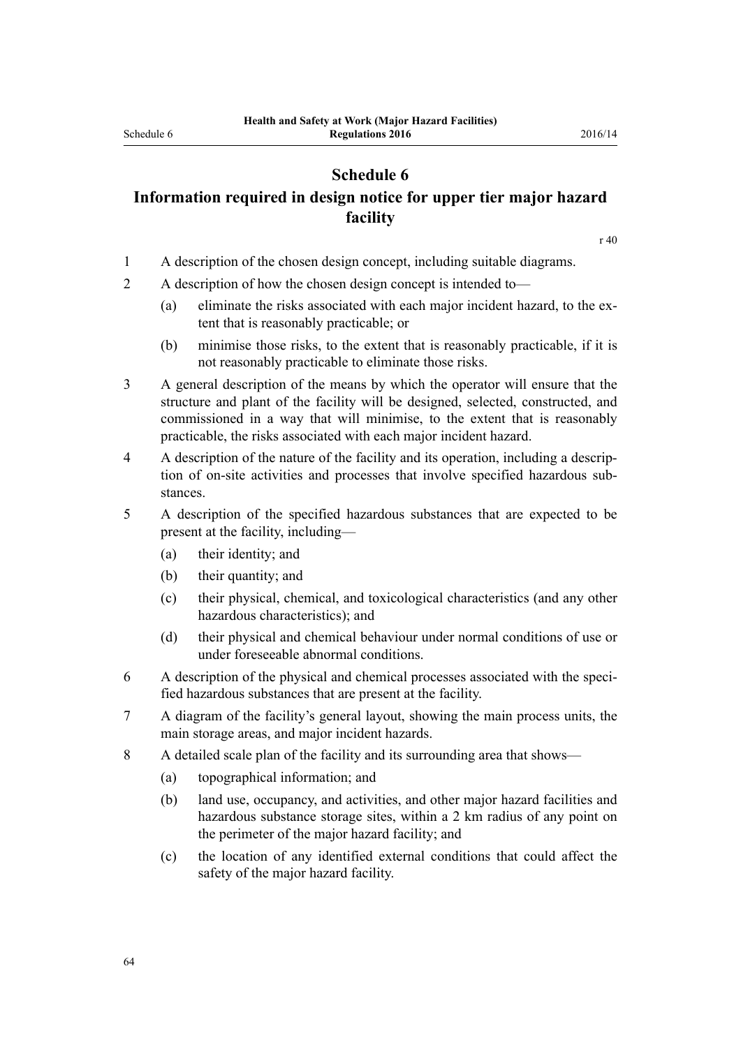# Schedule 6
## Information required in design notice for upper tier major hazard facility

r 40

1 A description of the chosen design concept, including suitable diagrams.

2 A description of how the chosen design concept is intended to—

   (a) eliminate the risks associated with each major incident hazard, to the extent that is reasonably practicable; or

   (b) minimise those risks, to the extent that is reasonably practicable, if it is not reasonably practicable to eliminate those risks.

3 A general description of the means by which the operator will ensure that the structure and plant of the facility will be designed, selected, constructed, and commissioned in a way that will minimise, to the extent that is reasonably practicable, the risks associated with each major incident hazard.

4 A description of the nature of the facility and its operation, including a description of on-site activities and processes that involve specified hazardous substances.

5 A description of the specified hazardous substances that are expected to be present at the facility, including—

   (a) their identity; and

   (b) their quantity; and

   (c) their physical, chemical, and toxicological characteristics (and any other hazardous characteristics); and

   (d) their physical and chemical behaviour under normal conditions of use or under foreseeable abnormal conditions.

6 A description of the physical and chemical processes associated with the specified hazardous substances that are present at the facility.

7 A diagram of the facility's general layout, showing the main process units, the main storage areas, and major incident hazards.

8 A detailed scale plan of the facility and its surrounding area that shows—

   (a) topographical information; and

   (b) land use, occupancy, and activities, and other major hazard facilities and hazardous substance storage sites, within a 2 km radius of any point on the perimeter of the major hazard facility; and

   (c) the location of any identified external conditions that could affect the safety of the major hazard facility.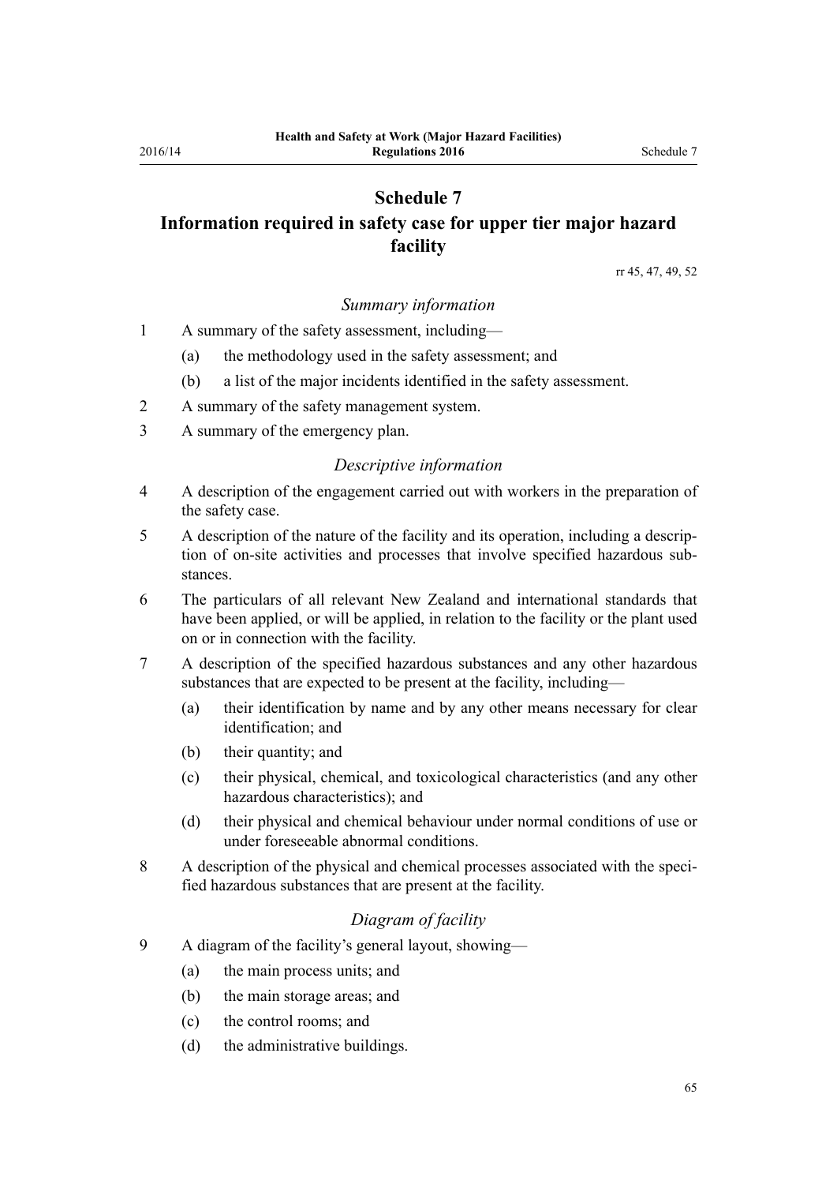# Schedule 7
## Information required in safety case for upper tier major hazard facility

rr 45, 47, 49, 52

### *Summary information*

1 A summary of the safety assessment, including—

   (a) the methodology used in the safety assessment; and

   (b) a list of the major incidents identified in the safety assessment.

2 A summary of the safety management system.

3 A summary of the emergency plan.

### *Descriptive information*

4 A description of the engagement carried out with workers in the preparation of the safety case.

5 A description of the nature of the facility and its operation, including a description of on-site activities and processes that involve specified hazardous substances.

6 The particulars of all relevant New Zealand and international standards that have been applied, or will be applied, in relation to the facility or the plant used on or in connection with the facility.

7 A description of the specified hazardous substances and any other hazardous substances that are expected to be present at the facility, including—

   (a) their identification by name and by any other means necessary for clear identification; and

   (b) their quantity; and

   (c) their physical, chemical, and toxicological characteristics (and any other hazardous characteristics); and

   (d) their physical and chemical behaviour under normal conditions of use or under foreseeable abnormal conditions.

8 A description of the physical and chemical processes associated with the specified hazardous substances that are present at the facility.

### *Diagram of facility*

9 A diagram of the facility's general layout, showing—

   (a) the main process units; and

   (b) the main storage areas; and

   (c) the control rooms; and

   (d) the administrative buildings.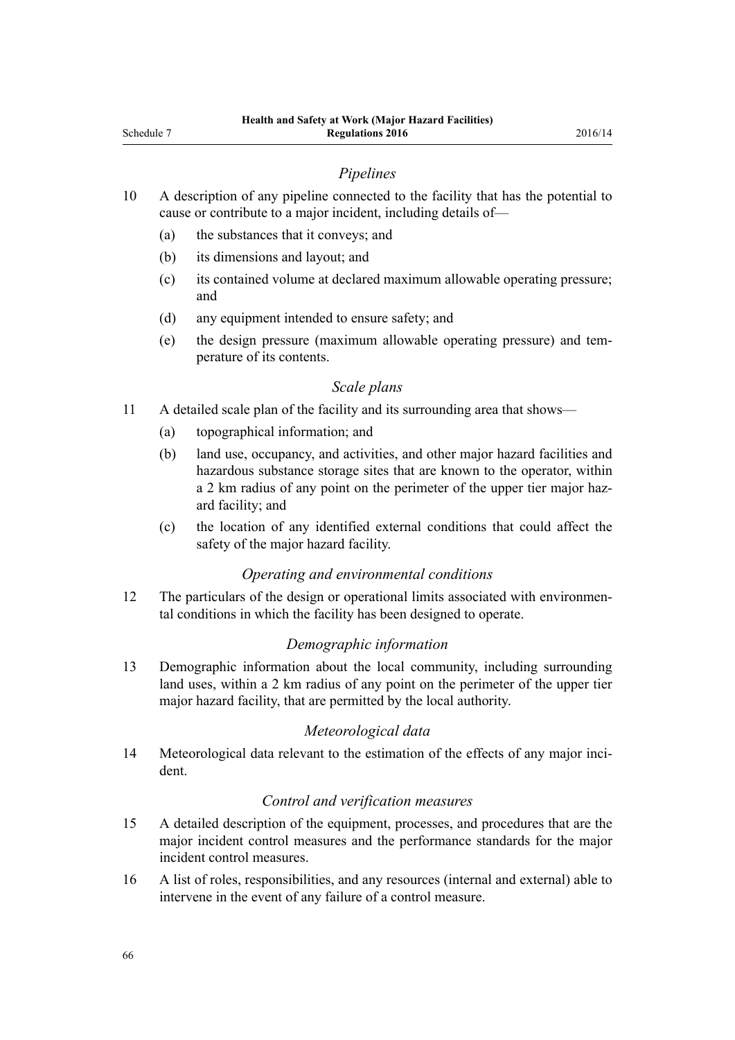### *Pipelines*

10 A description of any pipeline connected to the facility that has the potential to cause or contribute to a major incident, including details of—

   (a) the substances that it conveys; and

   (b) its dimensions and layout; and

   (c) its contained volume at declared maximum allowable operating pressure; and

   (d) any equipment intended to ensure safety; and

   (e) the design pressure (maximum allowable operating pressure) and temperature of its contents.

### *Scale plans*

11 A detailed scale plan of the facility and its surrounding area that shows—

   (a) topographical information; and

   (b) land use, occupancy, and activities, and other major hazard facilities and hazardous substance storage sites that are known to the operator, within a 2 km radius of any point on the perimeter of the upper tier major hazard facility; and

   (c) the location of any identified external conditions that could affect the safety of the major hazard facility.

### *Operating and environmental conditions*

12 The particulars of the design or operational limits associated with environmental conditions in which the facility has been designed to operate.

### *Demographic information*

13 Demographic information about the local community, including surrounding land uses, within a 2 km radius of any point on the perimeter of the upper tier major hazard facility, that are permitted by the local authority.

### *Meteorological data*

14 Meteorological data relevant to the estimation of the effects of any major incident.

### *Control and verification measures*

15 A detailed description of the equipment, processes, and procedures that are the major incident control measures and the performance standards for the major incident control measures.

16 A list of roles, responsibilities, and any resources (internal and external) able to intervene in the event of any failure of a control measure.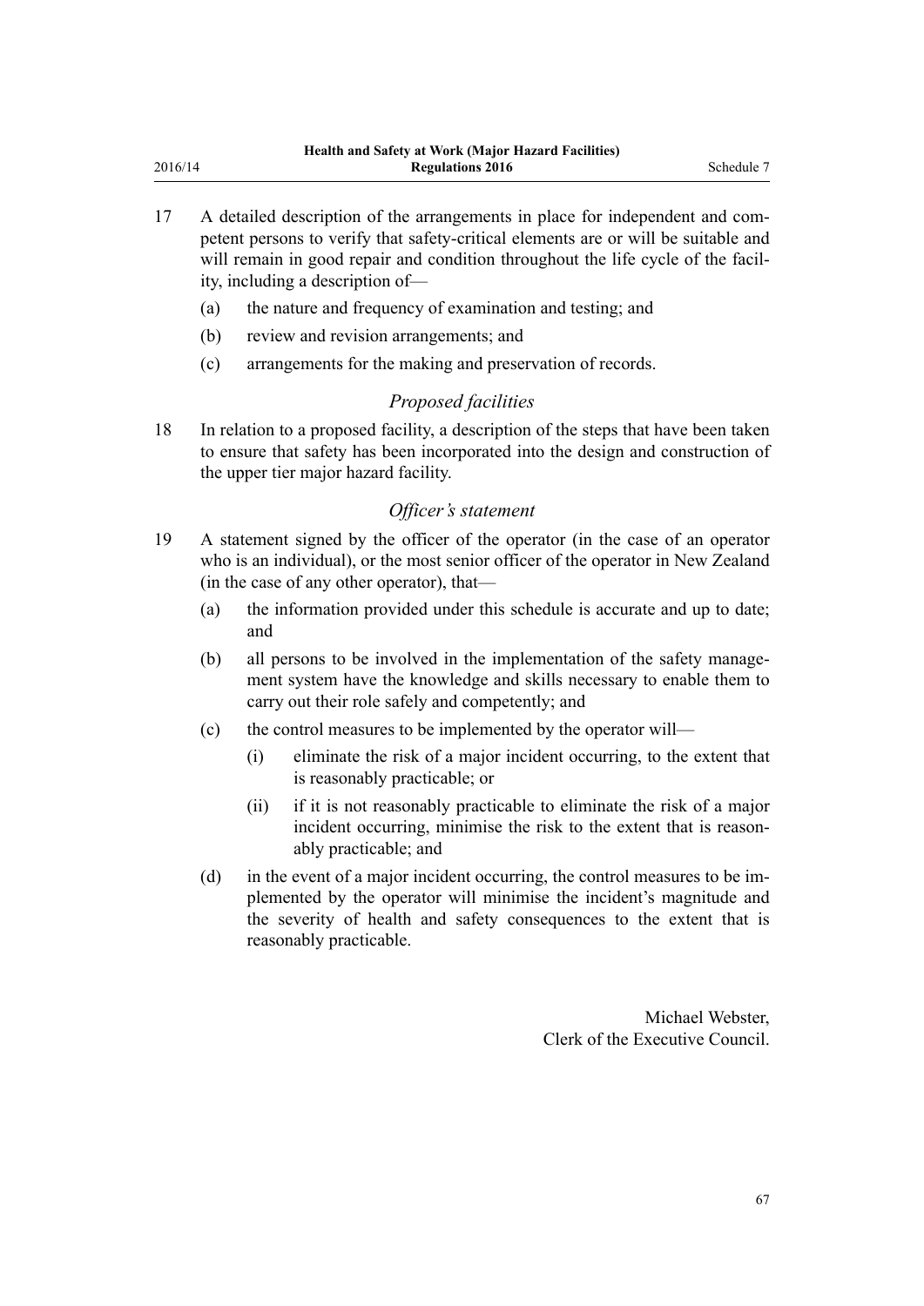17 A detailed description of the arrangements in place for independent and competent persons to verify that safety-critical elements are or will be suitable and will remain in good repair and condition throughout the life cycle of the facility, including a description of—

  (a) the nature and frequency of examination and testing; and

  (b) review and revision arrangements; and

  (c) arrangements for the making and preservation of records.

### *Proposed facilities*

18 In relation to a proposed facility, a description of the steps that have been taken to ensure that safety has been incorporated into the design and construction of the upper tier major hazard facility.

### *Officer's statement*

19 A statement signed by the officer of the operator (in the case of an operator who is an individual), or the most senior officer of the operator in New Zealand (in the case of any other operator), that—

  (a) the information provided under this schedule is accurate and up to date; and

  (b) all persons to be involved in the implementation of the safety management system have the knowledge and skills necessary to enable them to carry out their role safely and competently; and

  (c) the control measures to be implemented by the operator will—

    (i) eliminate the risk of a major incident occurring, to the extent that is reasonably practicable; or

    (ii) if it is not reasonably practicable to eliminate the risk of a major incident occurring, minimise the risk to the extent that is reasonably practicable; and

  (d) in the event of a major incident occurring, the control measures to be implemented by the operator will minimise the incident's magnitude and the severity of health and safety consequences to the extent that is reasonably practicable.

Michael Webster,
Clerk of the Executive Council.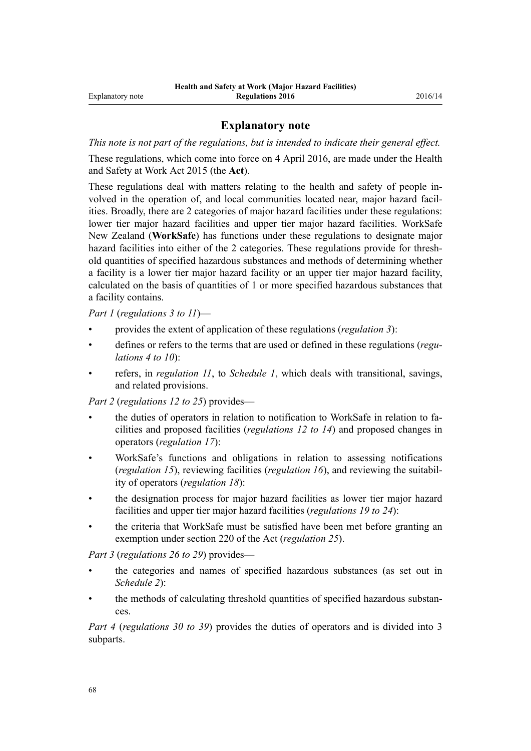## Explanatory note

*This note is not part of the regulations, but is intended to indicate their general effect.*

These regulations, which come into force on 4 April 2016, are made under the Health and Safety at Work Act 2015 (the **Act**).

These regulations deal with matters relating to the health and safety of people involved in the operation of, and local communities located near, major hazard facilities. Broadly, there are 2 categories of major hazard facilities under these regulations: lower tier major hazard facilities and upper tier major hazard facilities. WorkSafe New Zealand (**WorkSafe**) has functions under these regulations to designate major hazard facilities into either of the 2 categories. These regulations provide for threshold quantities of specified hazardous substances and methods of determining whether a facility is a lower tier major hazard facility or an upper tier major hazard facility, calculated on the basis of quantities of 1 or more specified hazardous substances that a facility contains.

*Part 1* (*regulations 3 to 11*)—

- provides the extent of application of these regulations (*regulation 3*):
- defines or refers to the terms that are used or defined in these regulations (*regulations 4 to 10*):
- refers, in *regulation 11*, to *Schedule 1*, which deals with transitional, savings, and related provisions.

*Part 2* (*regulations 12 to 25*) provides—

- the duties of operators in relation to notification to WorkSafe in relation to facilities and proposed facilities (*regulations 12 to 14*) and proposed changes in operators (*regulation 17*):
- WorkSafe's functions and obligations in relation to assessing notifications (*regulation 15*), reviewing facilities (*regulation 16*), and reviewing the suitability of operators (*regulation 18*):
- the designation process for major hazard facilities as lower tier major hazard facilities and upper tier major hazard facilities (*regulations 19 to 24*):
- the criteria that WorkSafe must be satisfied have been met before granting an exemption under section 220 of the Act (*regulation 25*).

*Part 3* (*regulations 26 to 29*) provides—

- the categories and names of specified hazardous substances (as set out in *Schedule 2*):
- the methods of calculating threshold quantities of specified hazardous substances.

*Part 4* (*regulations 30 to 39*) provides the duties of operators and is divided into 3 subparts.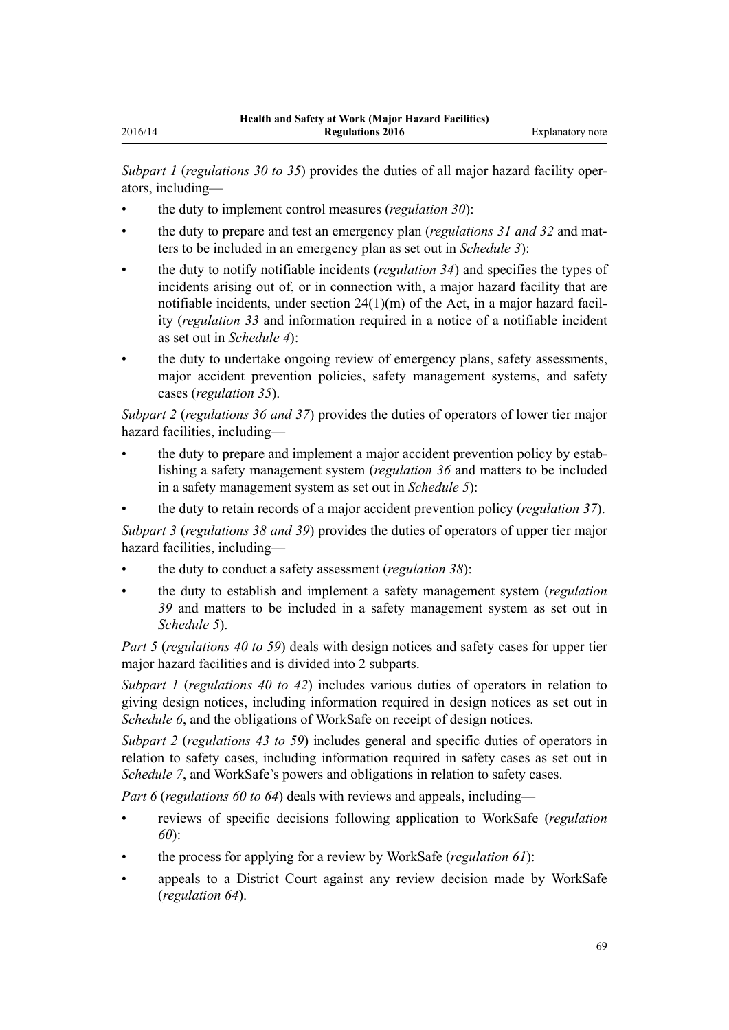*Subpart 1* (*regulations 30 to 35*) provides the duties of all major hazard facility operators, including—

- the duty to implement control measures (*regulation 30*):
- the duty to prepare and test an emergency plan (*regulations 31 and 32* and matters to be included in an emergency plan as set out in *Schedule 3*):
- the duty to notify notifiable incidents (*regulation 34*) and specifies the types of incidents arising out of, or in connection with, a major hazard facility that are notifiable incidents, under section 24(1)(m) of the Act, in a major hazard facility (*regulation 33* and information required in a notice of a notifiable incident as set out in *Schedule 4*):
- the duty to undertake ongoing review of emergency plans, safety assessments, major accident prevention policies, safety management systems, and safety cases (*regulation 35*).

*Subpart 2* (*regulations 36 and 37*) provides the duties of operators of lower tier major hazard facilities, including—

- the duty to prepare and implement a major accident prevention policy by establishing a safety management system (*regulation 36* and matters to be included in a safety management system as set out in *Schedule 5*):
- the duty to retain records of a major accident prevention policy (*regulation 37*).

*Subpart 3* (*regulations 38 and 39*) provides the duties of operators of upper tier major hazard facilities, including—

- the duty to conduct a safety assessment (*regulation 38*):
- the duty to establish and implement a safety management system (*regulation 39* and matters to be included in a safety management system as set out in *Schedule 5*).

*Part 5* (*regulations 40 to 59*) deals with design notices and safety cases for upper tier major hazard facilities and is divided into 2 subparts.

*Subpart 1* (*regulations 40 to 42*) includes various duties of operators in relation to giving design notices, including information required in design notices as set out in *Schedule 6*, and the obligations of WorkSafe on receipt of design notices.

*Subpart 2* (*regulations 43 to 59*) includes general and specific duties of operators in relation to safety cases, including information required in safety cases as set out in *Schedule 7*, and WorkSafe's powers and obligations in relation to safety cases.

*Part 6* (*regulations 60 to 64*) deals with reviews and appeals, including—

- reviews of specific decisions following application to WorkSafe (*regulation 60*):
- the process for applying for a review by WorkSafe (*regulation 61*):
- appeals to a District Court against any review decision made by WorkSafe (*regulation 64*).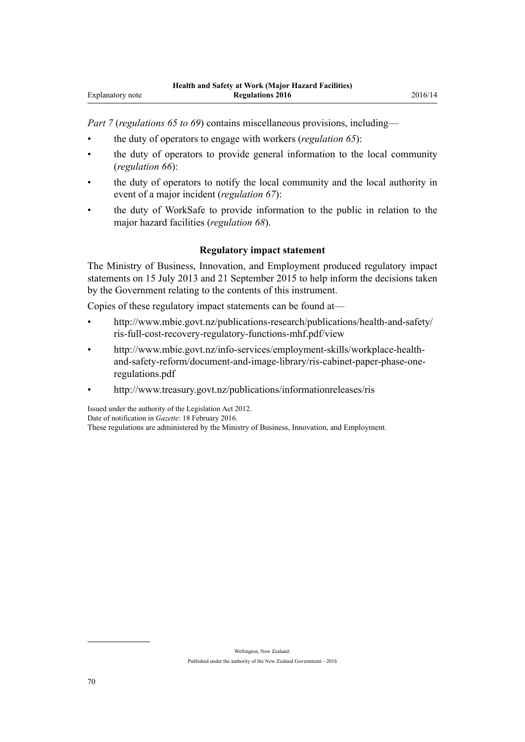*Part 7* (*regulations 65 to 69*) contains miscellaneous provisions, including—

- the duty of operators to engage with workers (*regulation 65*):
- the duty of operators to provide general information to the local community (*regulation 66*):
- the duty of operators to notify the local community and the local authority in event of a major incident (*regulation 67*):
- the duty of WorkSafe to provide information to the public in relation to the major hazard facilities (*regulation 68*).

### Regulatory impact statement

The Ministry of Business, Innovation, and Employment produced regulatory impact statements on 15 July 2013 and 21 September 2015 to help inform the decisions taken by the Government relating to the contents of this instrument.

Copies of these regulatory impact statements can be found at—

- http://www.mbie.govt.nz/publications-research/publications/health-and-safety/ris-full-cost-recovery-regulatory-functions-mhf.pdf/view
- http://www.mbie.govt.nz/info-services/employment-skills/workplace-health-and-safety-reform/document-and-image-library/ris-cabinet-paper-phase-one-regulations.pdf
- http://www.treasury.govt.nz/publications/informationreleases/ris

Issued under the authority of the Legislation Act 2012.
Date of notification in *Gazette*: 18 February 2016.
These regulations are administered by the Ministry of Business, Innovation, and Employment.

Wellington, New Zealand:
Published under the authority of the New Zealand Government—2016